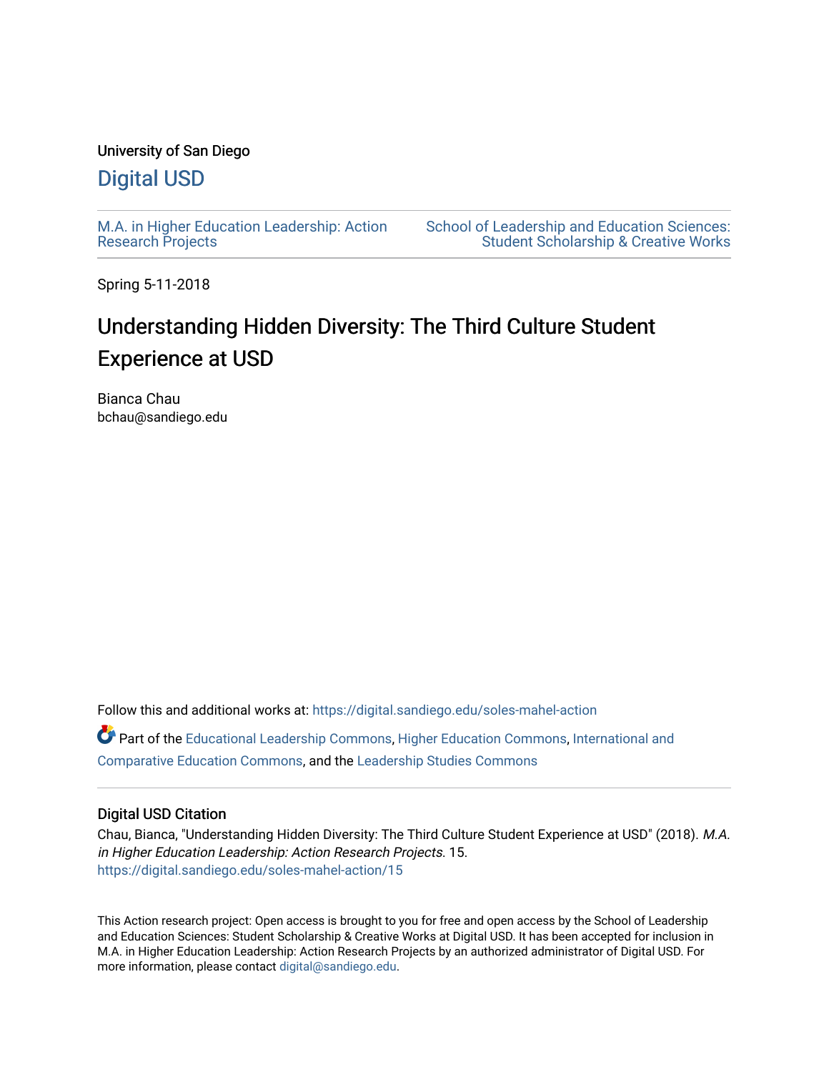University of San Diego

# Digital USD

M.A. in Higher Education Leadership: Action Research Projects

School of Leadership and Education Sciences: Student Scholarship & Creative Works

Spring 5-11-2018

## Understanding Hidden Diversity: The Third Culture Student Experience at USD

Bianca Chau
bchau@sandiego.edu

Follow this and additional works at: https://digital.sandiego.edu/soles-mahel-action

Part of the Educational Leadership Commons, Higher Education Commons, International and Comparative Education Commons, and the Leadership Studies Commons

### Digital USD Citation

Chau, Bianca, "Understanding Hidden Diversity: The Third Culture Student Experience at USD" (2018). *M.A. in Higher Education Leadership: Action Research Projects*. 15.
https://digital.sandiego.edu/soles-mahel-action/15

This Action research project: Open access is brought to you for free and open access by the School of Leadership and Education Sciences: Student Scholarship & Creative Works at Digital USD. It has been accepted for inclusion in M.A. in Higher Education Leadership: Action Research Projects by an authorized administrator of Digital USD. For more information, please contact digital@sandiego.edu.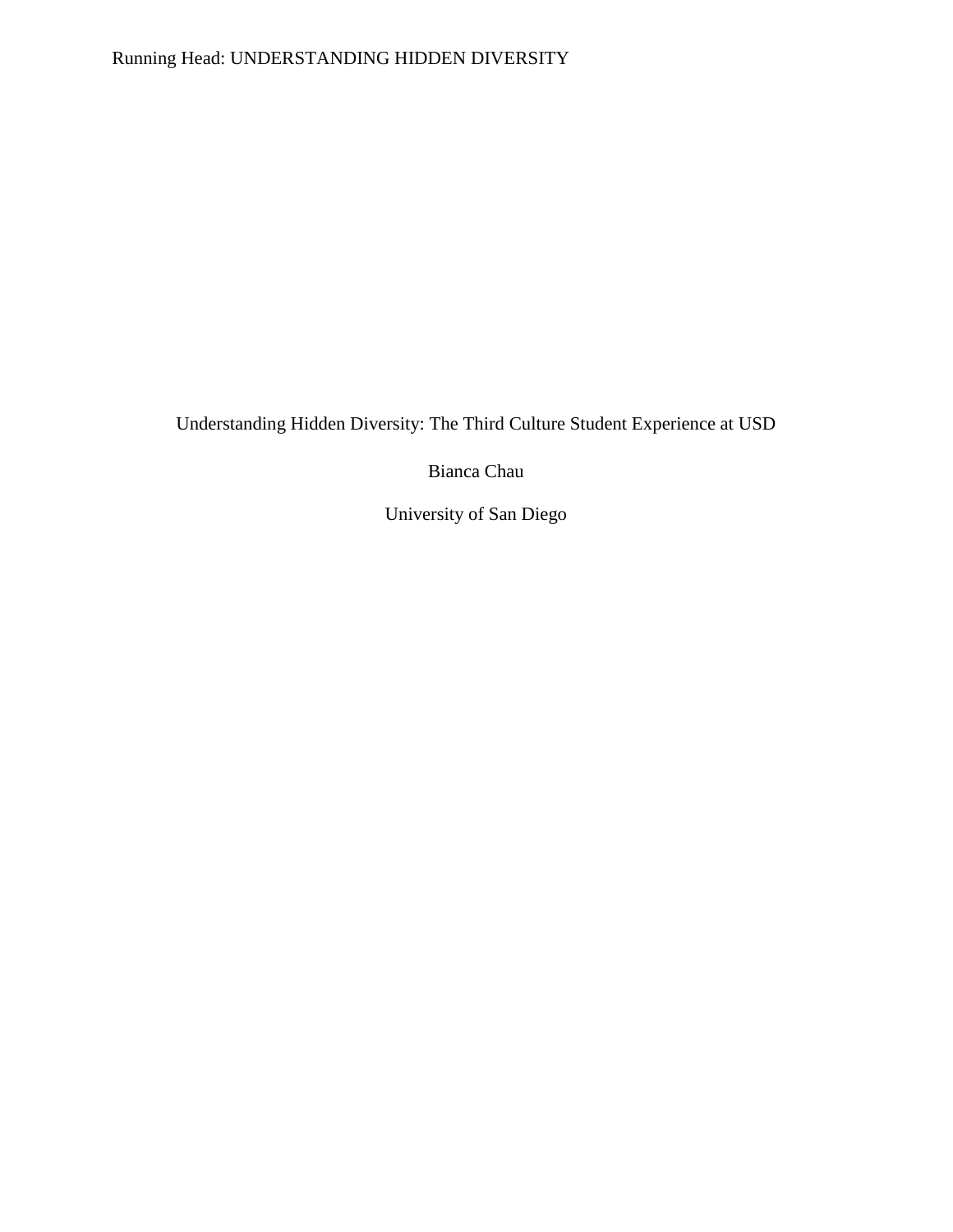Understanding Hidden Diversity: The Third Culture Student Experience at USD

Bianca Chau

University of San Diego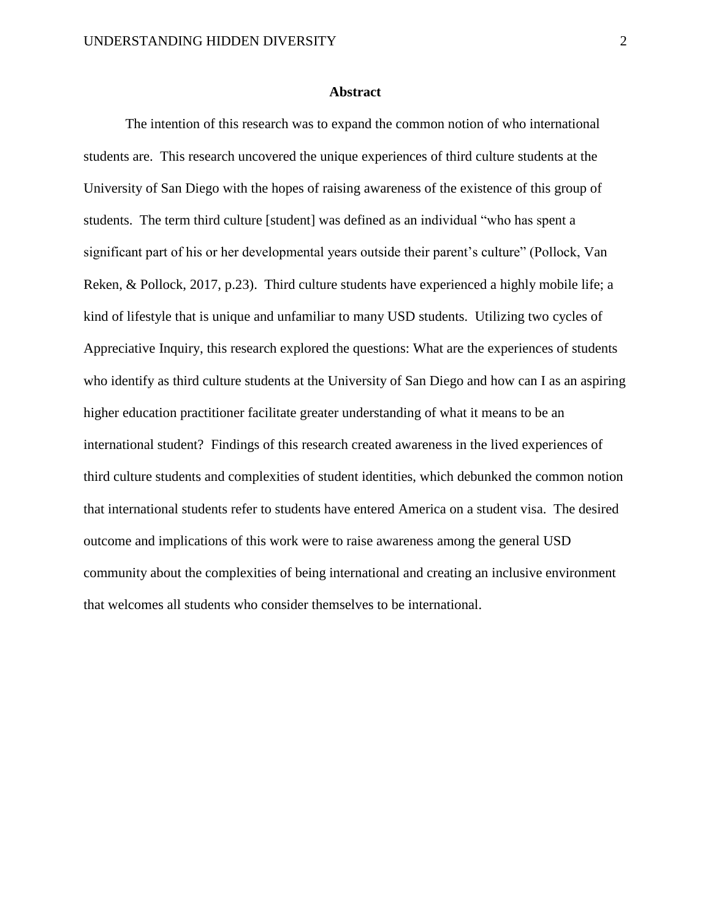## Abstract

The intention of this research was to expand the common notion of who international students are. This research uncovered the unique experiences of third culture students at the University of San Diego with the hopes of raising awareness of the existence of this group of students. The term third culture [student] was defined as an individual "who has spent a significant part of his or her developmental years outside their parent's culture" (Pollock, Van Reken, & Pollock, 2017, p.23). Third culture students have experienced a highly mobile life; a kind of lifestyle that is unique and unfamiliar to many USD students. Utilizing two cycles of Appreciative Inquiry, this research explored the questions: What are the experiences of students who identify as third culture students at the University of San Diego and how can I as an aspiring higher education practitioner facilitate greater understanding of what it means to be an international student? Findings of this research created awareness in the lived experiences of third culture students and complexities of student identities, which debunked the common notion that international students refer to students have entered America on a student visa. The desired outcome and implications of this work were to raise awareness among the general USD community about the complexities of being international and creating an inclusive environment that welcomes all students who consider themselves to be international.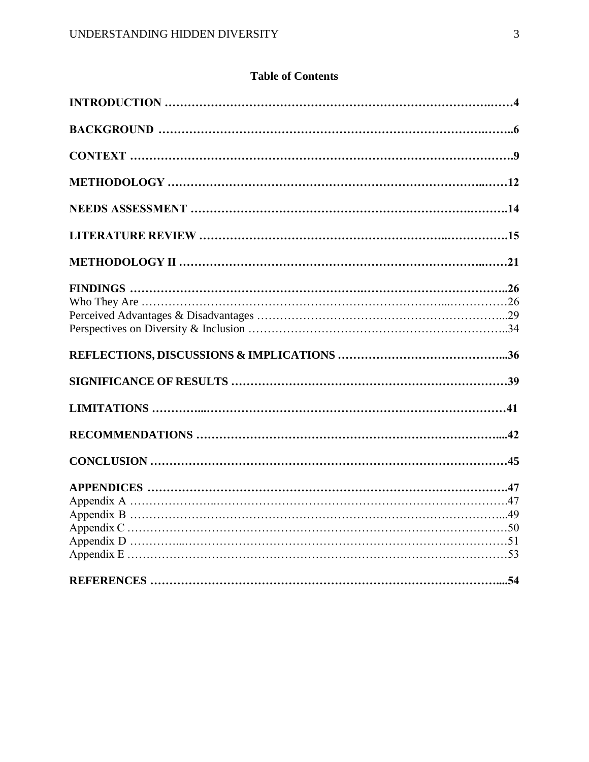## Table of Contents

**INTRODUCTION** ……………………………………………………………………….……4

**BACKGROUND** ……………………………………………………………………..……..6

**CONTEXT** ……………………………………………………………………………….9

**METHODOLOGY** ……………………………………………………………………..……12

**NEEDS ASSESSMENT** ………………………………………………………….……….14

**LITERATURE REVIEW** ………………………………………………..…………….15

**METHODOLOGY II** ……………………………………………………………………..……21

**FINDINGS** ……………………………………………..………………………………..26
Who They Are ……………………………………………………………………...……………26
Perceived Advantages & Disadvantages ……………………………………………………...29
Perspectives on Diversity & Inclusion ……………………….……………………………..34

**REFLECTIONS, DISCUSSIONS & IMPLICATIONS** …………………………………...36

**SIGNIFICANCE OF RESULTS** ………………………………………………………………39

**LIMITATIONS** …………...…………………………………………………………………41

**RECOMMENDATIONS** ………………………………………………………………....42

**CONCLUSION** ……………………………………………………………………………45

**APPENDICES** ……………………………………………………………………………47
Appendix A ………………..……………………………………………………………………47
Appendix B …………………………………………………………………………………...49
Appendix C ……………………….……………………………….……………………………50
Appendix D …………...…………………………………………………………………………51
Appendix E ……………………………………………………………………………………53

**REFERENCES** ……………………………………………………………………….....54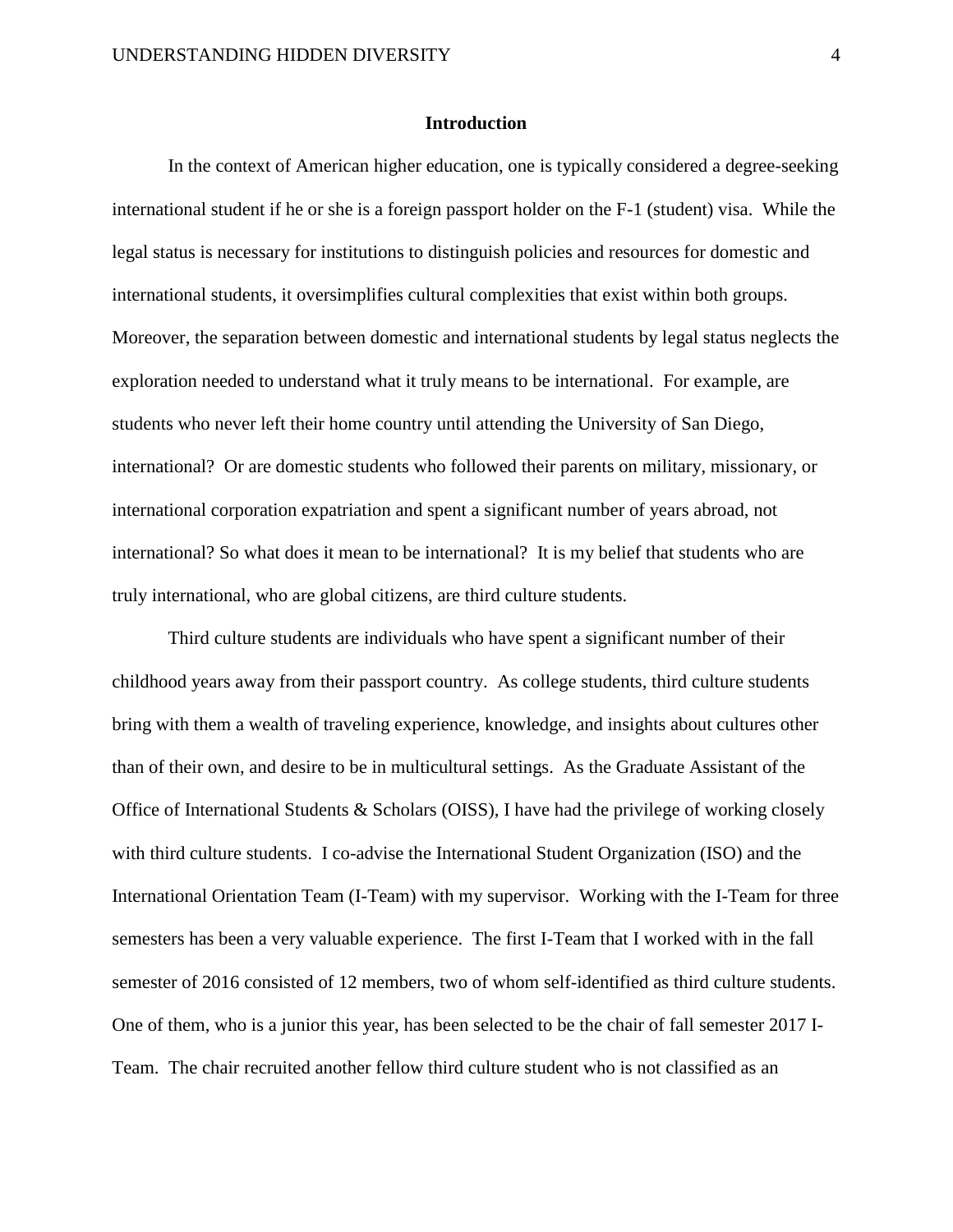## Introduction

In the context of American higher education, one is typically considered a degree-seeking international student if he or she is a foreign passport holder on the F-1 (student) visa. While the legal status is necessary for institutions to distinguish policies and resources for domestic and international students, it oversimplifies cultural complexities that exist within both groups. Moreover, the separation between domestic and international students by legal status neglects the exploration needed to understand what it truly means to be international. For example, are students who never left their home country until attending the University of San Diego, international? Or are domestic students who followed their parents on military, missionary, or international corporation expatriation and spent a significant number of years abroad, not international? So what does it mean to be international? It is my belief that students who are truly international, who are global citizens, are third culture students.

Third culture students are individuals who have spent a significant number of their childhood years away from their passport country. As college students, third culture students bring with them a wealth of traveling experience, knowledge, and insights about cultures other than of their own, and desire to be in multicultural settings. As the Graduate Assistant of the Office of International Students & Scholars (OISS), I have had the privilege of working closely with third culture students. I co-advise the International Student Organization (ISO) and the International Orientation Team (I-Team) with my supervisor. Working with the I-Team for three semesters has been a very valuable experience. The first I-Team that I worked with in the fall semester of 2016 consisted of 12 members, two of whom self-identified as third culture students. One of them, who is a junior this year, has been selected to be the chair of fall semester 2017 I-Team. The chair recruited another fellow third culture student who is not classified as an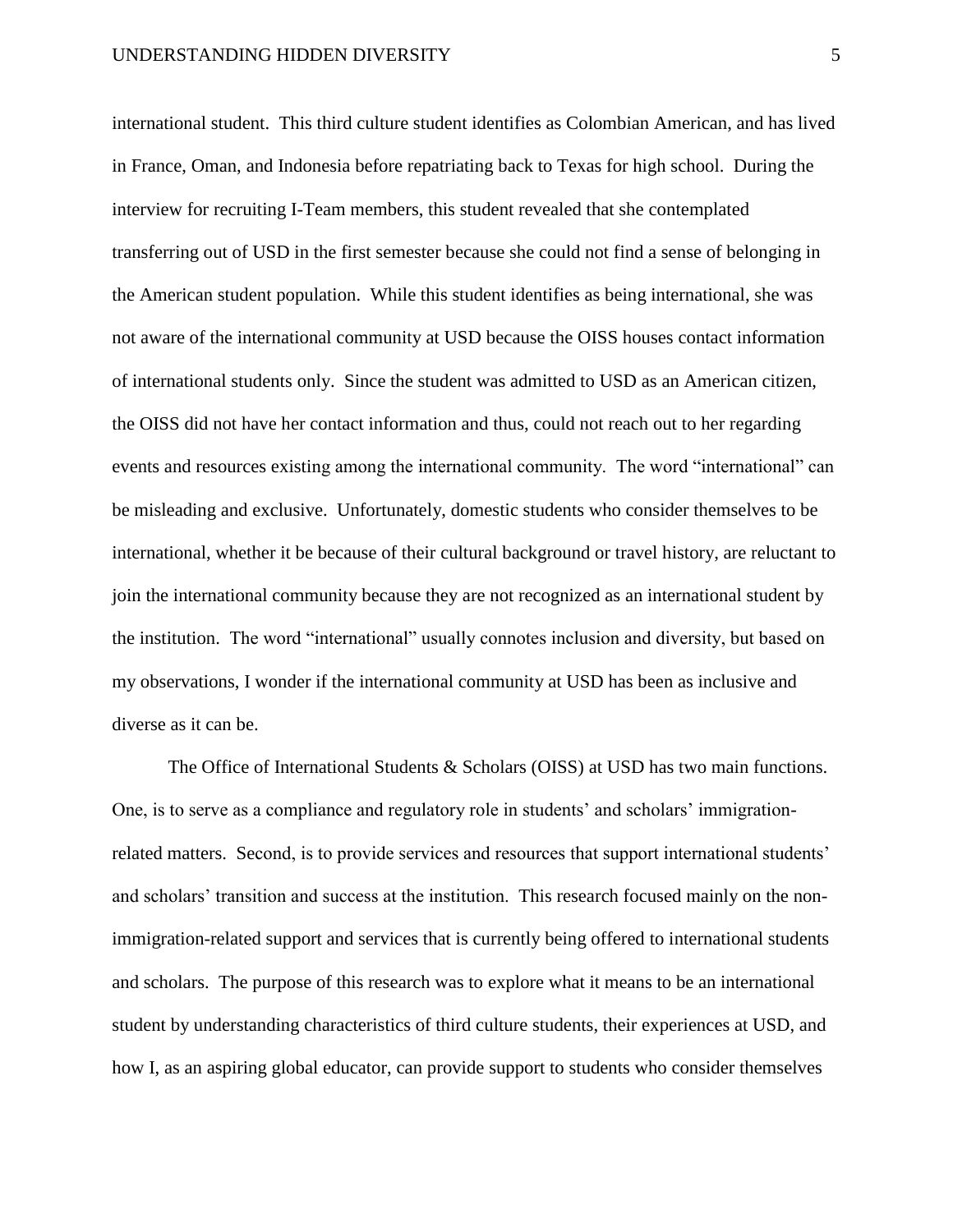international student. This third culture student identifies as Colombian American, and has lived in France, Oman, and Indonesia before repatriating back to Texas for high school. During the interview for recruiting I-Team members, this student revealed that she contemplated transferring out of USD in the first semester because she could not find a sense of belonging in the American student population. While this student identifies as being international, she was not aware of the international community at USD because the OISS houses contact information of international students only. Since the student was admitted to USD as an American citizen, the OISS did not have her contact information and thus, could not reach out to her regarding events and resources existing among the international community. The word "international" can be misleading and exclusive. Unfortunately, domestic students who consider themselves to be international, whether it be because of their cultural background or travel history, are reluctant to join the international community because they are not recognized as an international student by the institution. The word "international" usually connotes inclusion and diversity, but based on my observations, I wonder if the international community at USD has been as inclusive and diverse as it can be.

The Office of International Students & Scholars (OISS) at USD has two main functions. One, is to serve as a compliance and regulatory role in students' and scholars' immigration-related matters. Second, is to provide services and resources that support international students' and scholars' transition and success at the institution. This research focused mainly on the non-immigration-related support and services that is currently being offered to international students and scholars. The purpose of this research was to explore what it means to be an international student by understanding characteristics of third culture students, their experiences at USD, and how I, as an aspiring global educator, can provide support to students who consider themselves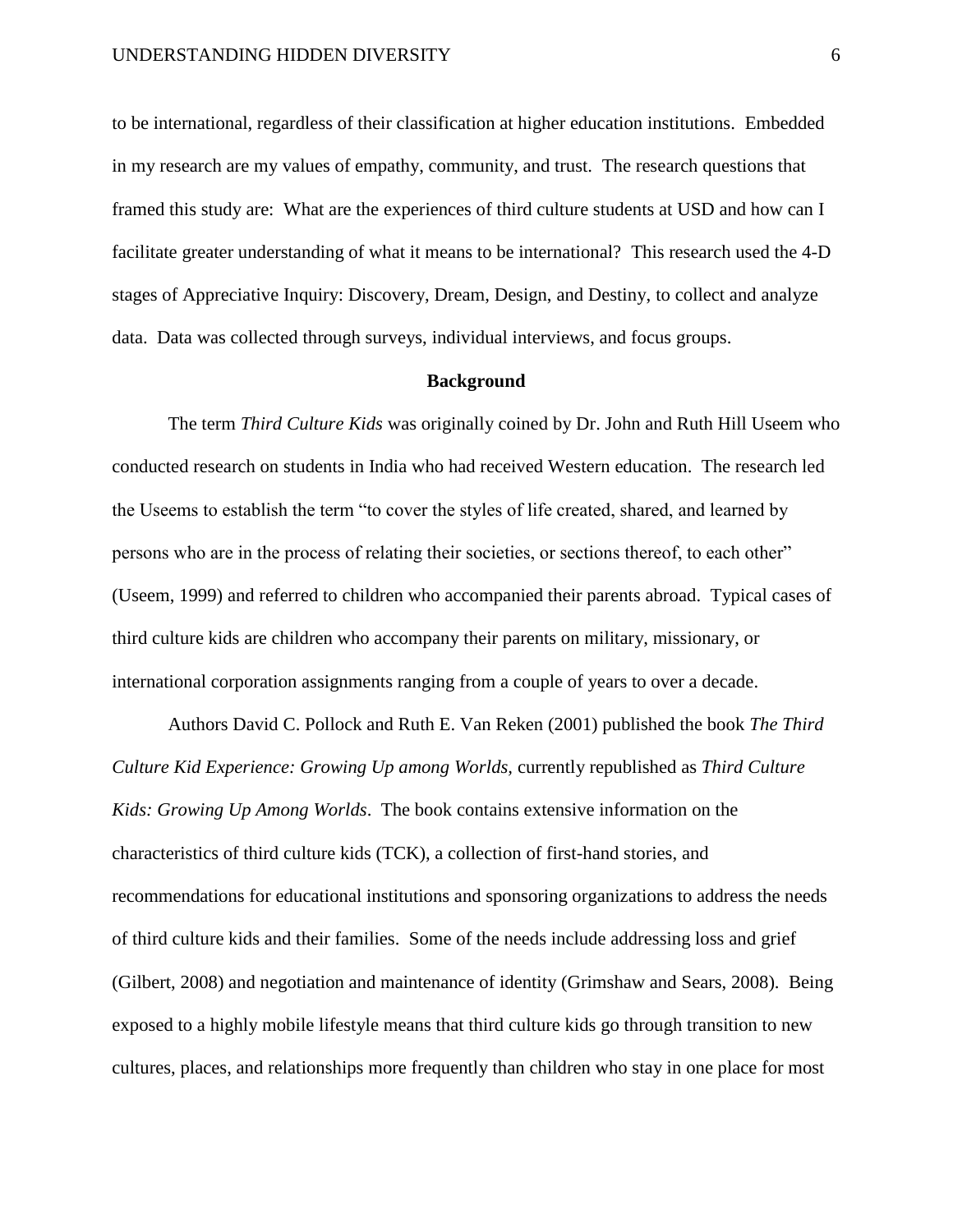to be international, regardless of their classification at higher education institutions. Embedded in my research are my values of empathy, community, and trust. The research questions that framed this study are: What are the experiences of third culture students at USD and how can I facilitate greater understanding of what it means to be international? This research used the 4-D stages of Appreciative Inquiry: Discovery, Dream, Design, and Destiny, to collect and analyze data. Data was collected through surveys, individual interviews, and focus groups.

## Background

The term *Third Culture Kids* was originally coined by Dr. John and Ruth Hill Useem who conducted research on students in India who had received Western education. The research led the Useems to establish the term "to cover the styles of life created, shared, and learned by persons who are in the process of relating their societies, or sections thereof, to each other" (Useem, 1999) and referred to children who accompanied their parents abroad. Typical cases of third culture kids are children who accompany their parents on military, missionary, or international corporation assignments ranging from a couple of years to over a decade.

Authors David C. Pollock and Ruth E. Van Reken (2001) published the book *The Third Culture Kid Experience: Growing Up among Worlds,* currently republished as *Third Culture Kids: Growing Up Among Worlds*. The book contains extensive information on the characteristics of third culture kids (TCK), a collection of first-hand stories, and recommendations for educational institutions and sponsoring organizations to address the needs of third culture kids and their families. Some of the needs include addressing loss and grief (Gilbert, 2008) and negotiation and maintenance of identity (Grimshaw and Sears, 2008). Being exposed to a highly mobile lifestyle means that third culture kids go through transition to new cultures, places, and relationships more frequently than children who stay in one place for most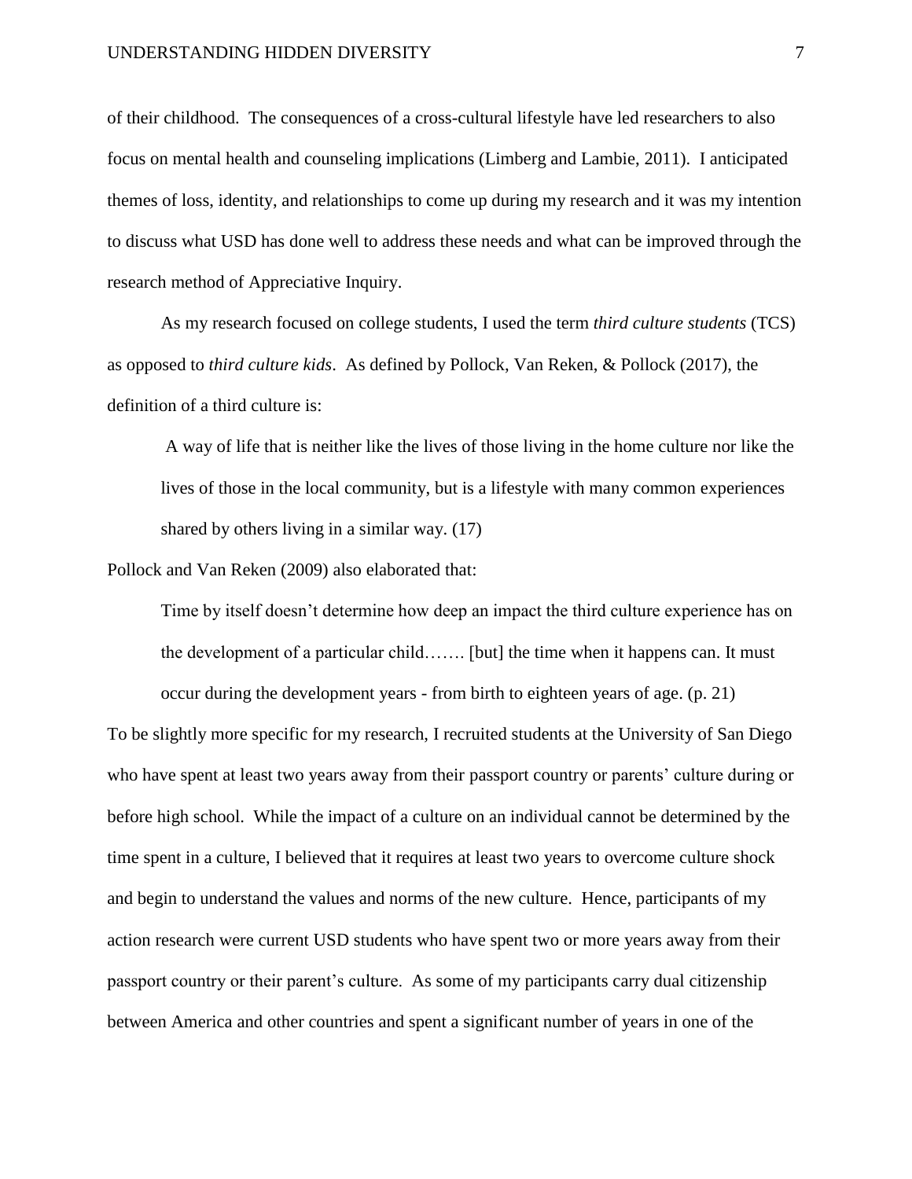of their childhood. The consequences of a cross-cultural lifestyle have led researchers to also focus on mental health and counseling implications (Limberg and Lambie, 2011). I anticipated themes of loss, identity, and relationships to come up during my research and it was my intention to discuss what USD has done well to address these needs and what can be improved through the research method of Appreciative Inquiry.

As my research focused on college students, I used the term *third culture students* (TCS) as opposed to *third culture kids*. As defined by Pollock, Van Reken, & Pollock (2017), the definition of a third culture is:

> A way of life that is neither like the lives of those living in the home culture nor like the lives of those in the local community, but is a lifestyle with many common experiences shared by others living in a similar way. (17)

Pollock and Van Reken (2009) also elaborated that:

> Time by itself doesn't determine how deep an impact the third culture experience has on the development of a particular child……. [but] the time when it happens can. It must occur during the development years - from birth to eighteen years of age. (p. 21)

To be slightly more specific for my research, I recruited students at the University of San Diego who have spent at least two years away from their passport country or parents' culture during or before high school. While the impact of a culture on an individual cannot be determined by the time spent in a culture, I believed that it requires at least two years to overcome culture shock and begin to understand the values and norms of the new culture. Hence, participants of my action research were current USD students who have spent two or more years away from their passport country or their parent's culture. As some of my participants carry dual citizenship between America and other countries and spent a significant number of years in one of the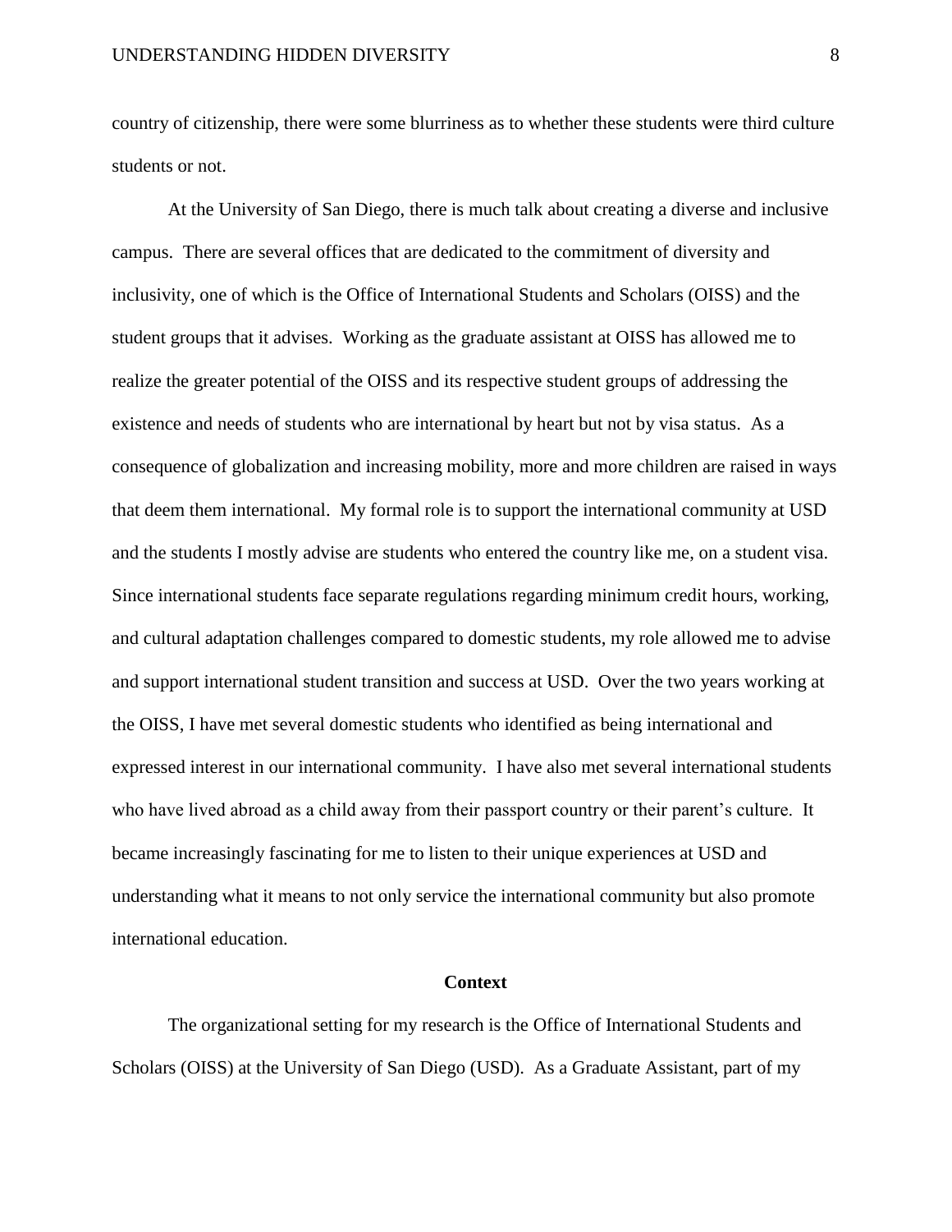country of citizenship, there were some blurriness as to whether these students were third culture students or not.

At the University of San Diego, there is much talk about creating a diverse and inclusive campus. There are several offices that are dedicated to the commitment of diversity and inclusivity, one of which is the Office of International Students and Scholars (OISS) and the student groups that it advises. Working as the graduate assistant at OISS has allowed me to realize the greater potential of the OISS and its respective student groups of addressing the existence and needs of students who are international by heart but not by visa status. As a consequence of globalization and increasing mobility, more and more children are raised in ways that deem them international. My formal role is to support the international community at USD and the students I mostly advise are students who entered the country like me, on a student visa. Since international students face separate regulations regarding minimum credit hours, working, and cultural adaptation challenges compared to domestic students, my role allowed me to advise and support international student transition and success at USD. Over the two years working at the OISS, I have met several domestic students who identified as being international and expressed interest in our international community. I have also met several international students who have lived abroad as a child away from their passport country or their parent's culture. It became increasingly fascinating for me to listen to their unique experiences at USD and understanding what it means to not only service the international community but also promote international education.

## Context

The organizational setting for my research is the Office of International Students and Scholars (OISS) at the University of San Diego (USD). As a Graduate Assistant, part of my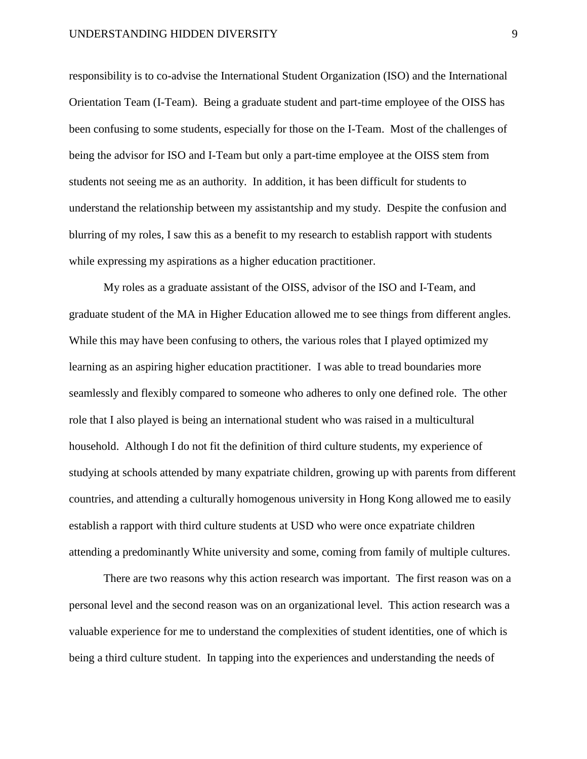responsibility is to co-advise the International Student Organization (ISO) and the International Orientation Team (I-Team). Being a graduate student and part-time employee of the OISS has been confusing to some students, especially for those on the I-Team. Most of the challenges of being the advisor for ISO and I-Team but only a part-time employee at the OISS stem from students not seeing me as an authority. In addition, it has been difficult for students to understand the relationship between my assistantship and my study. Despite the confusion and blurring of my roles, I saw this as a benefit to my research to establish rapport with students while expressing my aspirations as a higher education practitioner.

My roles as a graduate assistant of the OISS, advisor of the ISO and I-Team, and graduate student of the MA in Higher Education allowed me to see things from different angles. While this may have been confusing to others, the various roles that I played optimized my learning as an aspiring higher education practitioner. I was able to tread boundaries more seamlessly and flexibly compared to someone who adheres to only one defined role. The other role that I also played is being an international student who was raised in a multicultural household. Although I do not fit the definition of third culture students, my experience of studying at schools attended by many expatriate children, growing up with parents from different countries, and attending a culturally homogenous university in Hong Kong allowed me to easily establish a rapport with third culture students at USD who were once expatriate children attending a predominantly White university and some, coming from family of multiple cultures.

There are two reasons why this action research was important. The first reason was on a personal level and the second reason was on an organizational level. This action research was a valuable experience for me to understand the complexities of student identities, one of which is being a third culture student. In tapping into the experiences and understanding the needs of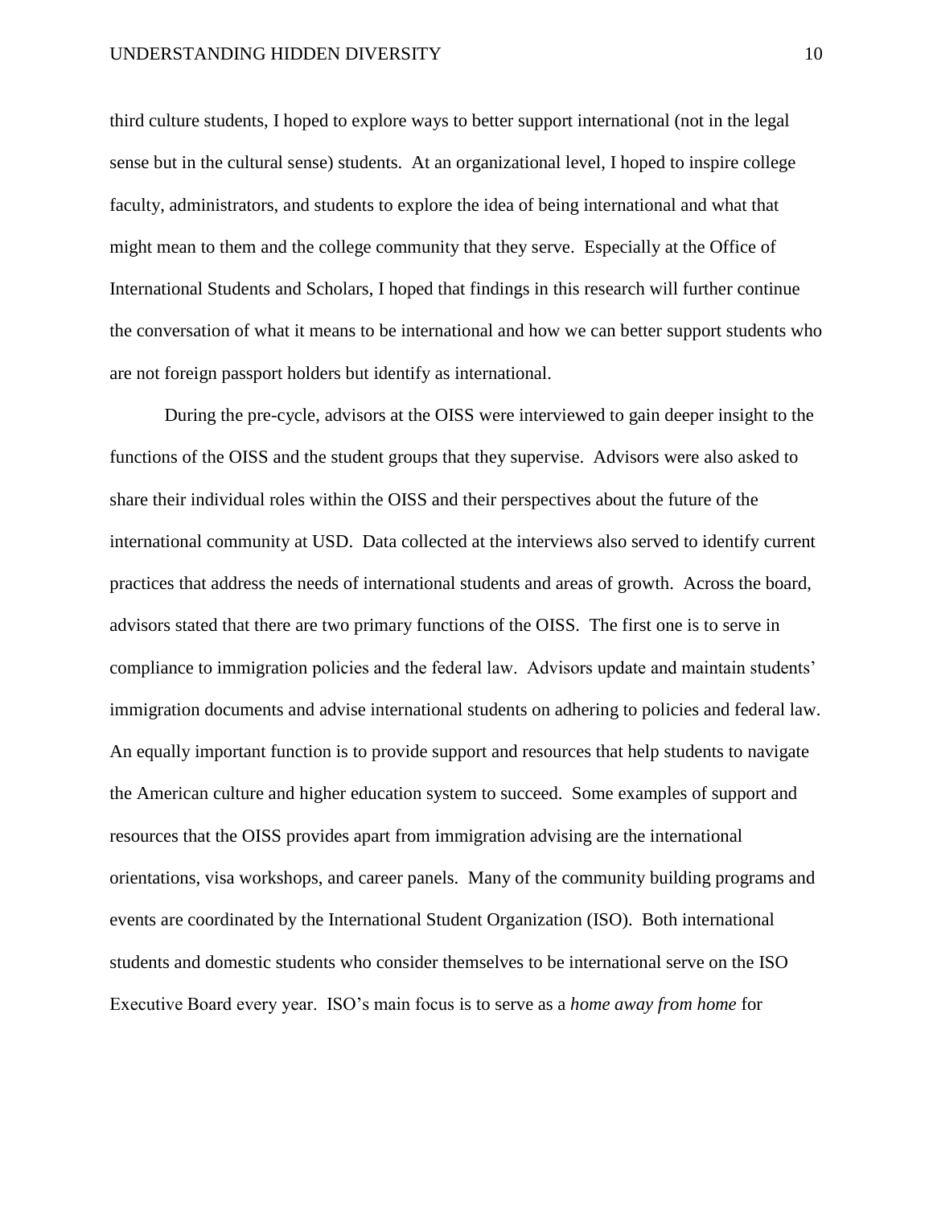third culture students, I hoped to explore ways to better support international (not in the legal sense but in the cultural sense) students. At an organizational level, I hoped to inspire college faculty, administrators, and students to explore the idea of being international and what that might mean to them and the college community that they serve. Especially at the Office of International Students and Scholars, I hoped that findings in this research will further continue the conversation of what it means to be international and how we can better support students who are not foreign passport holders but identify as international.

During the pre-cycle, advisors at the OISS were interviewed to gain deeper insight to the functions of the OISS and the student groups that they supervise. Advisors were also asked to share their individual roles within the OISS and their perspectives about the future of the international community at USD. Data collected at the interviews also served to identify current practices that address the needs of international students and areas of growth. Across the board, advisors stated that there are two primary functions of the OISS. The first one is to serve in compliance to immigration policies and the federal law. Advisors update and maintain students' immigration documents and advise international students on adhering to policies and federal law. An equally important function is to provide support and resources that help students to navigate the American culture and higher education system to succeed. Some examples of support and resources that the OISS provides apart from immigration advising are the international orientations, visa workshops, and career panels. Many of the community building programs and events are coordinated by the International Student Organization (ISO). Both international students and domestic students who consider themselves to be international serve on the ISO Executive Board every year. ISO's main focus is to serve as a *home away from home* for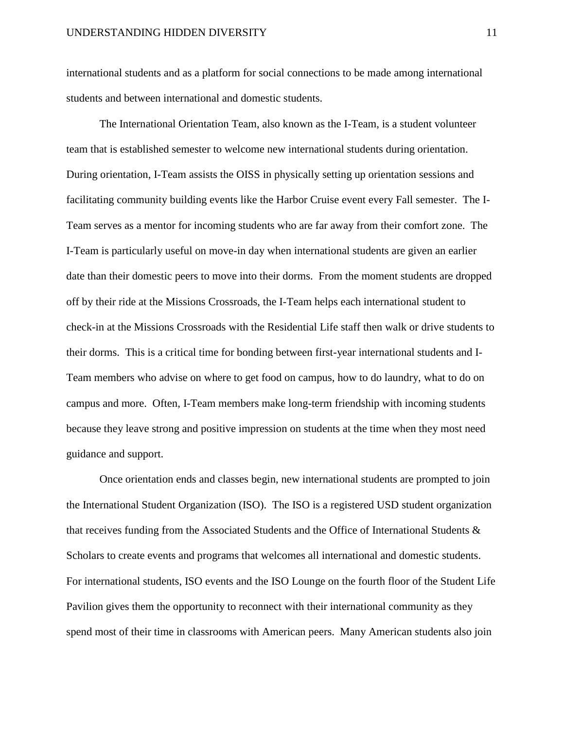international students and as a platform for social connections to be made among international students and between international and domestic students.

The International Orientation Team, also known as the I-Team, is a student volunteer team that is established semester to welcome new international students during orientation. During orientation, I-Team assists the OISS in physically setting up orientation sessions and facilitating community building events like the Harbor Cruise event every Fall semester. The I-Team serves as a mentor for incoming students who are far away from their comfort zone. The I-Team is particularly useful on move-in day when international students are given an earlier date than their domestic peers to move into their dorms. From the moment students are dropped off by their ride at the Missions Crossroads, the I-Team helps each international student to check-in at the Missions Crossroads with the Residential Life staff then walk or drive students to their dorms. This is a critical time for bonding between first-year international students and I-Team members who advise on where to get food on campus, how to do laundry, what to do on campus and more. Often, I-Team members make long-term friendship with incoming students because they leave strong and positive impression on students at the time when they most need guidance and support.

Once orientation ends and classes begin, new international students are prompted to join the International Student Organization (ISO). The ISO is a registered USD student organization that receives funding from the Associated Students and the Office of International Students & Scholars to create events and programs that welcomes all international and domestic students. For international students, ISO events and the ISO Lounge on the fourth floor of the Student Life Pavilion gives them the opportunity to reconnect with their international community as they spend most of their time in classrooms with American peers. Many American students also join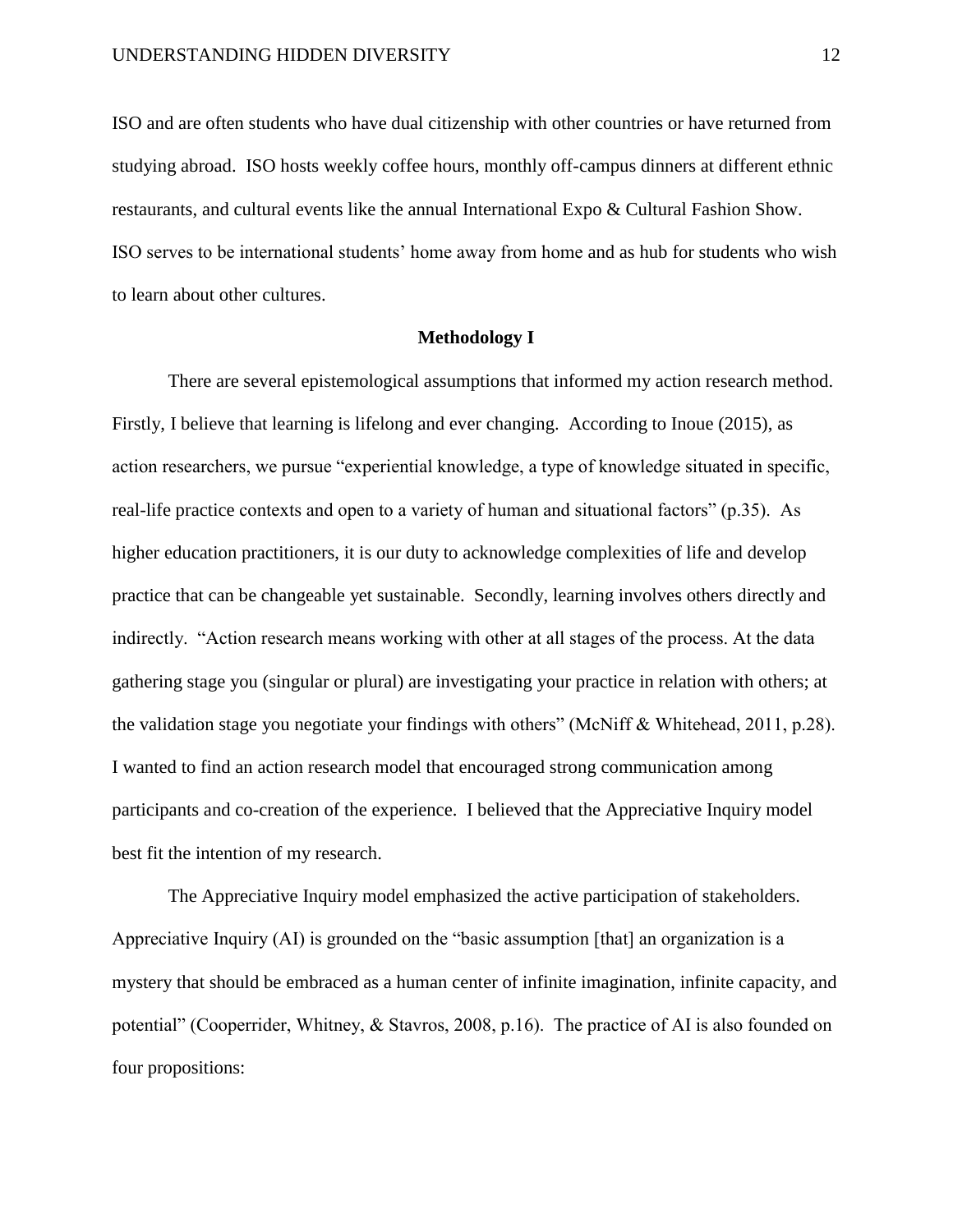ISO and are often students who have dual citizenship with other countries or have returned from studying abroad. ISO hosts weekly coffee hours, monthly off-campus dinners at different ethnic restaurants, and cultural events like the annual International Expo & Cultural Fashion Show. ISO serves to be international students' home away from home and as hub for students who wish to learn about other cultures.

## Methodology I

There are several epistemological assumptions that informed my action research method. Firstly, I believe that learning is lifelong and ever changing. According to Inoue (2015), as action researchers, we pursue "experiential knowledge, a type of knowledge situated in specific, real-life practice contexts and open to a variety of human and situational factors" (p.35). As higher education practitioners, it is our duty to acknowledge complexities of life and develop practice that can be changeable yet sustainable. Secondly, learning involves others directly and indirectly. "Action research means working with other at all stages of the process. At the data gathering stage you (singular or plural) are investigating your practice in relation with others; at the validation stage you negotiate your findings with others" (McNiff & Whitehead, 2011, p.28). I wanted to find an action research model that encouraged strong communication among participants and co-creation of the experience. I believed that the Appreciative Inquiry model best fit the intention of my research.

The Appreciative Inquiry model emphasized the active participation of stakeholders. Appreciative Inquiry (AI) is grounded on the "basic assumption [that] an organization is a mystery that should be embraced as a human center of infinite imagination, infinite capacity, and potential" (Cooperrider, Whitney, & Stavros, 2008, p.16). The practice of AI is also founded on four propositions: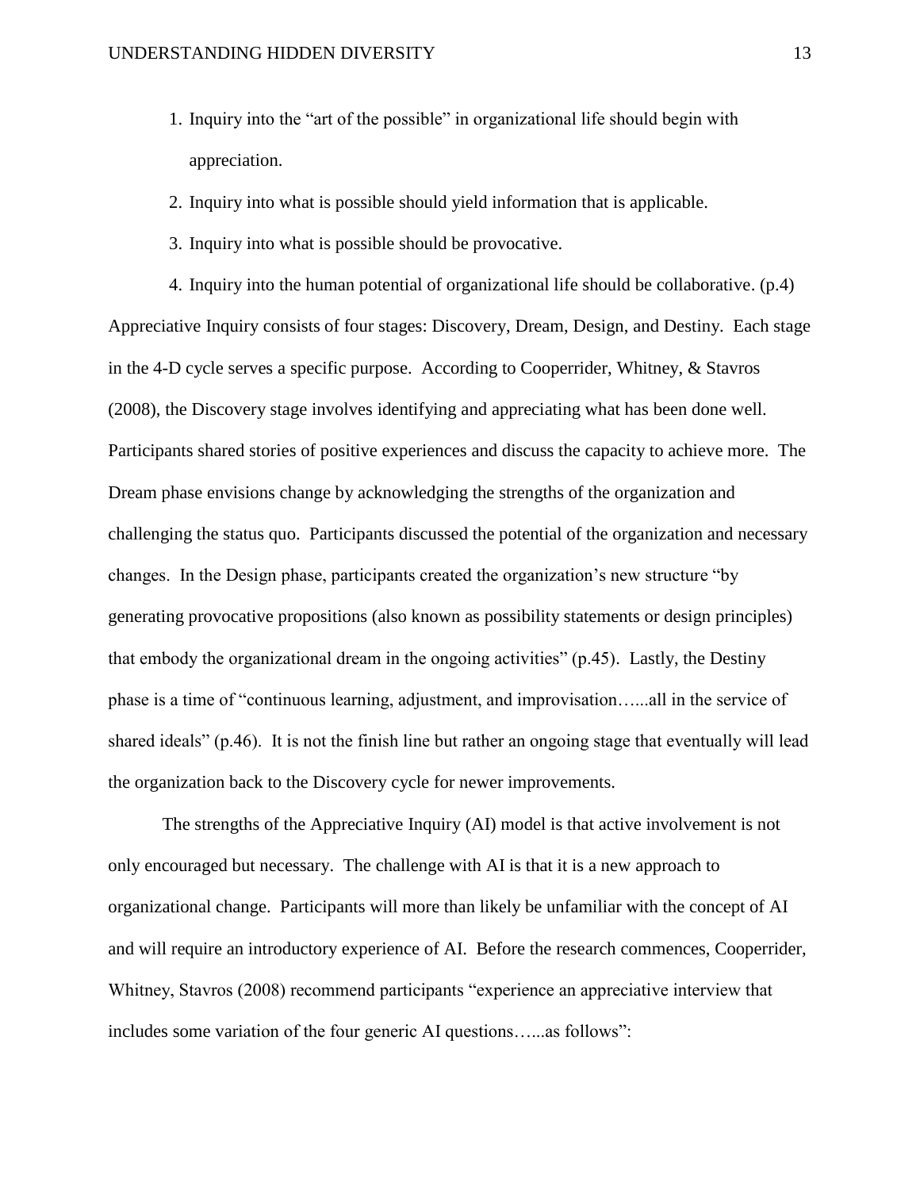1. Inquiry into the "art of the possible" in organizational life should begin with appreciation.
2. Inquiry into what is possible should yield information that is applicable.
3. Inquiry into what is possible should be provocative.
4. Inquiry into the human potential of organizational life should be collaborative. (p.4)

Appreciative Inquiry consists of four stages: Discovery, Dream, Design, and Destiny. Each stage in the 4-D cycle serves a specific purpose. According to Cooperrider, Whitney, & Stavros (2008), the Discovery stage involves identifying and appreciating what has been done well. Participants shared stories of positive experiences and discuss the capacity to achieve more. The Dream phase envisions change by acknowledging the strengths of the organization and challenging the status quo. Participants discussed the potential of the organization and necessary changes. In the Design phase, participants created the organization's new structure "by generating provocative propositions (also known as possibility statements or design principles) that embody the organizational dream in the ongoing activities" (p.45). Lastly, the Destiny phase is a time of "continuous learning, adjustment, and improvisation…...all in the service of shared ideals" (p.46). It is not the finish line but rather an ongoing stage that eventually will lead the organization back to the Discovery cycle for newer improvements.

The strengths of the Appreciative Inquiry (AI) model is that active involvement is not only encouraged but necessary. The challenge with AI is that it is a new approach to organizational change. Participants will more than likely be unfamiliar with the concept of AI and will require an introductory experience of AI. Before the research commences, Cooperrider, Whitney, Stavros (2008) recommend participants "experience an appreciative interview that includes some variation of the four generic AI questions…...as follows":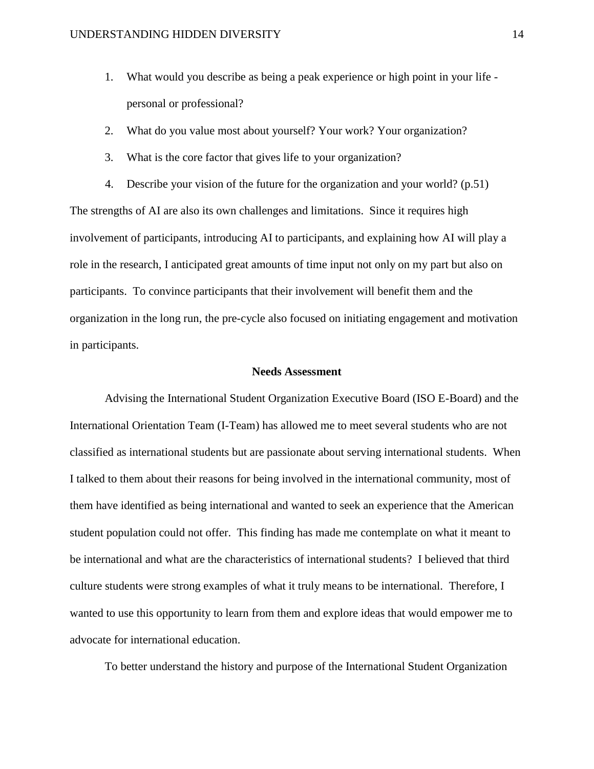1. What would you describe as being a peak experience or high point in your life - personal or professional?
2. What do you value most about yourself? Your work? Your organization?
3. What is the core factor that gives life to your organization?
4. Describe your vision of the future for the organization and your world? (p.51)

The strengths of AI are also its own challenges and limitations. Since it requires high involvement of participants, introducing AI to participants, and explaining how AI will play a role in the research, I anticipated great amounts of time input not only on my part but also on participants. To convince participants that their involvement will benefit them and the organization in the long run, the pre-cycle also focused on initiating engagement and motivation in participants.

## Needs Assessment

Advising the International Student Organization Executive Board (ISO E-Board) and the International Orientation Team (I-Team) has allowed me to meet several students who are not classified as international students but are passionate about serving international students. When I talked to them about their reasons for being involved in the international community, most of them have identified as being international and wanted to seek an experience that the American student population could not offer. This finding has made me contemplate on what it meant to be international and what are the characteristics of international students? I believed that third culture students were strong examples of what it truly means to be international. Therefore, I wanted to use this opportunity to learn from them and explore ideas that would empower me to advocate for international education.

To better understand the history and purpose of the International Student Organization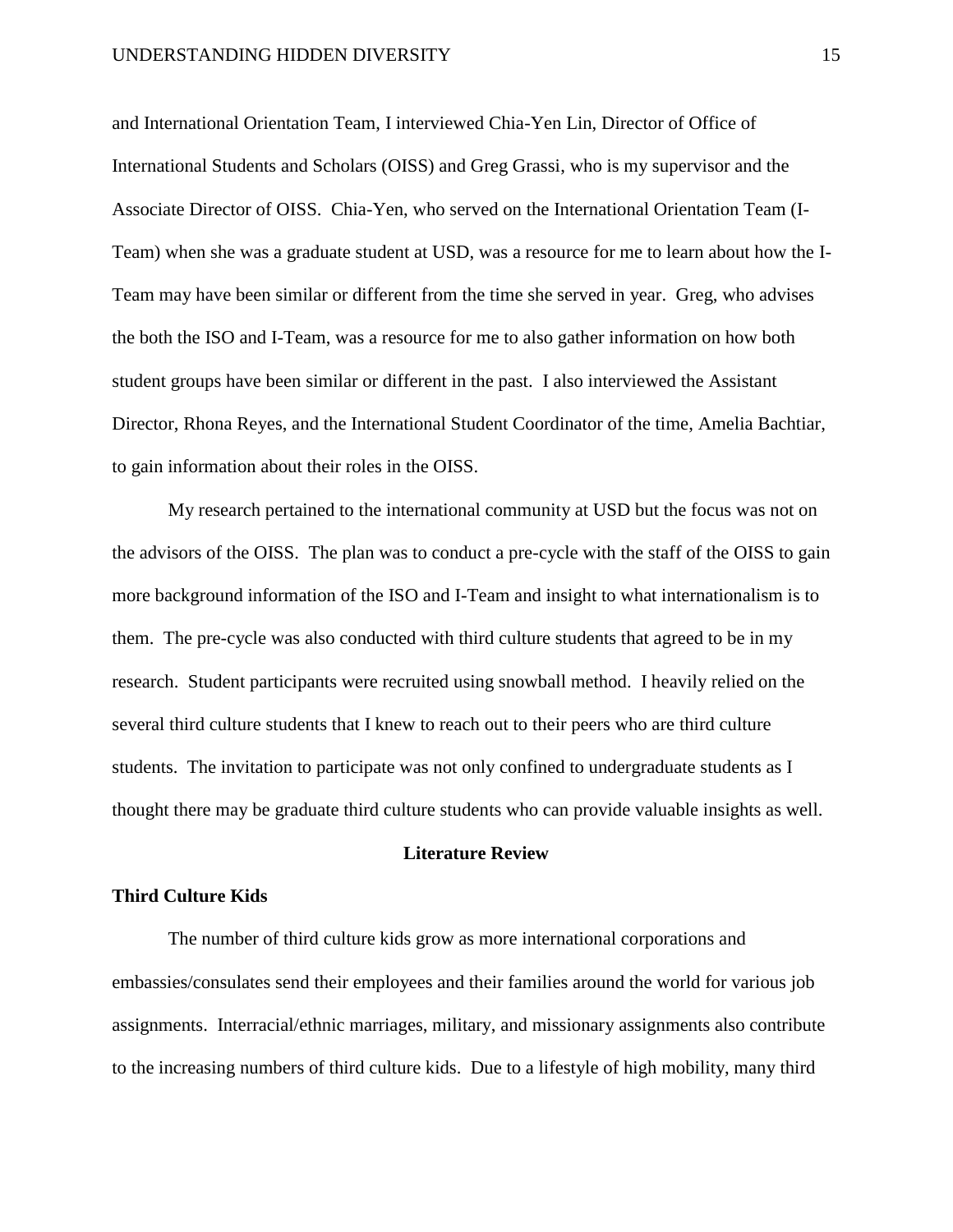and International Orientation Team, I interviewed Chia-Yen Lin, Director of Office of International Students and Scholars (OISS) and Greg Grassi, who is my supervisor and the Associate Director of OISS. Chia-Yen, who served on the International Orientation Team (I-Team) when she was a graduate student at USD, was a resource for me to learn about how the I-Team may have been similar or different from the time she served in year. Greg, who advises the both the ISO and I-Team, was a resource for me to also gather information on how both student groups have been similar or different in the past. I also interviewed the Assistant Director, Rhona Reyes, and the International Student Coordinator of the time, Amelia Bachtiar, to gain information about their roles in the OISS.

My research pertained to the international community at USD but the focus was not on the advisors of the OISS. The plan was to conduct a pre-cycle with the staff of the OISS to gain more background information of the ISO and I-Team and insight to what internationalism is to them. The pre-cycle was also conducted with third culture students that agreed to be in my research. Student participants were recruited using snowball method. I heavily relied on the several third culture students that I knew to reach out to their peers who are third culture students. The invitation to participate was not only confined to undergraduate students as I thought there may be graduate third culture students who can provide valuable insights as well.

## Literature Review

### Third Culture Kids

The number of third culture kids grow as more international corporations and embassies/consulates send their employees and their families around the world for various job assignments. Interracial/ethnic marriages, military, and missionary assignments also contribute to the increasing numbers of third culture kids. Due to a lifestyle of high mobility, many third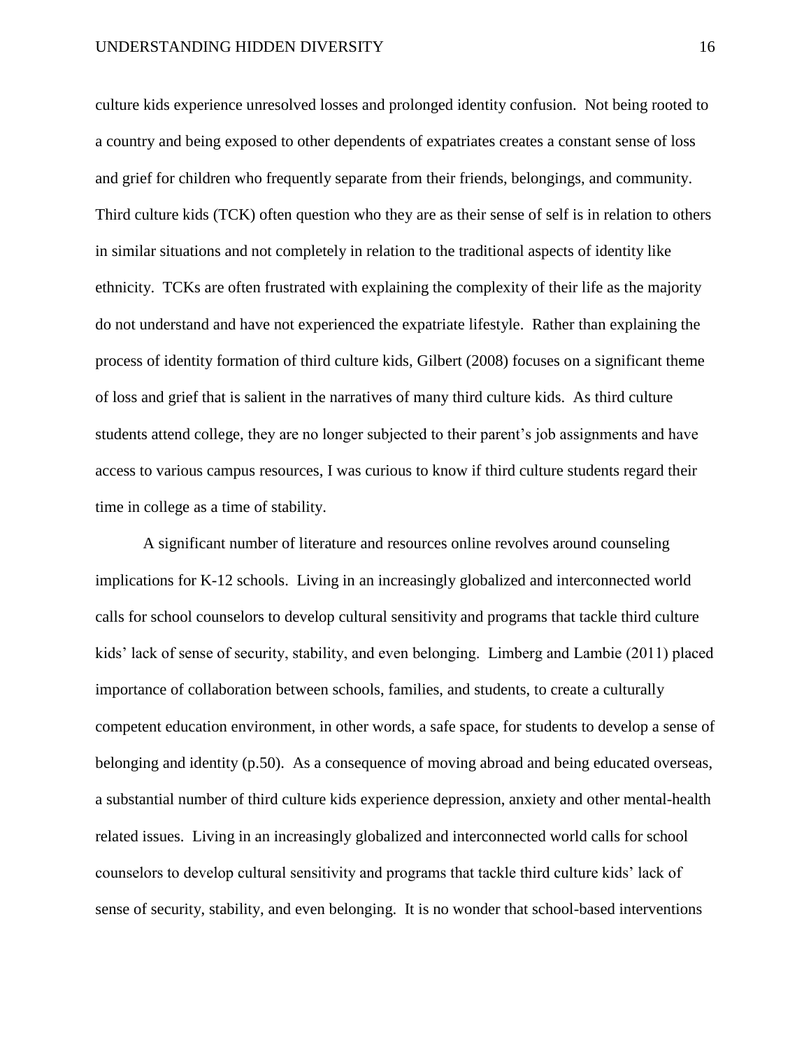culture kids experience unresolved losses and prolonged identity confusion. Not being rooted to a country and being exposed to other dependents of expatriates creates a constant sense of loss and grief for children who frequently separate from their friends, belongings, and community. Third culture kids (TCK) often question who they are as their sense of self is in relation to others in similar situations and not completely in relation to the traditional aspects of identity like ethnicity. TCKs are often frustrated with explaining the complexity of their life as the majority do not understand and have not experienced the expatriate lifestyle. Rather than explaining the process of identity formation of third culture kids, Gilbert (2008) focuses on a significant theme of loss and grief that is salient in the narratives of many third culture kids. As third culture students attend college, they are no longer subjected to their parent's job assignments and have access to various campus resources, I was curious to know if third culture students regard their time in college as a time of stability.

A significant number of literature and resources online revolves around counseling implications for K-12 schools. Living in an increasingly globalized and interconnected world calls for school counselors to develop cultural sensitivity and programs that tackle third culture kids' lack of sense of security, stability, and even belonging. Limberg and Lambie (2011) placed importance of collaboration between schools, families, and students, to create a culturally competent education environment, in other words, a safe space, for students to develop a sense of belonging and identity (p.50). As a consequence of moving abroad and being educated overseas, a substantial number of third culture kids experience depression, anxiety and other mental-health related issues. Living in an increasingly globalized and interconnected world calls for school counselors to develop cultural sensitivity and programs that tackle third culture kids' lack of sense of security, stability, and even belonging. It is no wonder that school-based interventions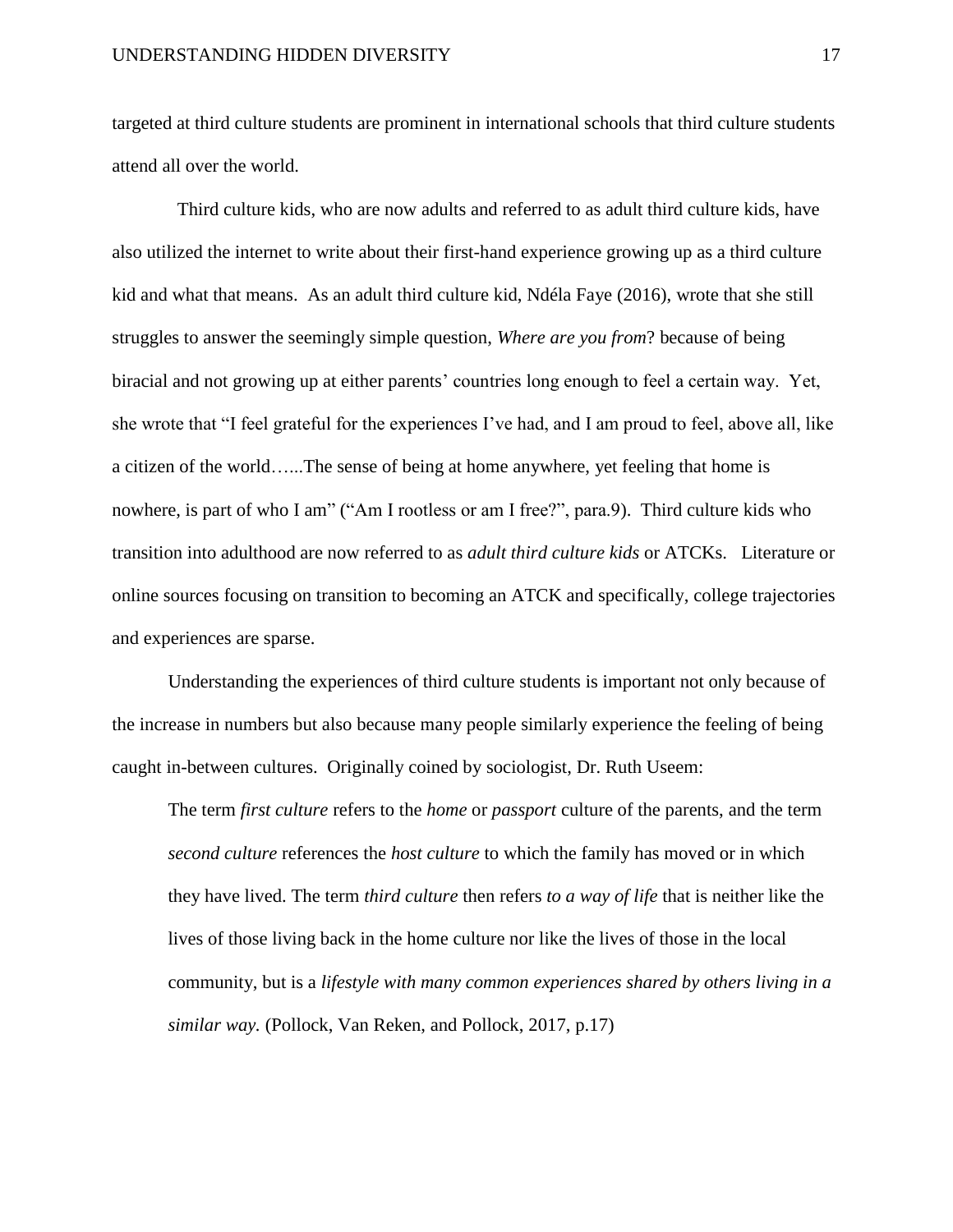targeted at third culture students are prominent in international schools that third culture students attend all over the world.

Third culture kids, who are now adults and referred to as adult third culture kids, have also utilized the internet to write about their first-hand experience growing up as a third culture kid and what that means. As an adult third culture kid, Ndéla Faye (2016), wrote that she still struggles to answer the seemingly simple question, *Where are you from*? because of being biracial and not growing up at either parents' countries long enough to feel a certain way. Yet, she wrote that "I feel grateful for the experiences I've had, and I am proud to feel, above all, like a citizen of the world…...The sense of being at home anywhere, yet feeling that home is nowhere, is part of who I am" ("Am I rootless or am I free?", para.9). Third culture kids who transition into adulthood are now referred to as *adult third culture kids* or ATCKs. Literature or online sources focusing on transition to becoming an ATCK and specifically, college trajectories and experiences are sparse.

Understanding the experiences of third culture students is important not only because of the increase in numbers but also because many people similarly experience the feeling of being caught in-between cultures. Originally coined by sociologist, Dr. Ruth Useem:

> The term *first culture* refers to the *home* or *passport* culture of the parents, and the term *second culture* references the *host culture* to which the family has moved or in which they have lived. The term *third culture* then refers *to a way of life* that is neither like the lives of those living back in the home culture nor like the lives of those in the local community, but is a *lifestyle with many common experiences shared by others living in a similar way.* (Pollock, Van Reken, and Pollock, 2017, p.17)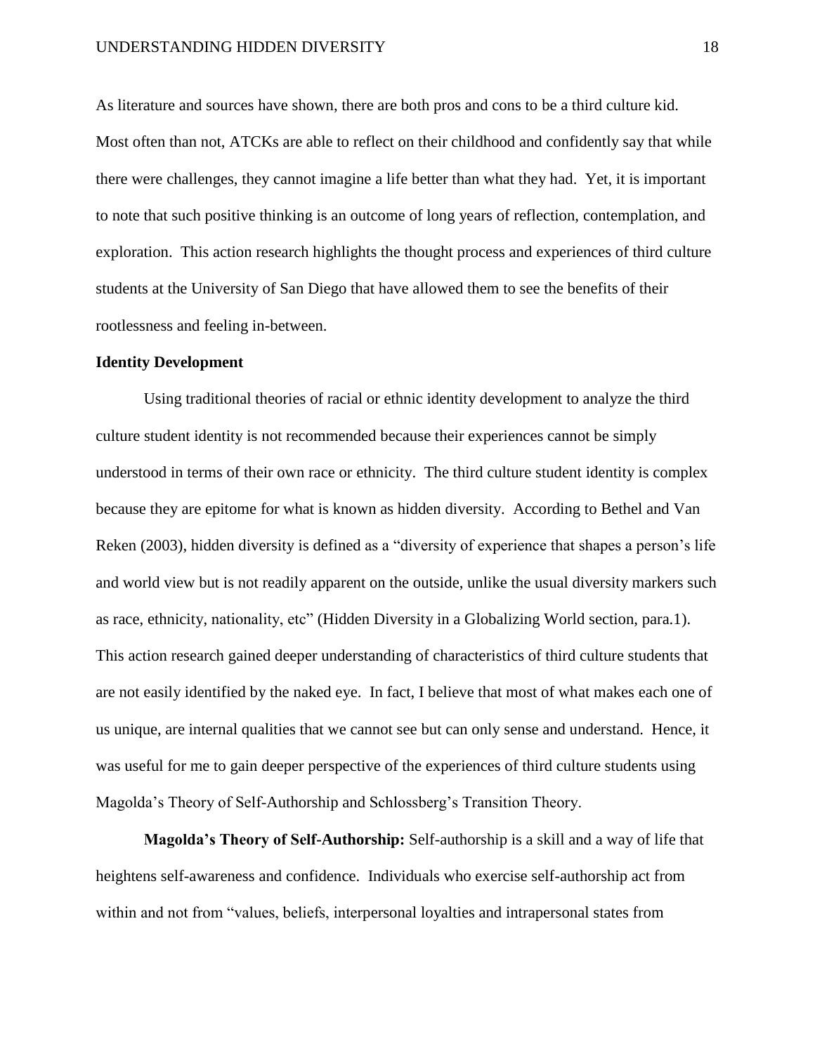As literature and sources have shown, there are both pros and cons to be a third culture kid. Most often than not, ATCKs are able to reflect on their childhood and confidently say that while there were challenges, they cannot imagine a life better than what they had. Yet, it is important to note that such positive thinking is an outcome of long years of reflection, contemplation, and exploration. This action research highlights the thought process and experiences of third culture students at the University of San Diego that have allowed them to see the benefits of their rootlessness and feeling in-between.

**Identity Development**

Using traditional theories of racial or ethnic identity development to analyze the third culture student identity is not recommended because their experiences cannot be simply understood in terms of their own race or ethnicity. The third culture student identity is complex because they are epitome for what is known as hidden diversity. According to Bethel and Van Reken (2003), hidden diversity is defined as a "diversity of experience that shapes a person's life and world view but is not readily apparent on the outside, unlike the usual diversity markers such as race, ethnicity, nationality, etc" (Hidden Diversity in a Globalizing World section, para.1). This action research gained deeper understanding of characteristics of third culture students that are not easily identified by the naked eye. In fact, I believe that most of what makes each one of us unique, are internal qualities that we cannot see but can only sense and understand. Hence, it was useful for me to gain deeper perspective of the experiences of third culture students using Magolda's Theory of Self-Authorship and Schlossberg's Transition Theory.

**Magolda's Theory of Self-Authorship:** Self-authorship is a skill and a way of life that heightens self-awareness and confidence. Individuals who exercise self-authorship act from within and not from "values, beliefs, interpersonal loyalties and intrapersonal states from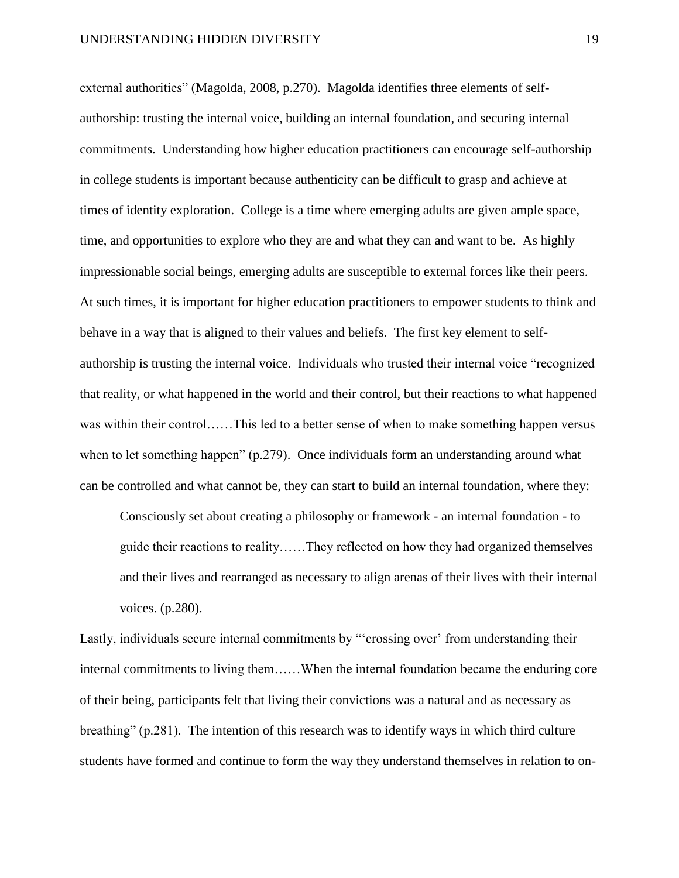external authorities" (Magolda, 2008, p.270). Magolda identifies three elements of self-authorship: trusting the internal voice, building an internal foundation, and securing internal commitments. Understanding how higher education practitioners can encourage self-authorship in college students is important because authenticity can be difficult to grasp and achieve at times of identity exploration. College is a time where emerging adults are given ample space, time, and opportunities to explore who they are and what they can and want to be. As highly impressionable social beings, emerging adults are susceptible to external forces like their peers. At such times, it is important for higher education practitioners to empower students to think and behave in a way that is aligned to their values and beliefs. The first key element to self-authorship is trusting the internal voice. Individuals who trusted their internal voice "recognized that reality, or what happened in the world and their control, but their reactions to what happened was within their control……This led to a better sense of when to make something happen versus when to let something happen" (p.279). Once individuals form an understanding around what can be controlled and what cannot be, they can start to build an internal foundation, where they:

> Consciously set about creating a philosophy or framework - an internal foundation - to guide their reactions to reality……They reflected on how they had organized themselves and their lives and rearranged as necessary to align arenas of their lives with their internal voices. (p.280).

Lastly, individuals secure internal commitments by "'crossing over' from understanding their internal commitments to living them……When the internal foundation became the enduring core of their being, participants felt that living their convictions was a natural and as necessary as breathing" (p.281). The intention of this research was to identify ways in which third culture students have formed and continue to form the way they understand themselves in relation to on-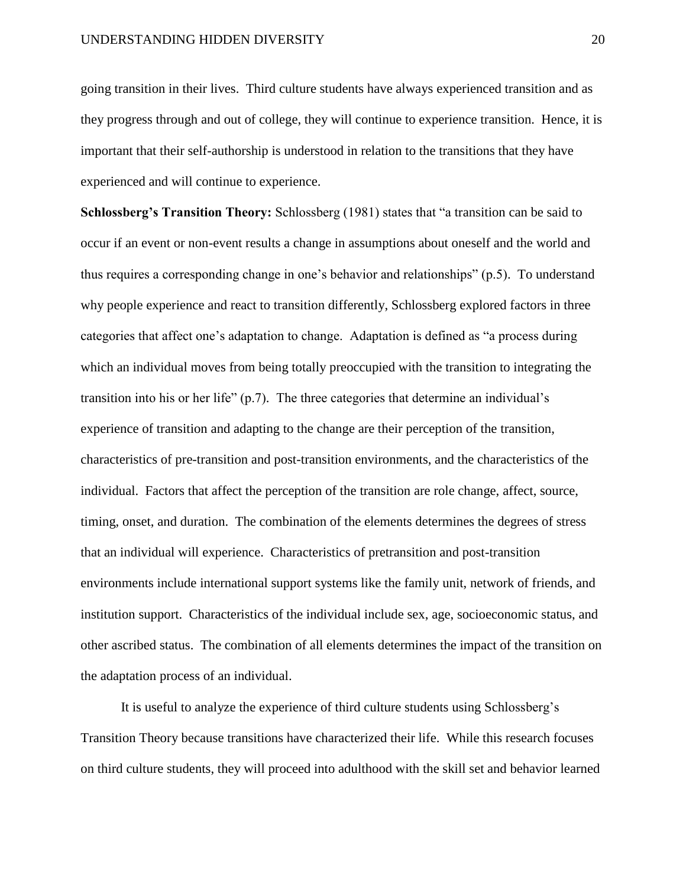going transition in their lives. Third culture students have always experienced transition and as they progress through and out of college, they will continue to experience transition. Hence, it is important that their self-authorship is understood in relation to the transitions that they have experienced and will continue to experience.

**Schlossberg's Transition Theory:** Schlossberg (1981) states that "a transition can be said to occur if an event or non-event results a change in assumptions about oneself and the world and thus requires a corresponding change in one's behavior and relationships" (p.5). To understand why people experience and react to transition differently, Schlossberg explored factors in three categories that affect one's adaptation to change. Adaptation is defined as "a process during which an individual moves from being totally preoccupied with the transition to integrating the transition into his or her life" (p.7). The three categories that determine an individual's experience of transition and adapting to the change are their perception of the transition, characteristics of pre-transition and post-transition environments, and the characteristics of the individual. Factors that affect the perception of the transition are role change, affect, source, timing, onset, and duration. The combination of the elements determines the degrees of stress that an individual will experience. Characteristics of pretransition and post-transition environments include international support systems like the family unit, network of friends, and institution support. Characteristics of the individual include sex, age, socioeconomic status, and other ascribed status. The combination of all elements determines the impact of the transition on the adaptation process of an individual.

It is useful to analyze the experience of third culture students using Schlossberg's Transition Theory because transitions have characterized their life. While this research focuses on third culture students, they will proceed into adulthood with the skill set and behavior learned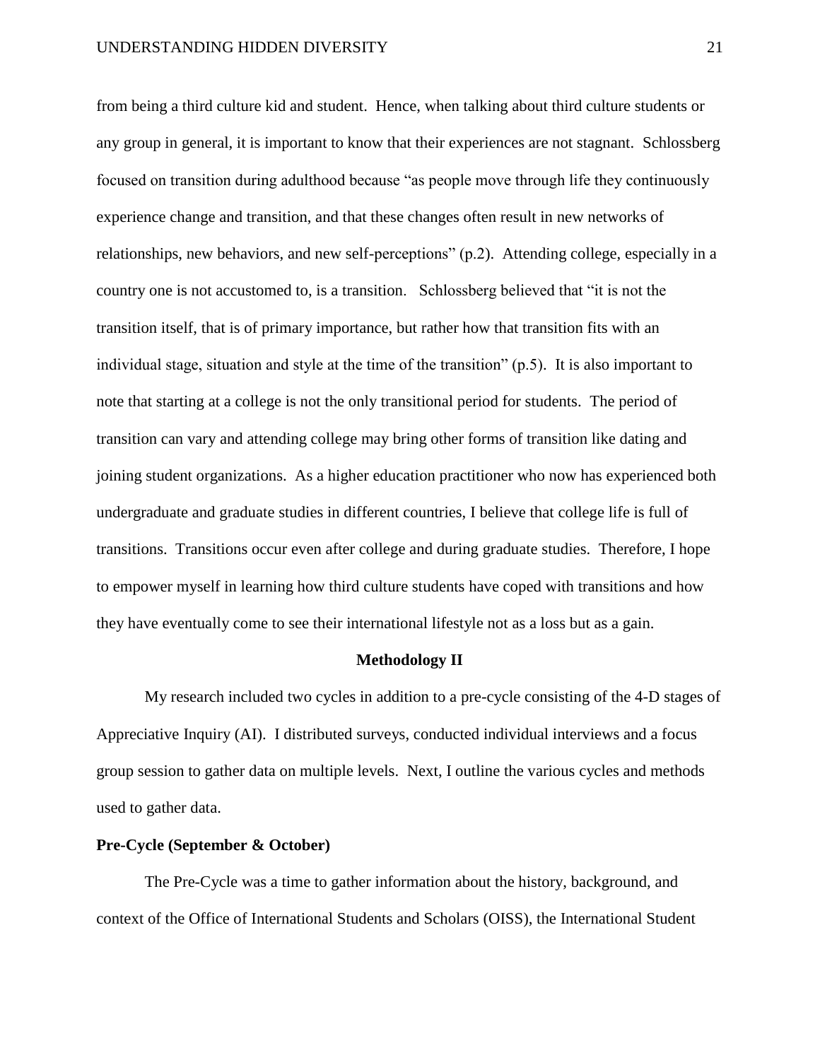from being a third culture kid and student. Hence, when talking about third culture students or any group in general, it is important to know that their experiences are not stagnant. Schlossberg focused on transition during adulthood because "as people move through life they continuously experience change and transition, and that these changes often result in new networks of relationships, new behaviors, and new self-perceptions" (p.2). Attending college, especially in a country one is not accustomed to, is a transition. Schlossberg believed that "it is not the transition itself, that is of primary importance, but rather how that transition fits with an individual stage, situation and style at the time of the transition" (p.5). It is also important to note that starting at a college is not the only transitional period for students. The period of transition can vary and attending college may bring other forms of transition like dating and joining student organizations. As a higher education practitioner who now has experienced both undergraduate and graduate studies in different countries, I believe that college life is full of transitions. Transitions occur even after college and during graduate studies. Therefore, I hope to empower myself in learning how third culture students have coped with transitions and how they have eventually come to see their international lifestyle not as a loss but as a gain.

## Methodology II

My research included two cycles in addition to a pre-cycle consisting of the 4-D stages of Appreciative Inquiry (AI). I distributed surveys, conducted individual interviews and a focus group session to gather data on multiple levels. Next, I outline the various cycles and methods used to gather data.

### Pre-Cycle (September & October)

The Pre-Cycle was a time to gather information about the history, background, and context of the Office of International Students and Scholars (OISS), the International Student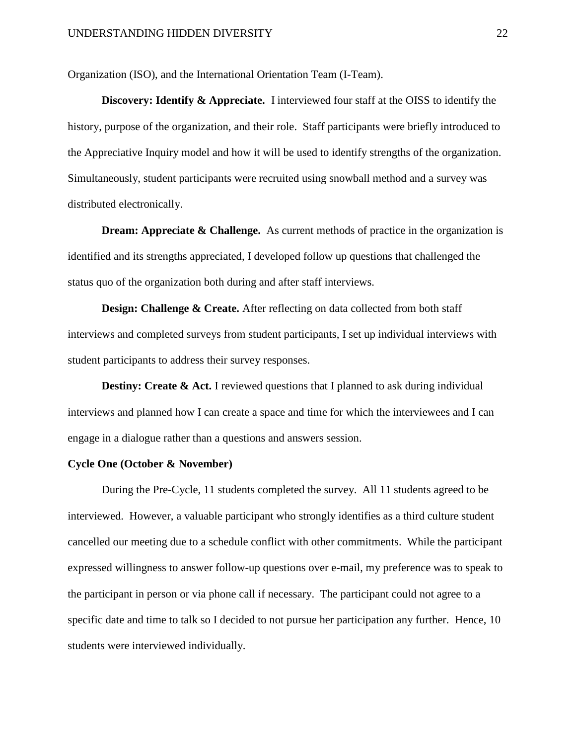Organization (ISO), and the International Orientation Team (I-Team).

**Discovery: Identify & Appreciate.** I interviewed four staff at the OISS to identify the history, purpose of the organization, and their role. Staff participants were briefly introduced to the Appreciative Inquiry model and how it will be used to identify strengths of the organization. Simultaneously, student participants were recruited using snowball method and a survey was distributed electronically.

**Dream: Appreciate & Challenge.** As current methods of practice in the organization is identified and its strengths appreciated, I developed follow up questions that challenged the status quo of the organization both during and after staff interviews.

**Design: Challenge & Create.** After reflecting on data collected from both staff interviews and completed surveys from student participants, I set up individual interviews with student participants to address their survey responses.

**Destiny: Create & Act.** I reviewed questions that I planned to ask during individual interviews and planned how I can create a space and time for which the interviewees and I can engage in a dialogue rather than a questions and answers session.

**Cycle One (October & November)**

During the Pre-Cycle, 11 students completed the survey. All 11 students agreed to be interviewed. However, a valuable participant who strongly identifies as a third culture student cancelled our meeting due to a schedule conflict with other commitments. While the participant expressed willingness to answer follow-up questions over e-mail, my preference was to speak to the participant in person or via phone call if necessary. The participant could not agree to a specific date and time to talk so I decided to not pursue her participation any further. Hence, 10 students were interviewed individually.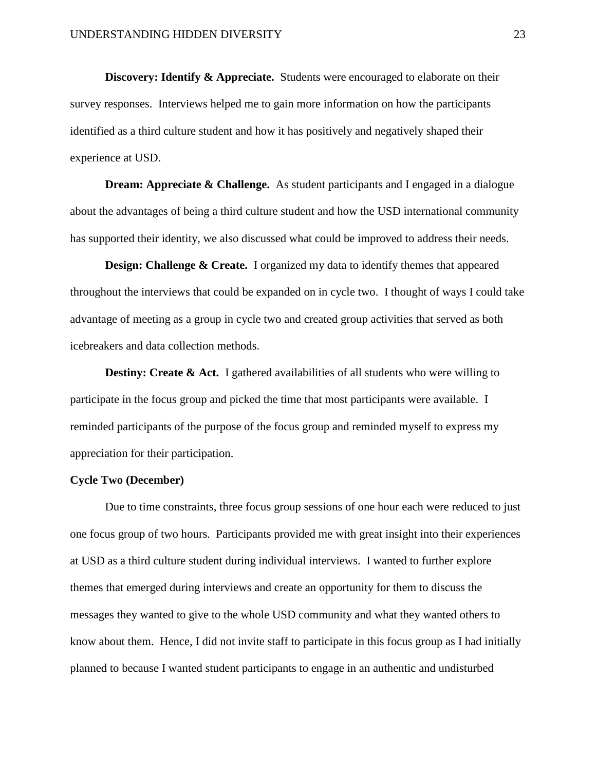**Discovery: Identify & Appreciate.** Students were encouraged to elaborate on their survey responses. Interviews helped me to gain more information on how the participants identified as a third culture student and how it has positively and negatively shaped their experience at USD.

**Dream: Appreciate & Challenge.** As student participants and I engaged in a dialogue about the advantages of being a third culture student and how the USD international community has supported their identity, we also discussed what could be improved to address their needs.

**Design: Challenge & Create.** I organized my data to identify themes that appeared throughout the interviews that could be expanded on in cycle two. I thought of ways I could take advantage of meeting as a group in cycle two and created group activities that served as both icebreakers and data collection methods.

**Destiny: Create & Act.** I gathered availabilities of all students who were willing to participate in the focus group and picked the time that most participants were available. I reminded participants of the purpose of the focus group and reminded myself to express my appreciation for their participation.

**Cycle Two (December)**

Due to time constraints, three focus group sessions of one hour each were reduced to just one focus group of two hours. Participants provided me with great insight into their experiences at USD as a third culture student during individual interviews. I wanted to further explore themes that emerged during interviews and create an opportunity for them to discuss the messages they wanted to give to the whole USD community and what they wanted others to know about them. Hence, I did not invite staff to participate in this focus group as I had initially planned to because I wanted student participants to engage in an authentic and undisturbed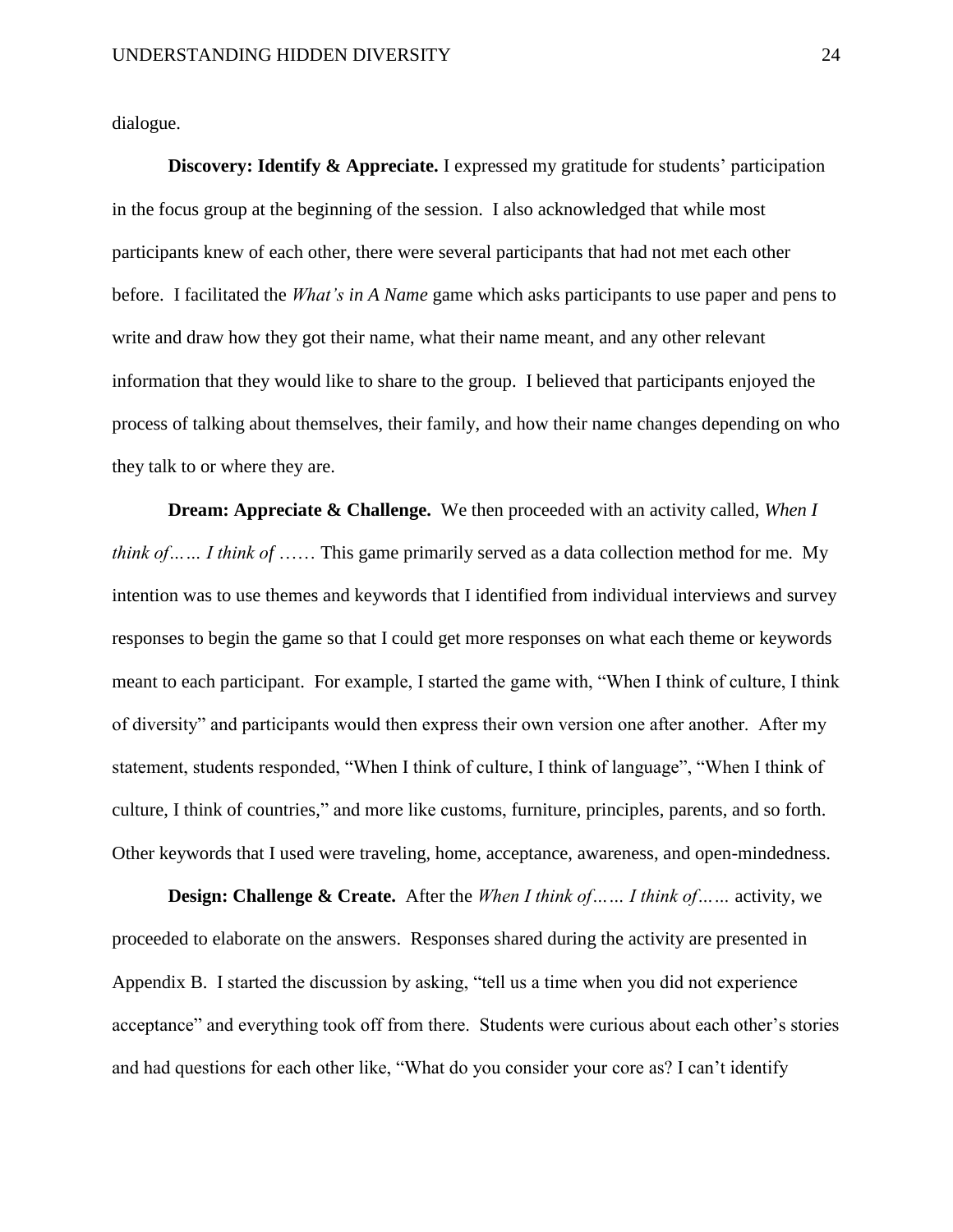dialogue.

**Discovery: Identify & Appreciate.** I expressed my gratitude for students' participation in the focus group at the beginning of the session. I also acknowledged that while most participants knew of each other, there were several participants that had not met each other before. I facilitated the *What's in A Name* game which asks participants to use paper and pens to write and draw how they got their name, what their name meant, and any other relevant information that they would like to share to the group. I believed that participants enjoyed the process of talking about themselves, their family, and how their name changes depending on who they talk to or where they are.

**Dream: Appreciate & Challenge.** We then proceeded with an activity called, *When I think of…… I think of ……* This game primarily served as a data collection method for me. My intention was to use themes and keywords that I identified from individual interviews and survey responses to begin the game so that I could get more responses on what each theme or keywords meant to each participant. For example, I started the game with, "When I think of culture, I think of diversity" and participants would then express their own version one after another. After my statement, students responded, "When I think of culture, I think of language", "When I think of culture, I think of countries," and more like customs, furniture, principles, parents, and so forth. Other keywords that I used were traveling, home, acceptance, awareness, and open-mindedness.

**Design: Challenge & Create.** After the *When I think of…… I think of……* activity, we proceeded to elaborate on the answers. Responses shared during the activity are presented in Appendix B. I started the discussion by asking, "tell us a time when you did not experience acceptance" and everything took off from there. Students were curious about each other's stories and had questions for each other like, "What do you consider your core as? I can't identify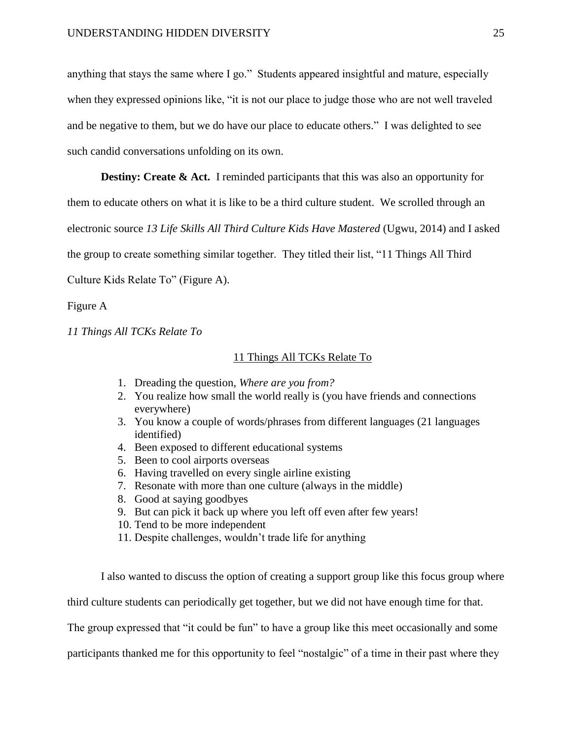anything that stays the same where I go." Students appeared insightful and mature, especially when they expressed opinions like, "it is not our place to judge those who are not well traveled and be negative to them, but we do have our place to educate others." I was delighted to see such candid conversations unfolding on its own.

**Destiny: Create & Act.** I reminded participants that this was also an opportunity for them to educate others on what it is like to be a third culture student. We scrolled through an electronic source *13 Life Skills All Third Culture Kids Have Mastered* (Ugwu, 2014) and I asked the group to create something similar together. They titled their list, "11 Things All Third Culture Kids Relate To" (Figure A).

Figure A

*11 Things All TCKs Relate To*

<u>11 Things All TCKs Relate To</u>

1. Dreading the question, *Where are you from?*
2. You realize how small the world really is (you have friends and connections everywhere)
3. You know a couple of words/phrases from different languages (21 languages identified)
4. Been exposed to different educational systems
5. Been to cool airports overseas
6. Having travelled on every single airline existing
7. Resonate with more than one culture (always in the middle)
8. Good at saying goodbyes
9. But can pick it back up where you left off even after few years!
10. Tend to be more independent
11. Despite challenges, wouldn't trade life for anything

I also wanted to discuss the option of creating a support group like this focus group where third culture students can periodically get together, but we did not have enough time for that. The group expressed that "it could be fun" to have a group like this meet occasionally and some participants thanked me for this opportunity to feel "nostalgic" of a time in their past where they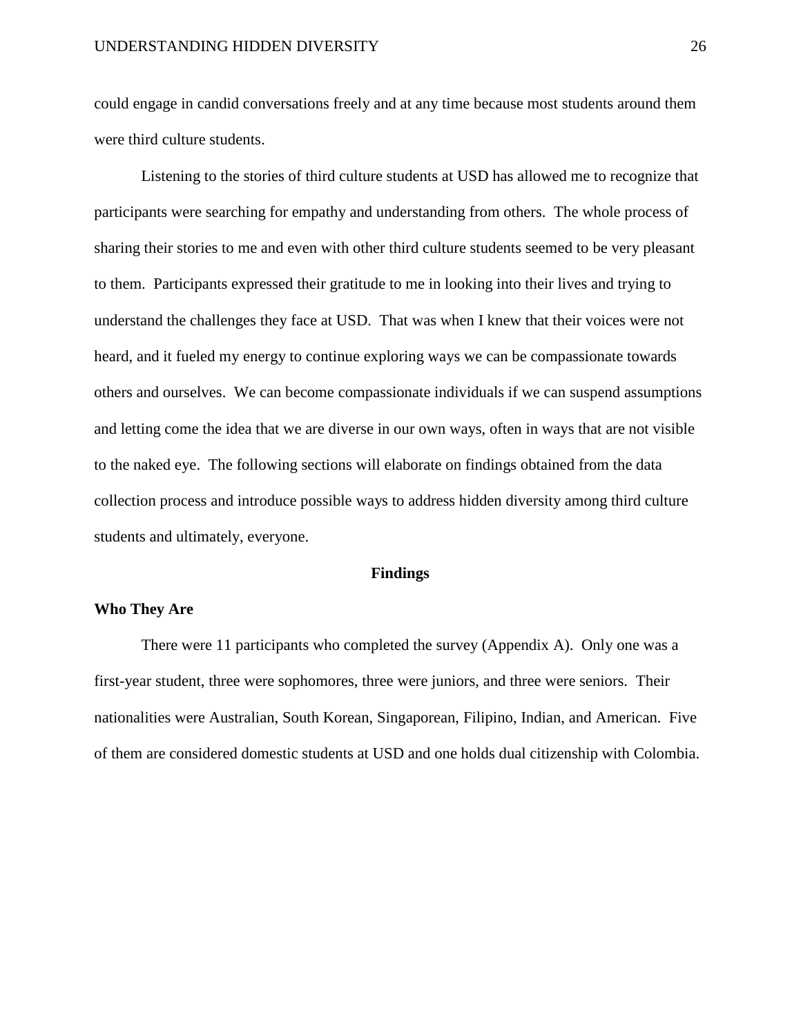could engage in candid conversations freely and at any time because most students around them were third culture students.

Listening to the stories of third culture students at USD has allowed me to recognize that participants were searching for empathy and understanding from others. The whole process of sharing their stories to me and even with other third culture students seemed to be very pleasant to them. Participants expressed their gratitude to me in looking into their lives and trying to understand the challenges they face at USD. That was when I knew that their voices were not heard, and it fueled my energy to continue exploring ways we can be compassionate towards others and ourselves. We can become compassionate individuals if we can suspend assumptions and letting come the idea that we are diverse in our own ways, often in ways that are not visible to the naked eye. The following sections will elaborate on findings obtained from the data collection process and introduce possible ways to address hidden diversity among third culture students and ultimately, everyone.

## Findings

### Who They Are

There were 11 participants who completed the survey (Appendix A). Only one was a first-year student, three were sophomores, three were juniors, and three were seniors. Their nationalities were Australian, South Korean, Singaporean, Filipino, Indian, and American. Five of them are considered domestic students at USD and one holds dual citizenship with Colombia.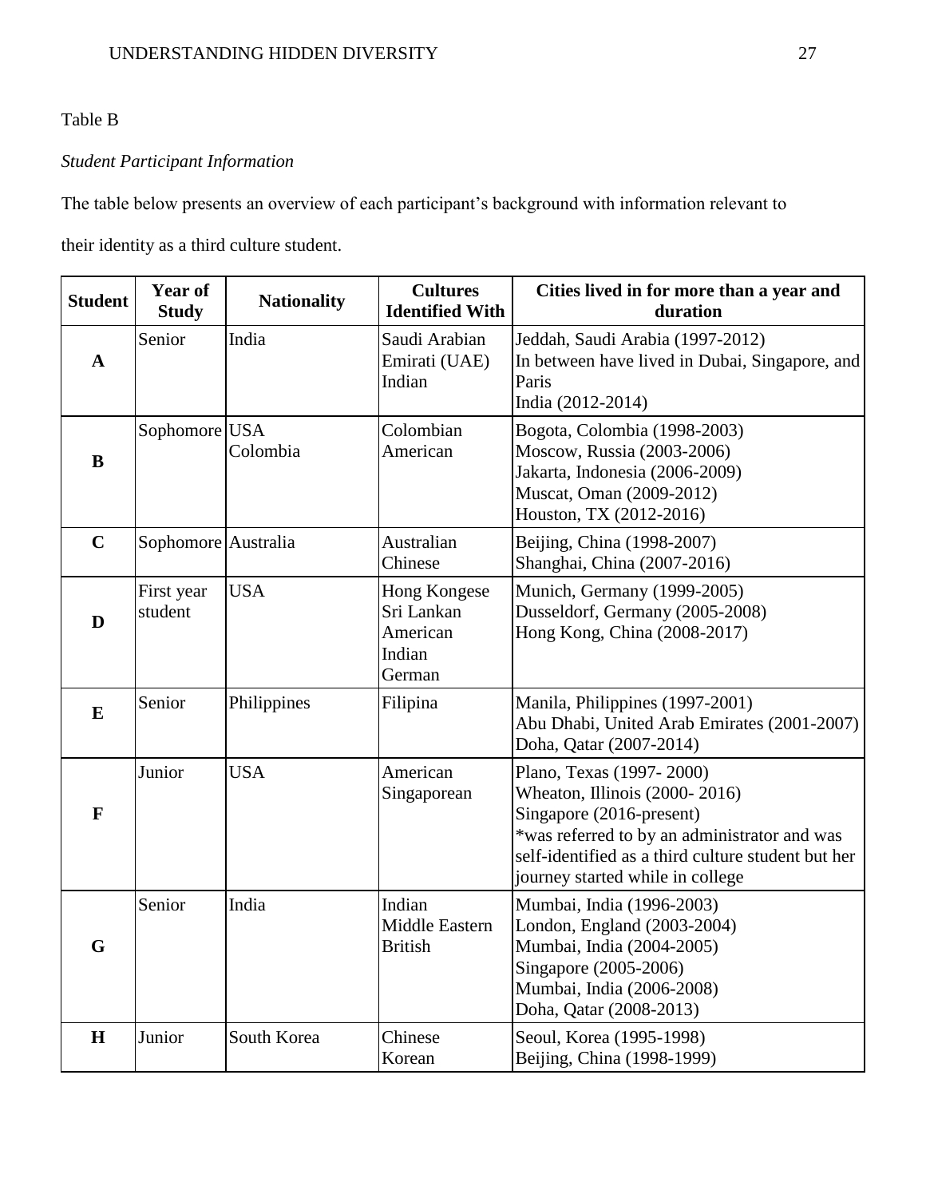Table B

*Student Participant Information*

The table below presents an overview of each participant's background with information relevant to their identity as a third culture student.

| Student | Year of Study | Nationality | Cultures Identified With | Cities lived in for more than a year and duration |
|---|---|---|---|---|
| **A** | Senior | India | Saudi Arabian<br>Emirati (UAE)<br>Indian | Jeddah, Saudi Arabia (1997-2012)<br>In between have lived in Dubai, Singapore, and Paris<br>India (2012-2014) |
| **B** | Sophomore | USA<br>Colombia | Colombian<br>American | Bogota, Colombia (1998-2003)<br>Moscow, Russia (2003-2006)<br>Jakarta, Indonesia (2006-2009)<br>Muscat, Oman (2009-2012)<br>Houston, TX (2012-2016) |
| **C** | Sophomore | Australia | Australian<br>Chinese | Beijing, China (1998-2007)<br>Shanghai, China (2007-2016) |
| **D** | First year student | USA | Hong Kongese<br>Sri Lankan<br>American<br>Indian<br>German | Munich, Germany (1999-2005)<br>Dusseldorf, Germany (2005-2008)<br>Hong Kong, China (2008-2017) |
| **E** | Senior | Philippines | Filipina | Manila, Philippines (1997-2001)<br>Abu Dhabi, United Arab Emirates (2001-2007)<br>Doha, Qatar (2007-2014) |
| **F** | Junior | USA | American<br>Singaporean | Plano, Texas (1997- 2000)<br>Wheaton, Illinois (2000- 2016)<br>Singapore (2016-present)<br>*was referred to by an administrator and was self-identified as a third culture student but her journey started while in college |
| **G** | Senior | India | Indian<br>Middle Eastern<br>British | Mumbai, India (1996-2003)<br>London, England (2003-2004)<br>Mumbai, India (2004-2005)<br>Singapore (2005-2006)<br>Mumbai, India (2006-2008)<br>Doha, Qatar (2008-2013) |
| **H** | Junior | South Korea | Chinese<br>Korean | Seoul, Korea (1995-1998)<br>Beijing, China (1998-1999) |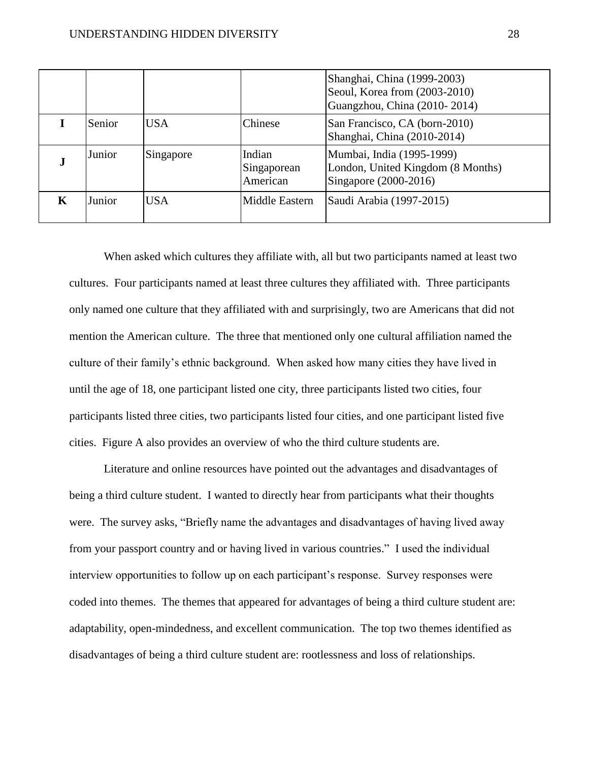| | | | | |
|---|---|---|---|---|
| | | | | Shanghai, China (1999-2003)<br>Seoul, Korea from (2003-2010)<br>Guangzhou, China (2010- 2014) |
| **I** | Senior | USA | Chinese | San Francisco, CA (born-2010)<br>Shanghai, China (2010-2014) |
| **J** | Junior | Singapore | Indian Singaporean American | Mumbai, India (1995-1999)<br>London, United Kingdom (8 Months)<br>Singapore (2000-2016) |
| **K** | Junior | USA | Middle Eastern | Saudi Arabia (1997-2015) |

When asked which cultures they affiliate with, all but two participants named at least two cultures. Four participants named at least three cultures they affiliated with. Three participants only named one culture that they affiliated with and surprisingly, two are Americans that did not mention the American culture. The three that mentioned only one cultural affiliation named the culture of their family's ethnic background. When asked how many cities they have lived in until the age of 18, one participant listed one city, three participants listed two cities, four participants listed three cities, two participants listed four cities, and one participant listed five cities. Figure A also provides an overview of who the third culture students are.

Literature and online resources have pointed out the advantages and disadvantages of being a third culture student. I wanted to directly hear from participants what their thoughts were. The survey asks, "Briefly name the advantages and disadvantages of having lived away from your passport country and or having lived in various countries." I used the individual interview opportunities to follow up on each participant's response. Survey responses were coded into themes. The themes that appeared for advantages of being a third culture student are: adaptability, open-mindedness, and excellent communication. The top two themes identified as disadvantages of being a third culture student are: rootlessness and loss of relationships.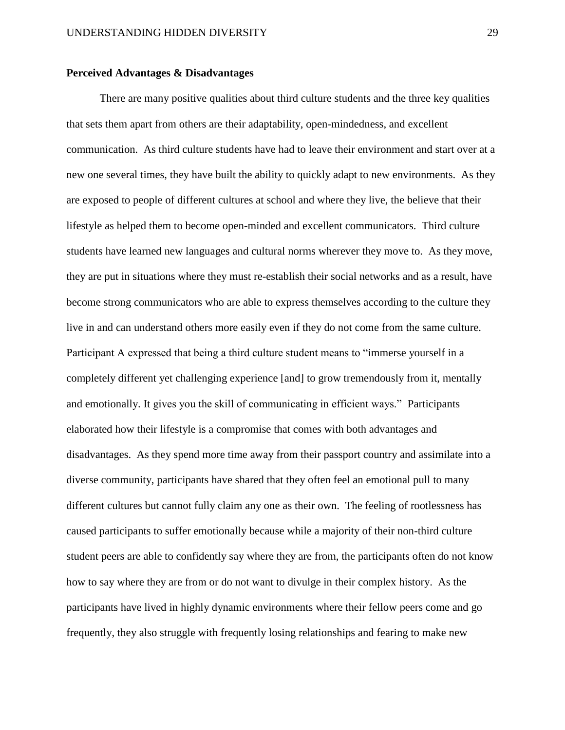**Perceived Advantages & Disadvantages**

There are many positive qualities about third culture students and the three key qualities that sets them apart from others are their adaptability, open-mindedness, and excellent communication. As third culture students have had to leave their environment and start over at a new one several times, they have built the ability to quickly adapt to new environments. As they are exposed to people of different cultures at school and where they live, the believe that their lifestyle as helped them to become open-minded and excellent communicators. Third culture students have learned new languages and cultural norms wherever they move to. As they move, they are put in situations where they must re-establish their social networks and as a result, have become strong communicators who are able to express themselves according to the culture they live in and can understand others more easily even if they do not come from the same culture. Participant A expressed that being a third culture student means to "immerse yourself in a completely different yet challenging experience [and] to grow tremendously from it, mentally and emotionally. It gives you the skill of communicating in efficient ways." Participants elaborated how their lifestyle is a compromise that comes with both advantages and disadvantages. As they spend more time away from their passport country and assimilate into a diverse community, participants have shared that they often feel an emotional pull to many different cultures but cannot fully claim any one as their own. The feeling of rootlessness has caused participants to suffer emotionally because while a majority of their non-third culture student peers are able to confidently say where they are from, the participants often do not know how to say where they are from or do not want to divulge in their complex history. As the participants have lived in highly dynamic environments where their fellow peers come and go frequently, they also struggle with frequently losing relationships and fearing to make new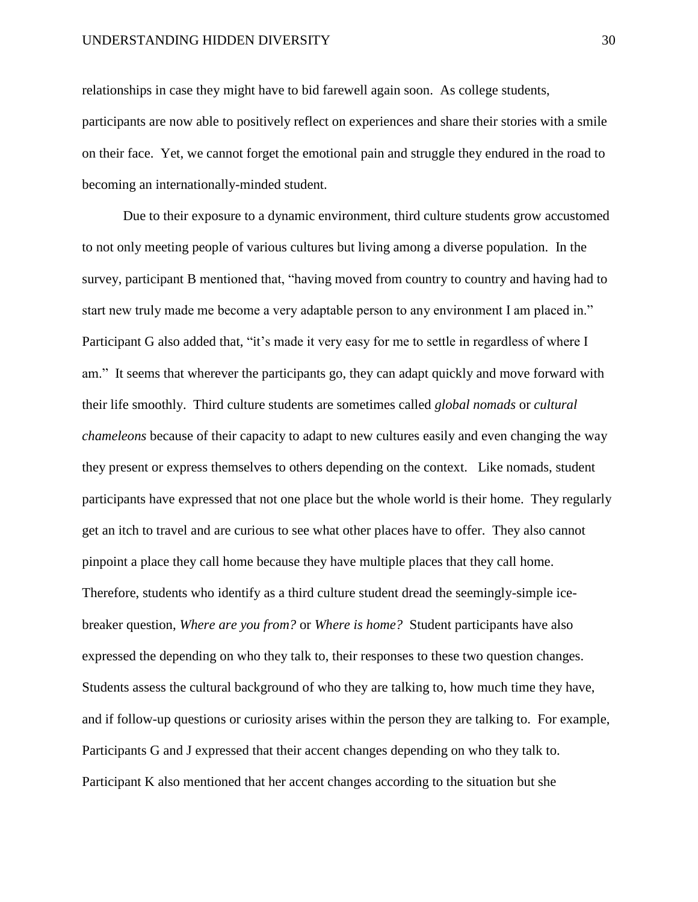relationships in case they might have to bid farewell again soon. As college students, participants are now able to positively reflect on experiences and share their stories with a smile on their face. Yet, we cannot forget the emotional pain and struggle they endured in the road to becoming an internationally-minded student.

Due to their exposure to a dynamic environment, third culture students grow accustomed to not only meeting people of various cultures but living among a diverse population. In the survey, participant B mentioned that, "having moved from country to country and having had to start new truly made me become a very adaptable person to any environment I am placed in." Participant G also added that, "it's made it very easy for me to settle in regardless of where I am." It seems that wherever the participants go, they can adapt quickly and move forward with their life smoothly. Third culture students are sometimes called *global nomads* or *cultural chameleons* because of their capacity to adapt to new cultures easily and even changing the way they present or express themselves to others depending on the context. Like nomads, student participants have expressed that not one place but the whole world is their home. They regularly get an itch to travel and are curious to see what other places have to offer. They also cannot pinpoint a place they call home because they have multiple places that they call home. Therefore, students who identify as a third culture student dread the seemingly-simple ice-breaker question, *Where are you from?* or *Where is home?* Student participants have also expressed the depending on who they talk to, their responses to these two question changes. Students assess the cultural background of who they are talking to, how much time they have, and if follow-up questions or curiosity arises within the person they are talking to. For example, Participants G and J expressed that their accent changes depending on who they talk to. Participant K also mentioned that her accent changes according to the situation but she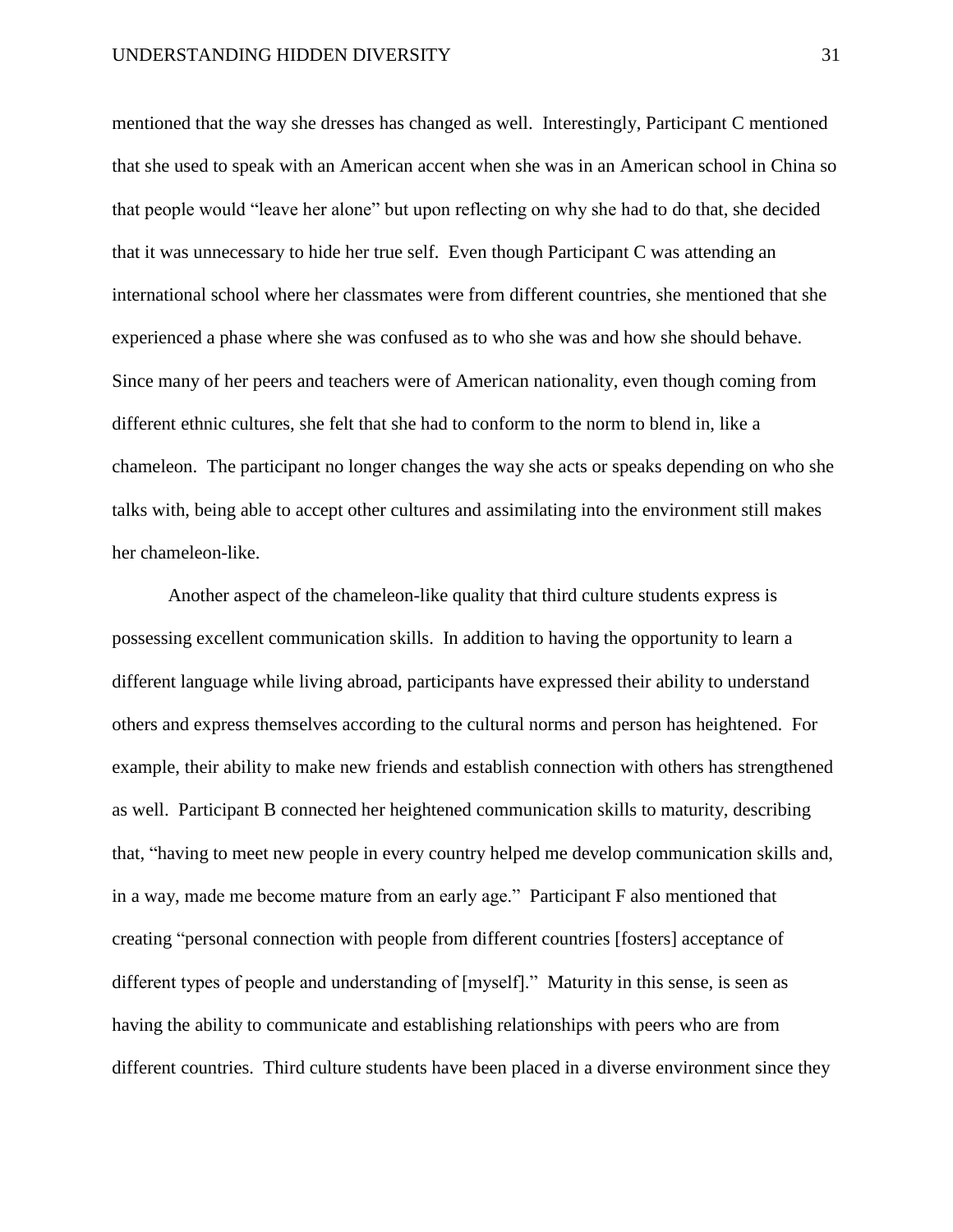mentioned that the way she dresses has changed as well. Interestingly, Participant C mentioned that she used to speak with an American accent when she was in an American school in China so that people would "leave her alone" but upon reflecting on why she had to do that, she decided that it was unnecessary to hide her true self. Even though Participant C was attending an international school where her classmates were from different countries, she mentioned that she experienced a phase where she was confused as to who she was and how she should behave. Since many of her peers and teachers were of American nationality, even though coming from different ethnic cultures, she felt that she had to conform to the norm to blend in, like a chameleon. The participant no longer changes the way she acts or speaks depending on who she talks with, being able to accept other cultures and assimilating into the environment still makes her chameleon-like.

Another aspect of the chameleon-like quality that third culture students express is possessing excellent communication skills. In addition to having the opportunity to learn a different language while living abroad, participants have expressed their ability to understand others and express themselves according to the cultural norms and person has heightened. For example, their ability to make new friends and establish connection with others has strengthened as well. Participant B connected her heightened communication skills to maturity, describing that, "having to meet new people in every country helped me develop communication skills and, in a way, made me become mature from an early age." Participant F also mentioned that creating "personal connection with people from different countries [fosters] acceptance of different types of people and understanding of [myself]." Maturity in this sense, is seen as having the ability to communicate and establishing relationships with peers who are from different countries. Third culture students have been placed in a diverse environment since they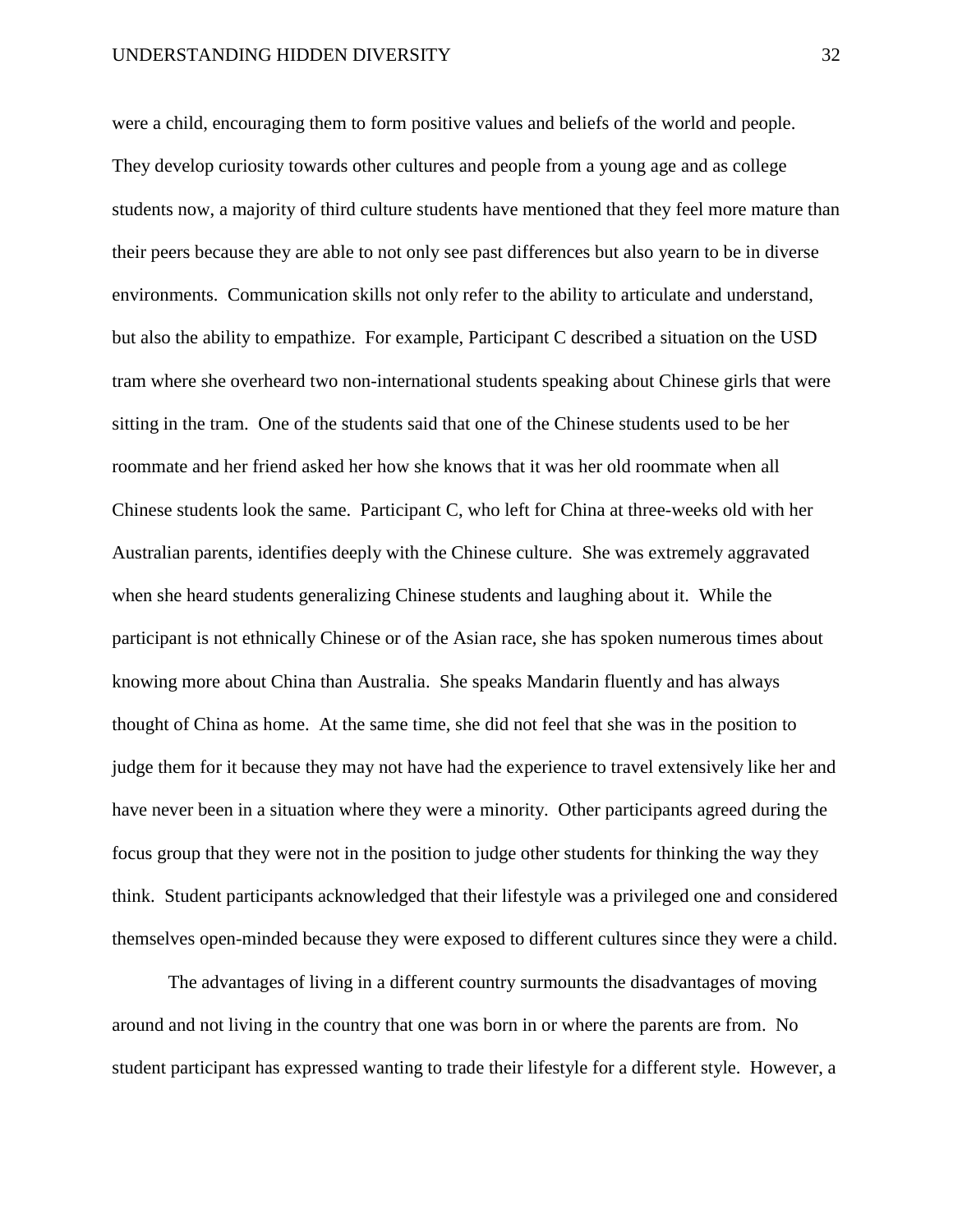were a child, encouraging them to form positive values and beliefs of the world and people. They develop curiosity towards other cultures and people from a young age and as college students now, a majority of third culture students have mentioned that they feel more mature than their peers because they are able to not only see past differences but also yearn to be in diverse environments. Communication skills not only refer to the ability to articulate and understand, but also the ability to empathize. For example, Participant C described a situation on the USD tram where she overheard two non-international students speaking about Chinese girls that were sitting in the tram. One of the students said that one of the Chinese students used to be her roommate and her friend asked her how she knows that it was her old roommate when all Chinese students look the same. Participant C, who left for China at three-weeks old with her Australian parents, identifies deeply with the Chinese culture. She was extremely aggravated when she heard students generalizing Chinese students and laughing about it. While the participant is not ethnically Chinese or of the Asian race, she has spoken numerous times about knowing more about China than Australia. She speaks Mandarin fluently and has always thought of China as home. At the same time, she did not feel that she was in the position to judge them for it because they may not have had the experience to travel extensively like her and have never been in a situation where they were a minority. Other participants agreed during the focus group that they were not in the position to judge other students for thinking the way they think. Student participants acknowledged that their lifestyle was a privileged one and considered themselves open-minded because they were exposed to different cultures since they were a child.

The advantages of living in a different country surmounts the disadvantages of moving around and not living in the country that one was born in or where the parents are from. No student participant has expressed wanting to trade their lifestyle for a different style. However, a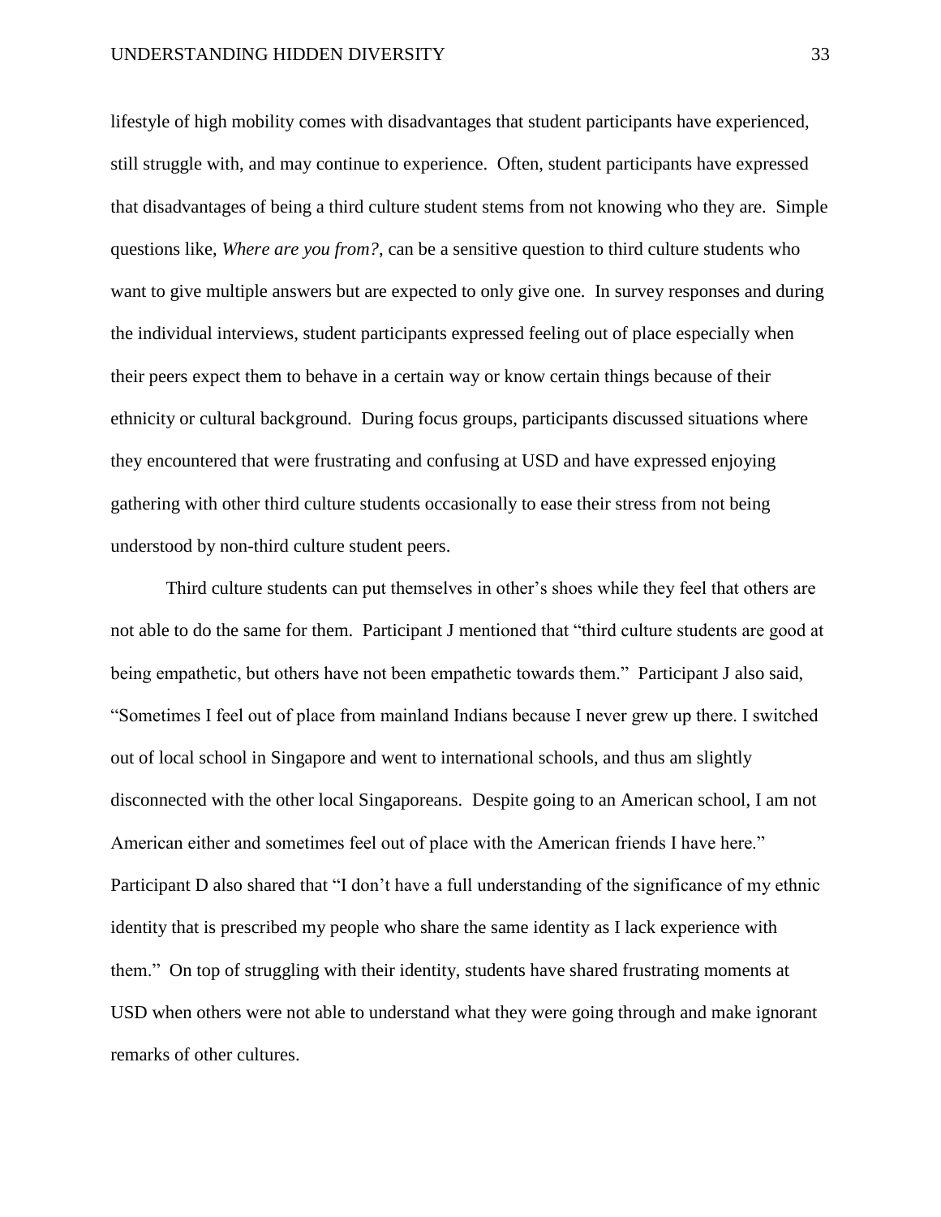lifestyle of high mobility comes with disadvantages that student participants have experienced, still struggle with, and may continue to experience. Often, student participants have expressed that disadvantages of being a third culture student stems from not knowing who they are. Simple questions like, *Where are you from?*, can be a sensitive question to third culture students who want to give multiple answers but are expected to only give one. In survey responses and during the individual interviews, student participants expressed feeling out of place especially when their peers expect them to behave in a certain way or know certain things because of their ethnicity or cultural background. During focus groups, participants discussed situations where they encountered that were frustrating and confusing at USD and have expressed enjoying gathering with other third culture students occasionally to ease their stress from not being understood by non-third culture student peers.

Third culture students can put themselves in other's shoes while they feel that others are not able to do the same for them. Participant J mentioned that "third culture students are good at being empathetic, but others have not been empathetic towards them." Participant J also said, "Sometimes I feel out of place from mainland Indians because I never grew up there. I switched out of local school in Singapore and went to international schools, and thus am slightly disconnected with the other local Singaporeans. Despite going to an American school, I am not American either and sometimes feel out of place with the American friends I have here." Participant D also shared that "I don't have a full understanding of the significance of my ethnic identity that is prescribed my people who share the same identity as I lack experience with them." On top of struggling with their identity, students have shared frustrating moments at USD when others were not able to understand what they were going through and make ignorant remarks of other cultures.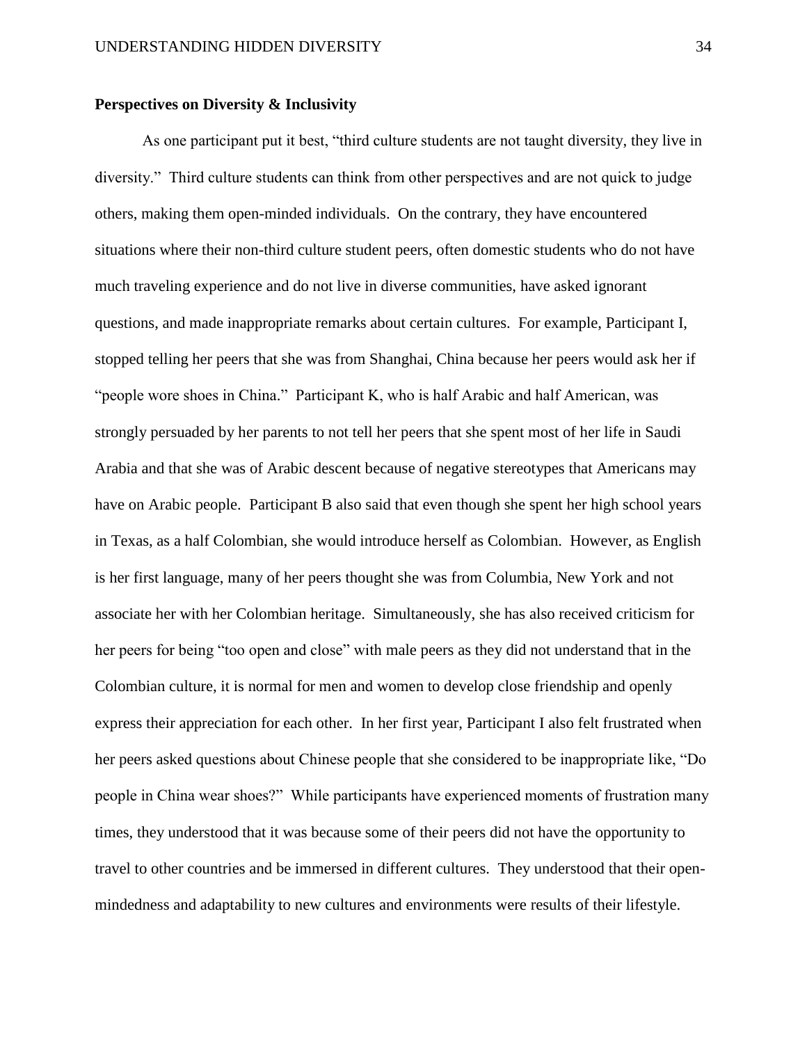**Perspectives on Diversity & Inclusivity**

As one participant put it best, "third culture students are not taught diversity, they live in diversity." Third culture students can think from other perspectives and are not quick to judge others, making them open-minded individuals. On the contrary, they have encountered situations where their non-third culture student peers, often domestic students who do not have much traveling experience and do not live in diverse communities, have asked ignorant questions, and made inappropriate remarks about certain cultures. For example, Participant I, stopped telling her peers that she was from Shanghai, China because her peers would ask her if "people wore shoes in China." Participant K, who is half Arabic and half American, was strongly persuaded by her parents to not tell her peers that she spent most of her life in Saudi Arabia and that she was of Arabic descent because of negative stereotypes that Americans may have on Arabic people. Participant B also said that even though she spent her high school years in Texas, as a half Colombian, she would introduce herself as Colombian. However, as English is her first language, many of her peers thought she was from Columbia, New York and not associate her with her Colombian heritage. Simultaneously, she has also received criticism for her peers for being "too open and close" with male peers as they did not understand that in the Colombian culture, it is normal for men and women to develop close friendship and openly express their appreciation for each other. In her first year, Participant I also felt frustrated when her peers asked questions about Chinese people that she considered to be inappropriate like, "Do people in China wear shoes?" While participants have experienced moments of frustration many times, they understood that it was because some of their peers did not have the opportunity to travel to other countries and be immersed in different cultures. They understood that their open-mindedness and adaptability to new cultures and environments were results of their lifestyle.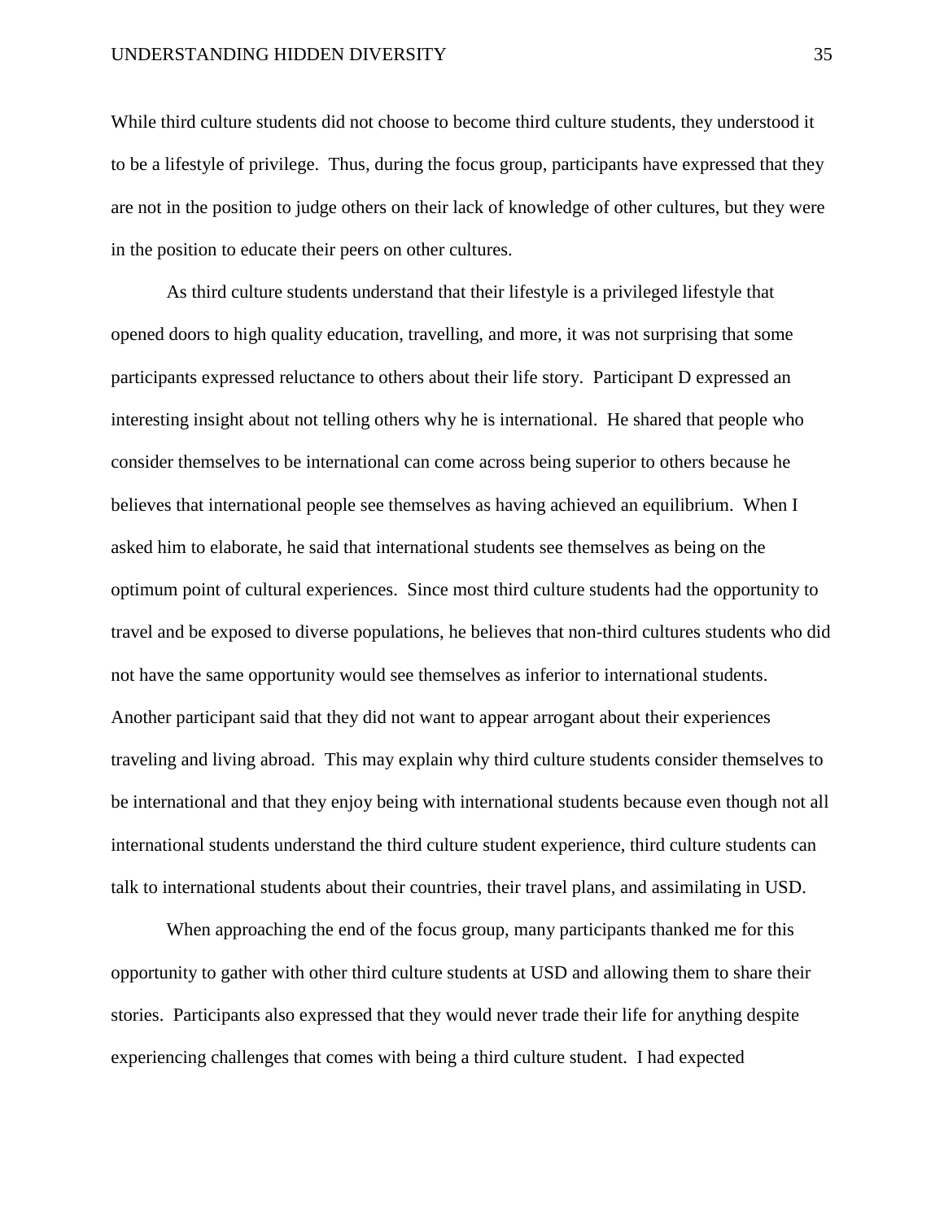While third culture students did not choose to become third culture students, they understood it to be a lifestyle of privilege. Thus, during the focus group, participants have expressed that they are not in the position to judge others on their lack of knowledge of other cultures, but they were in the position to educate their peers on other cultures.

As third culture students understand that their lifestyle is a privileged lifestyle that opened doors to high quality education, travelling, and more, it was not surprising that some participants expressed reluctance to others about their life story. Participant D expressed an interesting insight about not telling others why he is international. He shared that people who consider themselves to be international can come across being superior to others because he believes that international people see themselves as having achieved an equilibrium. When I asked him to elaborate, he said that international students see themselves as being on the optimum point of cultural experiences. Since most third culture students had the opportunity to travel and be exposed to diverse populations, he believes that non-third cultures students who did not have the same opportunity would see themselves as inferior to international students. Another participant said that they did not want to appear arrogant about their experiences traveling and living abroad. This may explain why third culture students consider themselves to be international and that they enjoy being with international students because even though not all international students understand the third culture student experience, third culture students can talk to international students about their countries, their travel plans, and assimilating in USD.

When approaching the end of the focus group, many participants thanked me for this opportunity to gather with other third culture students at USD and allowing them to share their stories. Participants also expressed that they would never trade their life for anything despite experiencing challenges that comes with being a third culture student. I had expected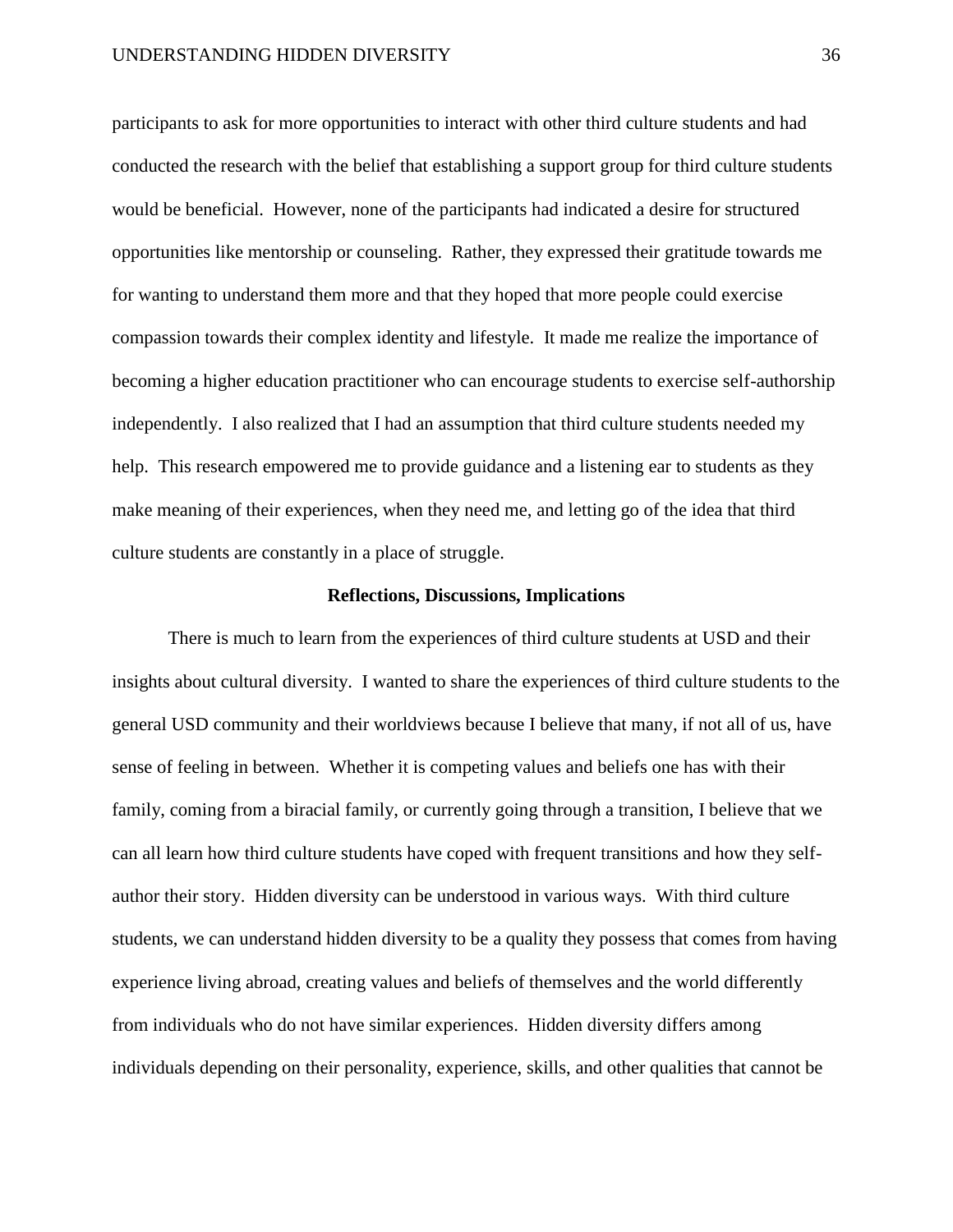participants to ask for more opportunities to interact with other third culture students and had conducted the research with the belief that establishing a support group for third culture students would be beneficial. However, none of the participants had indicated a desire for structured opportunities like mentorship or counseling. Rather, they expressed their gratitude towards me for wanting to understand them more and that they hoped that more people could exercise compassion towards their complex identity and lifestyle. It made me realize the importance of becoming a higher education practitioner who can encourage students to exercise self-authorship independently. I also realized that I had an assumption that third culture students needed my help. This research empowered me to provide guidance and a listening ear to students as they make meaning of their experiences, when they need me, and letting go of the idea that third culture students are constantly in a place of struggle.

## Reflections, Discussions, Implications

There is much to learn from the experiences of third culture students at USD and their insights about cultural diversity. I wanted to share the experiences of third culture students to the general USD community and their worldviews because I believe that many, if not all of us, have sense of feeling in between. Whether it is competing values and beliefs one has with their family, coming from a biracial family, or currently going through a transition, I believe that we can all learn how third culture students have coped with frequent transitions and how they self-author their story. Hidden diversity can be understood in various ways. With third culture students, we can understand hidden diversity to be a quality they possess that comes from having experience living abroad, creating values and beliefs of themselves and the world differently from individuals who do not have similar experiences. Hidden diversity differs among individuals depending on their personality, experience, skills, and other qualities that cannot be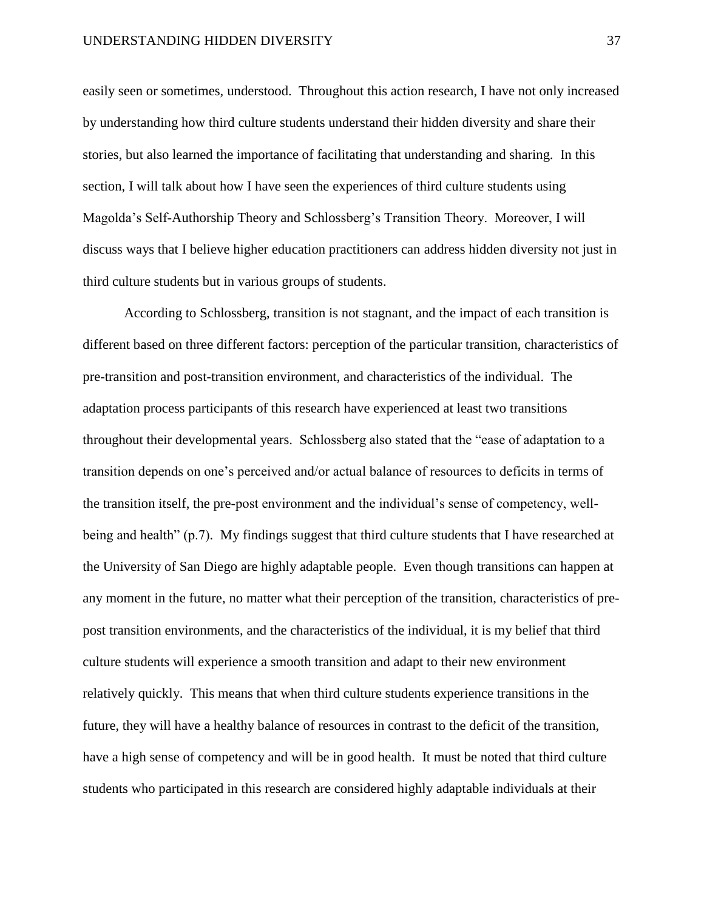easily seen or sometimes, understood. Throughout this action research, I have not only increased by understanding how third culture students understand their hidden diversity and share their stories, but also learned the importance of facilitating that understanding and sharing. In this section, I will talk about how I have seen the experiences of third culture students using Magolda's Self-Authorship Theory and Schlossberg's Transition Theory. Moreover, I will discuss ways that I believe higher education practitioners can address hidden diversity not just in third culture students but in various groups of students.

According to Schlossberg, transition is not stagnant, and the impact of each transition is different based on three different factors: perception of the particular transition, characteristics of pre-transition and post-transition environment, and characteristics of the individual. The adaptation process participants of this research have experienced at least two transitions throughout their developmental years. Schlossberg also stated that the "ease of adaptation to a transition depends on one's perceived and/or actual balance of resources to deficits in terms of the transition itself, the pre-post environment and the individual's sense of competency, well-being and health" (p.7). My findings suggest that third culture students that I have researched at the University of San Diego are highly adaptable people. Even though transitions can happen at any moment in the future, no matter what their perception of the transition, characteristics of pre-post transition environments, and the characteristics of the individual, it is my belief that third culture students will experience a smooth transition and adapt to their new environment relatively quickly. This means that when third culture students experience transitions in the future, they will have a healthy balance of resources in contrast to the deficit of the transition, have a high sense of competency and will be in good health. It must be noted that third culture students who participated in this research are considered highly adaptable individuals at their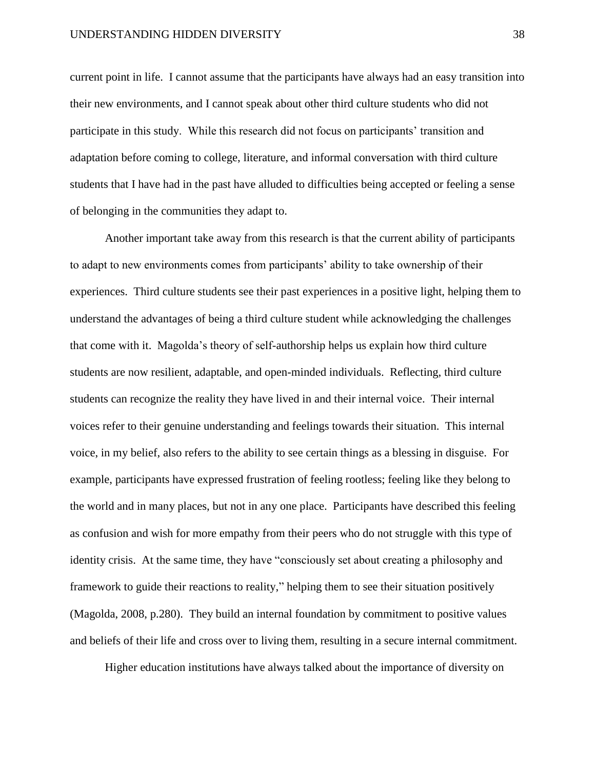current point in life. I cannot assume that the participants have always had an easy transition into their new environments, and I cannot speak about other third culture students who did not participate in this study. While this research did not focus on participants' transition and adaptation before coming to college, literature, and informal conversation with third culture students that I have had in the past have alluded to difficulties being accepted or feeling a sense of belonging in the communities they adapt to.

Another important take away from this research is that the current ability of participants to adapt to new environments comes from participants' ability to take ownership of their experiences. Third culture students see their past experiences in a positive light, helping them to understand the advantages of being a third culture student while acknowledging the challenges that come with it. Magolda's theory of self-authorship helps us explain how third culture students are now resilient, adaptable, and open-minded individuals. Reflecting, third culture students can recognize the reality they have lived in and their internal voice. Their internal voices refer to their genuine understanding and feelings towards their situation. This internal voice, in my belief, also refers to the ability to see certain things as a blessing in disguise. For example, participants have expressed frustration of feeling rootless; feeling like they belong to the world and in many places, but not in any one place. Participants have described this feeling as confusion and wish for more empathy from their peers who do not struggle with this type of identity crisis. At the same time, they have "consciously set about creating a philosophy and framework to guide their reactions to reality," helping them to see their situation positively (Magolda, 2008, p.280). They build an internal foundation by commitment to positive values and beliefs of their life and cross over to living them, resulting in a secure internal commitment.

Higher education institutions have always talked about the importance of diversity on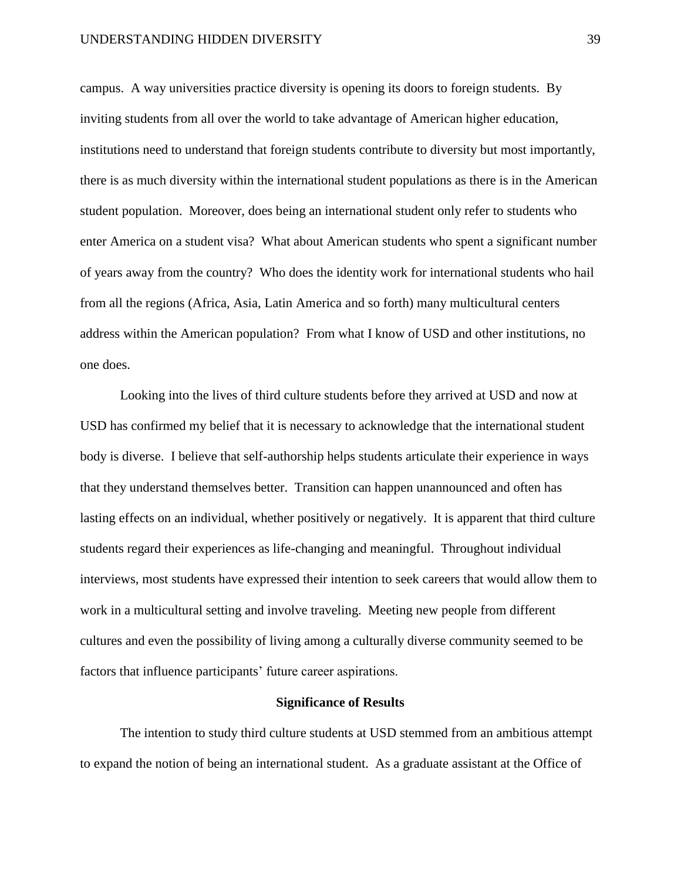campus. A way universities practice diversity is opening its doors to foreign students. By inviting students from all over the world to take advantage of American higher education, institutions need to understand that foreign students contribute to diversity but most importantly, there is as much diversity within the international student populations as there is in the American student population. Moreover, does being an international student only refer to students who enter America on a student visa? What about American students who spent a significant number of years away from the country? Who does the identity work for international students who hail from all the regions (Africa, Asia, Latin America and so forth) many multicultural centers address within the American population? From what I know of USD and other institutions, no one does.

Looking into the lives of third culture students before they arrived at USD and now at USD has confirmed my belief that it is necessary to acknowledge that the international student body is diverse. I believe that self-authorship helps students articulate their experience in ways that they understand themselves better. Transition can happen unannounced and often has lasting effects on an individual, whether positively or negatively. It is apparent that third culture students regard their experiences as life-changing and meaningful. Throughout individual interviews, most students have expressed their intention to seek careers that would allow them to work in a multicultural setting and involve traveling. Meeting new people from different cultures and even the possibility of living among a culturally diverse community seemed to be factors that influence participants' future career aspirations.

## Significance of Results

The intention to study third culture students at USD stemmed from an ambitious attempt to expand the notion of being an international student. As a graduate assistant at the Office of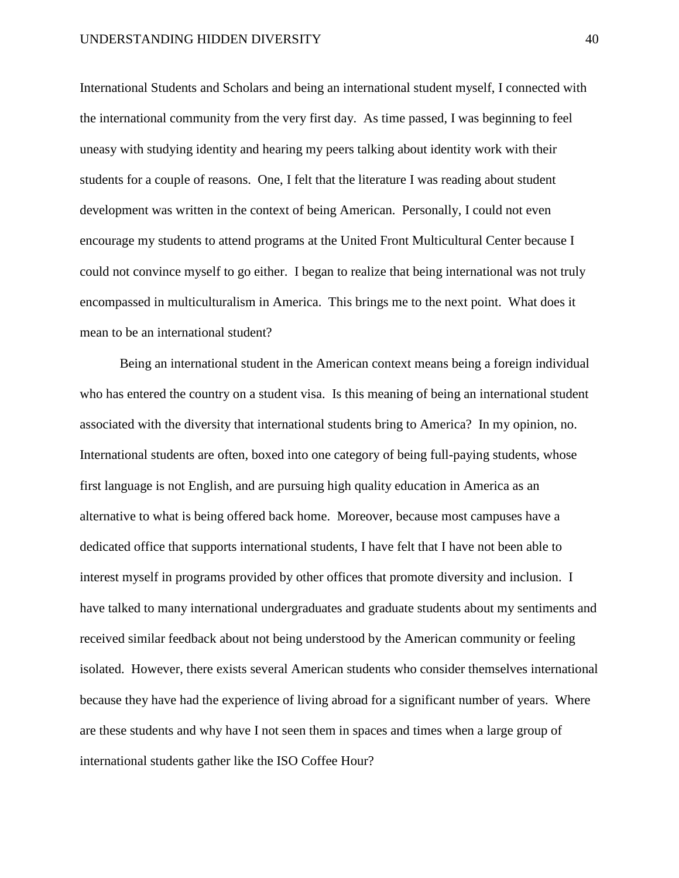International Students and Scholars and being an international student myself, I connected with the international community from the very first day. As time passed, I was beginning to feel uneasy with studying identity and hearing my peers talking about identity work with their students for a couple of reasons. One, I felt that the literature I was reading about student development was written in the context of being American. Personally, I could not even encourage my students to attend programs at the United Front Multicultural Center because I could not convince myself to go either. I began to realize that being international was not truly encompassed in multiculturalism in America. This brings me to the next point. What does it mean to be an international student?

Being an international student in the American context means being a foreign individual who has entered the country on a student visa. Is this meaning of being an international student associated with the diversity that international students bring to America? In my opinion, no. International students are often, boxed into one category of being full-paying students, whose first language is not English, and are pursuing high quality education in America as an alternative to what is being offered back home. Moreover, because most campuses have a dedicated office that supports international students, I have felt that I have not been able to interest myself in programs provided by other offices that promote diversity and inclusion. I have talked to many international undergraduates and graduate students about my sentiments and received similar feedback about not being understood by the American community or feeling isolated. However, there exists several American students who consider themselves international because they have had the experience of living abroad for a significant number of years. Where are these students and why have I not seen them in spaces and times when a large group of international students gather like the ISO Coffee Hour?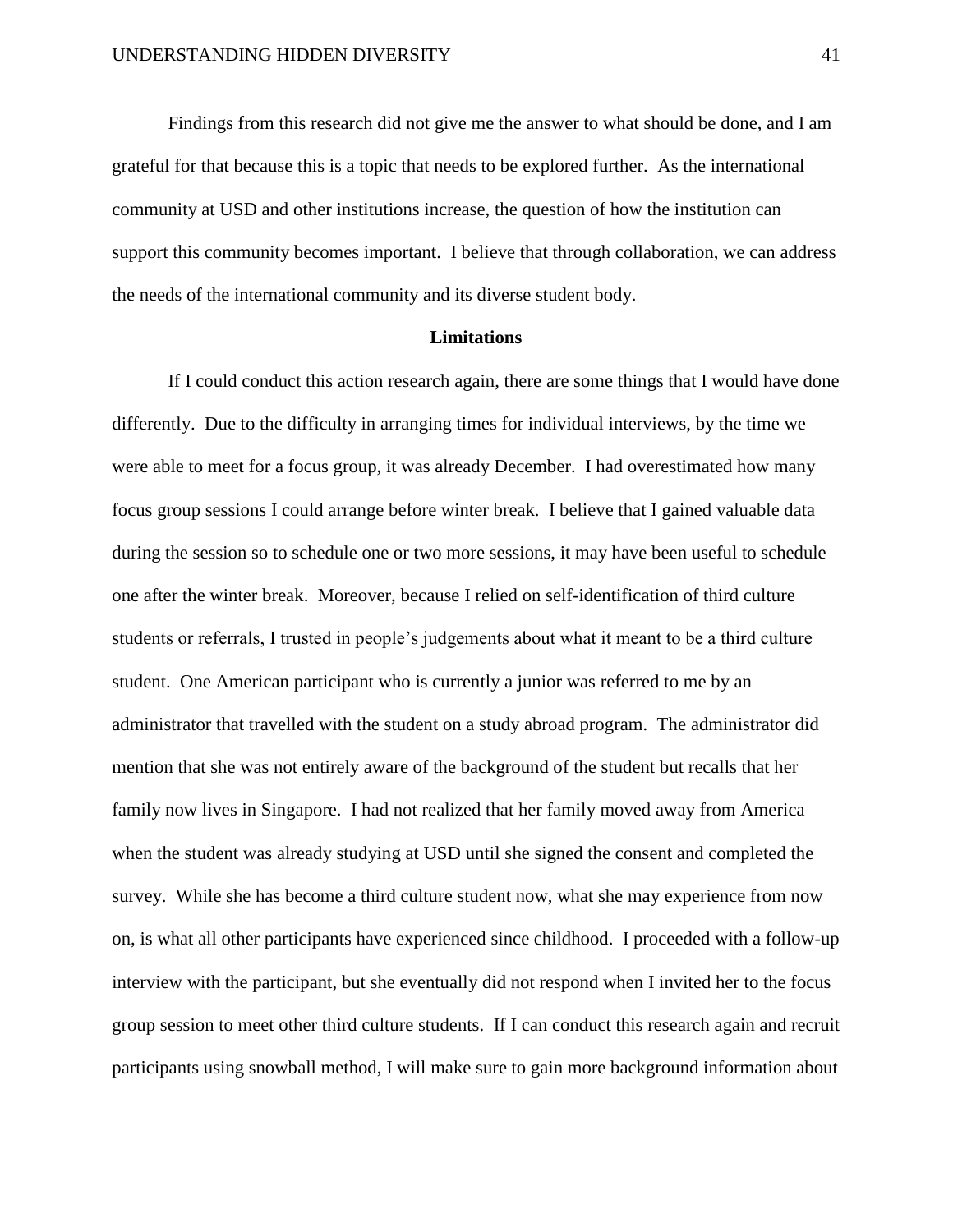Findings from this research did not give me the answer to what should be done, and I am grateful for that because this is a topic that needs to be explored further. As the international community at USD and other institutions increase, the question of how the institution can support this community becomes important. I believe that through collaboration, we can address the needs of the international community and its diverse student body.

## Limitations

If I could conduct this action research again, there are some things that I would have done differently. Due to the difficulty in arranging times for individual interviews, by the time we were able to meet for a focus group, it was already December. I had overestimated how many focus group sessions I could arrange before winter break. I believe that I gained valuable data during the session so to schedule one or two more sessions, it may have been useful to schedule one after the winter break. Moreover, because I relied on self-identification of third culture students or referrals, I trusted in people's judgements about what it meant to be a third culture student. One American participant who is currently a junior was referred to me by an administrator that travelled with the student on a study abroad program. The administrator did mention that she was not entirely aware of the background of the student but recalls that her family now lives in Singapore. I had not realized that her family moved away from America when the student was already studying at USD until she signed the consent and completed the survey. While she has become a third culture student now, what she may experience from now on, is what all other participants have experienced since childhood. I proceeded with a follow-up interview with the participant, but she eventually did not respond when I invited her to the focus group session to meet other third culture students. If I can conduct this research again and recruit participants using snowball method, I will make sure to gain more background information about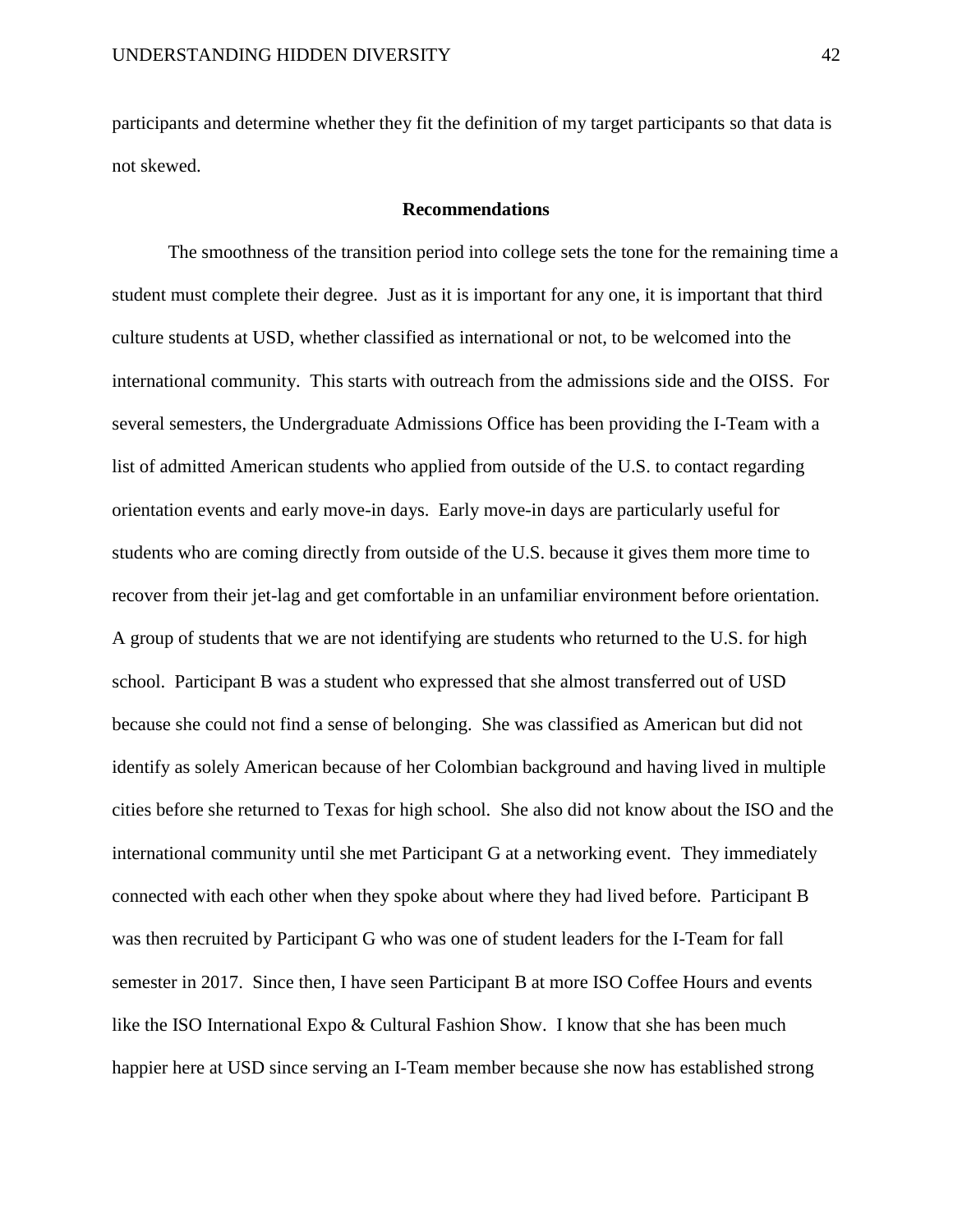participants and determine whether they fit the definition of my target participants so that data is not skewed.

## Recommendations

The smoothness of the transition period into college sets the tone for the remaining time a student must complete their degree. Just as it is important for any one, it is important that third culture students at USD, whether classified as international or not, to be welcomed into the international community. This starts with outreach from the admissions side and the OISS. For several semesters, the Undergraduate Admissions Office has been providing the I-Team with a list of admitted American students who applied from outside of the U.S. to contact regarding orientation events and early move-in days. Early move-in days are particularly useful for students who are coming directly from outside of the U.S. because it gives them more time to recover from their jet-lag and get comfortable in an unfamiliar environment before orientation. A group of students that we are not identifying are students who returned to the U.S. for high school. Participant B was a student who expressed that she almost transferred out of USD because she could not find a sense of belonging. She was classified as American but did not identify as solely American because of her Colombian background and having lived in multiple cities before she returned to Texas for high school. She also did not know about the ISO and the international community until she met Participant G at a networking event. They immediately connected with each other when they spoke about where they had lived before. Participant B was then recruited by Participant G who was one of student leaders for the I-Team for fall semester in 2017. Since then, I have seen Participant B at more ISO Coffee Hours and events like the ISO International Expo & Cultural Fashion Show. I know that she has been much happier here at USD since serving an I-Team member because she now has established strong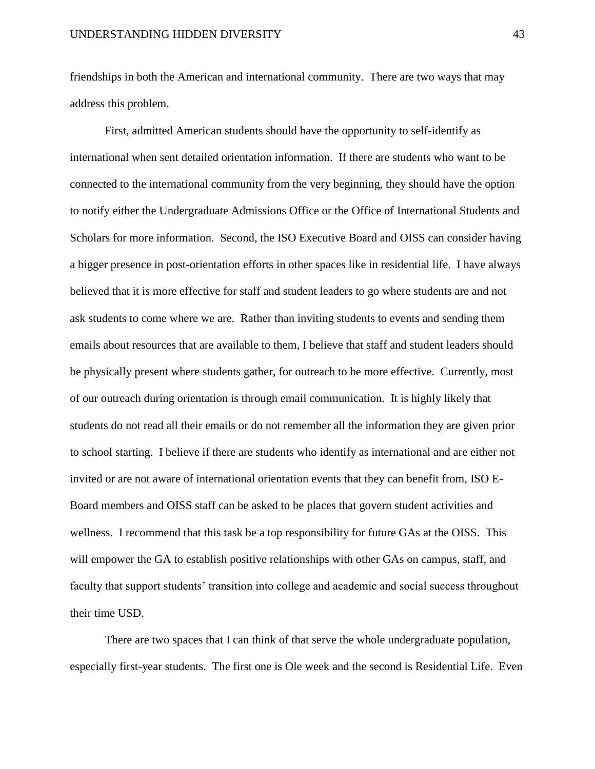friendships in both the American and international community. There are two ways that may address this problem.

First, admitted American students should have the opportunity to self-identify as international when sent detailed orientation information. If there are students who want to be connected to the international community from the very beginning, they should have the option to notify either the Undergraduate Admissions Office or the Office of International Students and Scholars for more information. Second, the ISO Executive Board and OISS can consider having a bigger presence in post-orientation efforts in other spaces like in residential life. I have always believed that it is more effective for staff and student leaders to go where students are and not ask students to come where we are. Rather than inviting students to events and sending them emails about resources that are available to them, I believe that staff and student leaders should be physically present where students gather, for outreach to be more effective. Currently, most of our outreach during orientation is through email communication. It is highly likely that students do not read all their emails or do not remember all the information they are given prior to school starting. I believe if there are students who identify as international and are either not invited or are not aware of international orientation events that they can benefit from, ISO E-Board members and OISS staff can be asked to be places that govern student activities and wellness. I recommend that this task be a top responsibility for future GAs at the OISS. This will empower the GA to establish positive relationships with other GAs on campus, staff, and faculty that support students' transition into college and academic and social success throughout their time USD.

There are two spaces that I can think of that serve the whole undergraduate population, especially first-year students. The first one is Ole week and the second is Residential Life. Even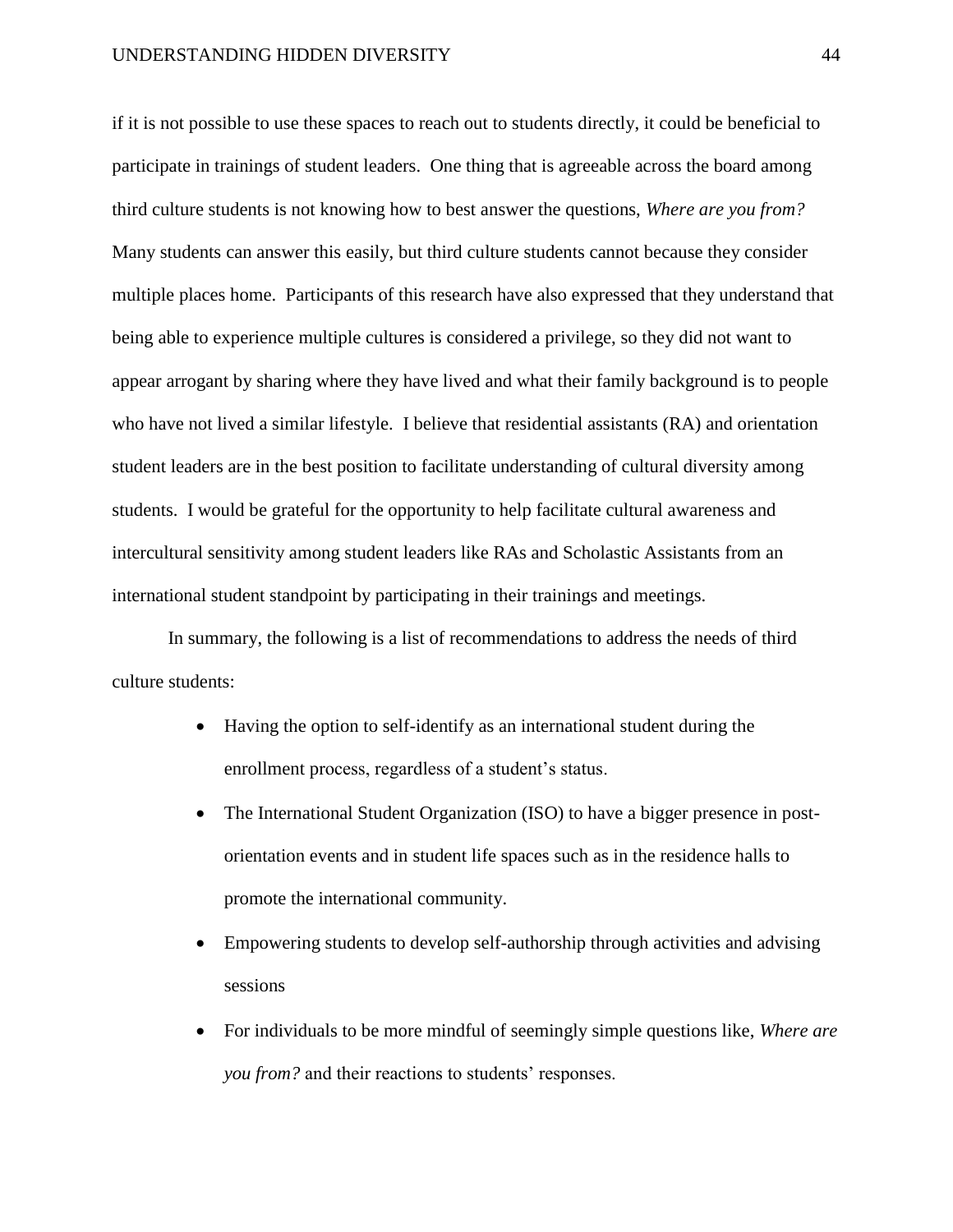if it is not possible to use these spaces to reach out to students directly, it could be beneficial to participate in trainings of student leaders. One thing that is agreeable across the board among third culture students is not knowing how to best answer the questions, *Where are you from?* Many students can answer this easily, but third culture students cannot because they consider multiple places home. Participants of this research have also expressed that they understand that being able to experience multiple cultures is considered a privilege, so they did not want to appear arrogant by sharing where they have lived and what their family background is to people who have not lived a similar lifestyle. I believe that residential assistants (RA) and orientation student leaders are in the best position to facilitate understanding of cultural diversity among students. I would be grateful for the opportunity to help facilitate cultural awareness and intercultural sensitivity among student leaders like RAs and Scholastic Assistants from an international student standpoint by participating in their trainings and meetings.

In summary, the following is a list of recommendations to address the needs of third culture students:

- Having the option to self-identify as an international student during the enrollment process, regardless of a student's status.
- The International Student Organization (ISO) to have a bigger presence in post-orientation events and in student life spaces such as in the residence halls to promote the international community.
- Empowering students to develop self-authorship through activities and advising sessions
- For individuals to be more mindful of seemingly simple questions like, *Where are you from?* and their reactions to students' responses.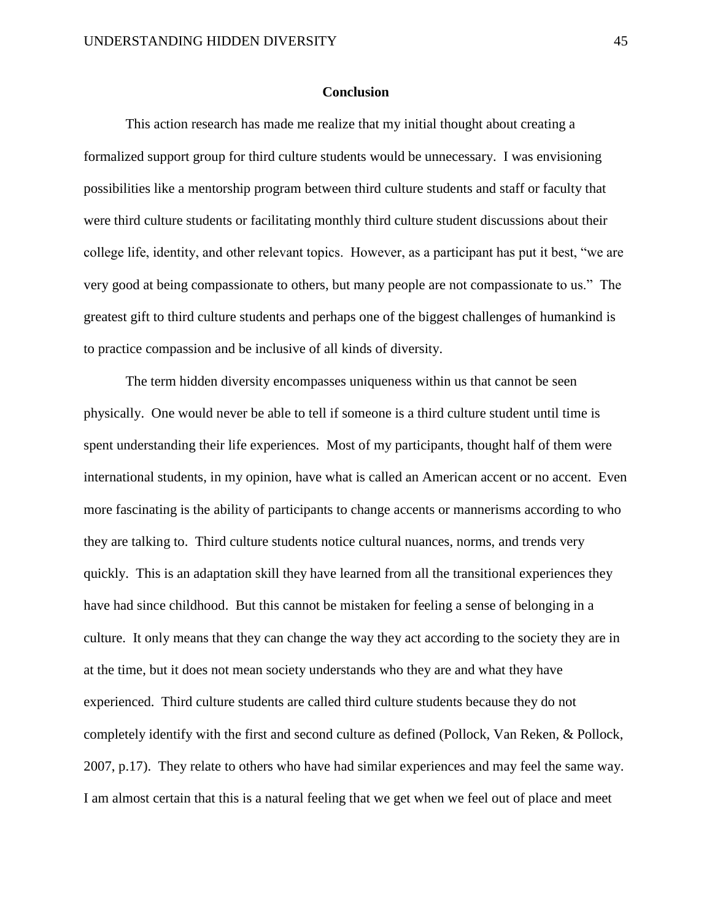## Conclusion

This action research has made me realize that my initial thought about creating a formalized support group for third culture students would be unnecessary. I was envisioning possibilities like a mentorship program between third culture students and staff or faculty that were third culture students or facilitating monthly third culture student discussions about their college life, identity, and other relevant topics. However, as a participant has put it best, "we are very good at being compassionate to others, but many people are not compassionate to us." The greatest gift to third culture students and perhaps one of the biggest challenges of humankind is to practice compassion and be inclusive of all kinds of diversity.

The term hidden diversity encompasses uniqueness within us that cannot be seen physically. One would never be able to tell if someone is a third culture student until time is spent understanding their life experiences. Most of my participants, thought half of them were international students, in my opinion, have what is called an American accent or no accent. Even more fascinating is the ability of participants to change accents or mannerisms according to who they are talking to. Third culture students notice cultural nuances, norms, and trends very quickly. This is an adaptation skill they have learned from all the transitional experiences they have had since childhood. But this cannot be mistaken for feeling a sense of belonging in a culture. It only means that they can change the way they act according to the society they are in at the time, but it does not mean society understands who they are and what they have experienced. Third culture students are called third culture students because they do not completely identify with the first and second culture as defined (Pollock, Van Reken, & Pollock, 2007, p.17). They relate to others who have had similar experiences and may feel the same way. I am almost certain that this is a natural feeling that we get when we feel out of place and meet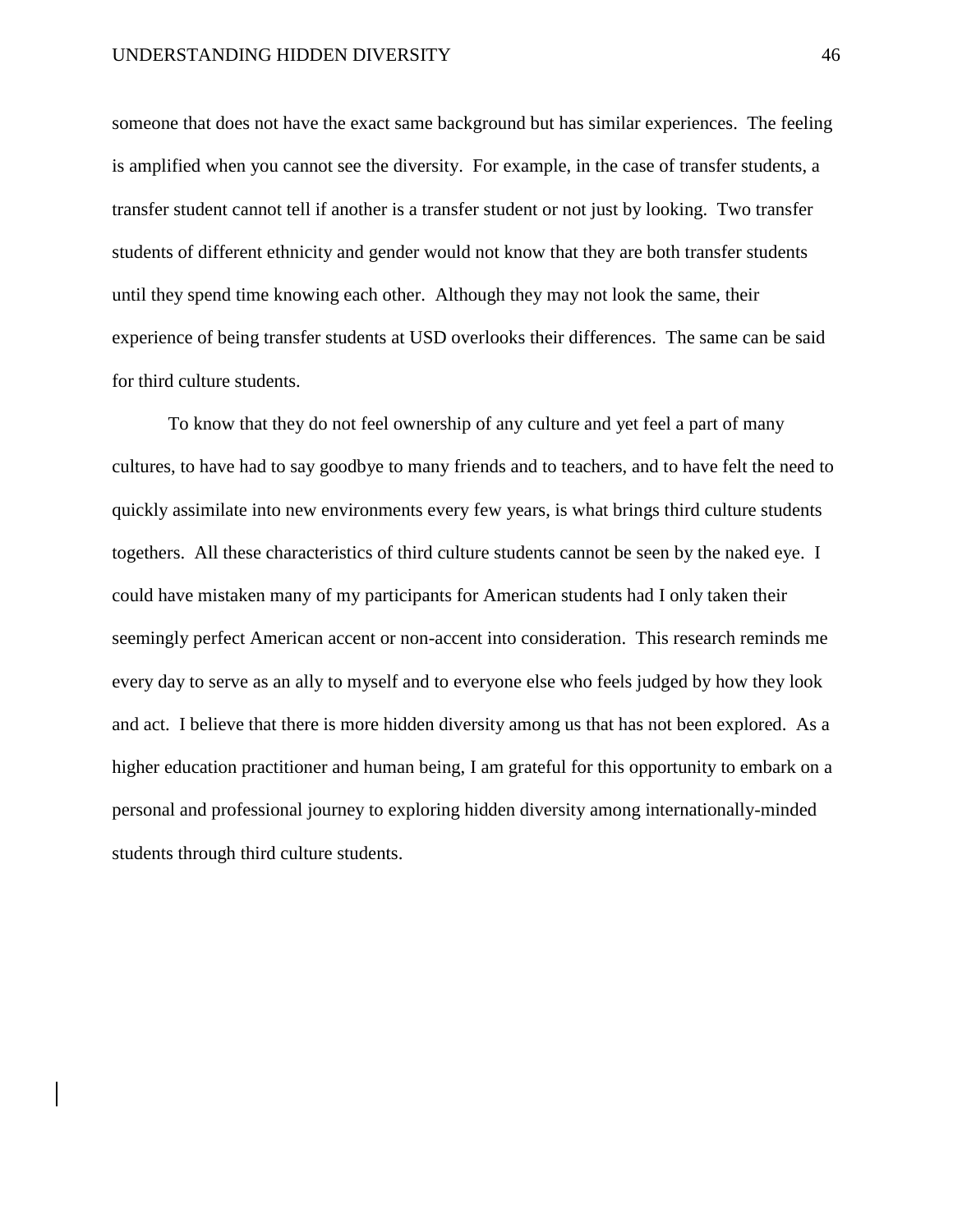someone that does not have the exact same background but has similar experiences. The feeling is amplified when you cannot see the diversity. For example, in the case of transfer students, a transfer student cannot tell if another is a transfer student or not just by looking. Two transfer students of different ethnicity and gender would not know that they are both transfer students until they spend time knowing each other. Although they may not look the same, their experience of being transfer students at USD overlooks their differences. The same can be said for third culture students.

To know that they do not feel ownership of any culture and yet feel a part of many cultures, to have had to say goodbye to many friends and to teachers, and to have felt the need to quickly assimilate into new environments every few years, is what brings third culture students togethers. All these characteristics of third culture students cannot be seen by the naked eye. I could have mistaken many of my participants for American students had I only taken their seemingly perfect American accent or non-accent into consideration. This research reminds me every day to serve as an ally to myself and to everyone else who feels judged by how they look and act. I believe that there is more hidden diversity among us that has not been explored. As a higher education practitioner and human being, I am grateful for this opportunity to embark on a personal and professional journey to exploring hidden diversity among internationally-minded students through third culture students.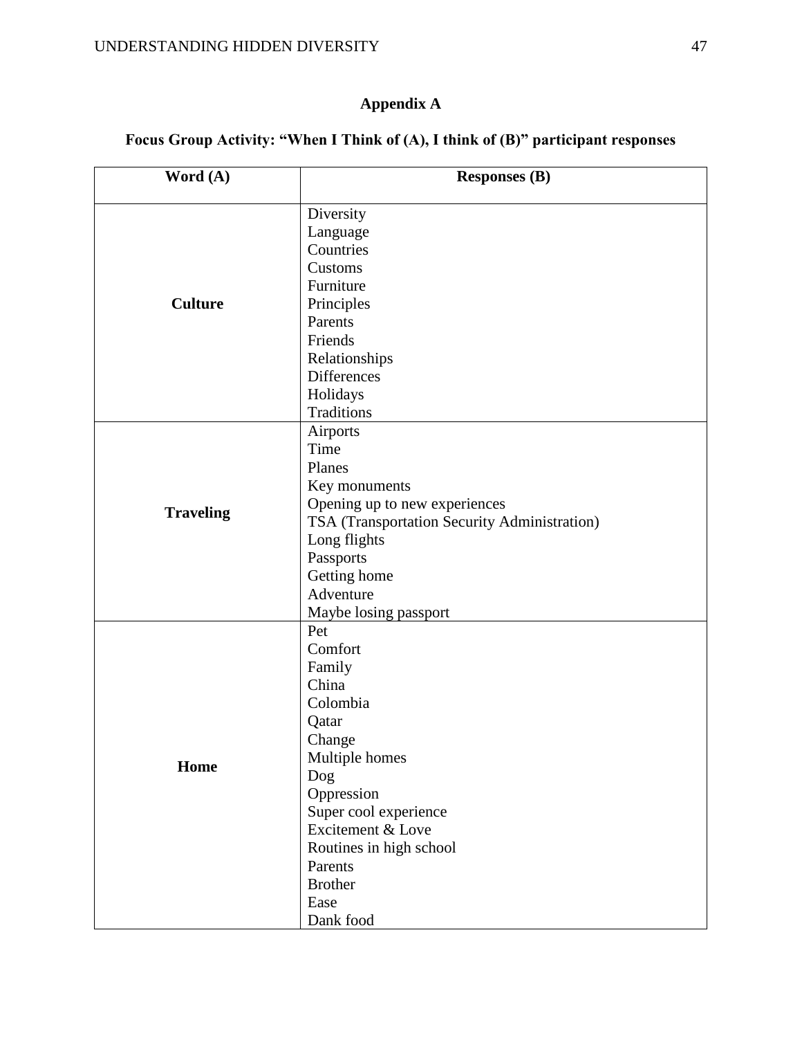## Appendix A

### Focus Group Activity: "When I Think of (A), I think of (B)" participant responses

| Word (A) | Responses (B) |
|---|---|
| **Culture** | Diversity<br>Language<br>Countries<br>Customs<br>Furniture<br>Principles<br>Parents<br>Friends<br>Relationships<br>Differences<br>Holidays<br>Traditions |
| **Traveling** | Airports<br>Time<br>Planes<br>Key monuments<br>Opening up to new experiences<br>TSA (Transportation Security Administration)<br>Long flights<br>Passports<br>Getting home<br>Adventure<br>Maybe losing passport |
| **Home** | Pet<br>Comfort<br>Family<br>China<br>Colombia<br>Qatar<br>Change<br>Multiple homes<br>Dog<br>Oppression<br>Super cool experience<br>Excitement & Love<br>Routines in high school<br>Parents<br>Brother<br>Ease<br>Dank food |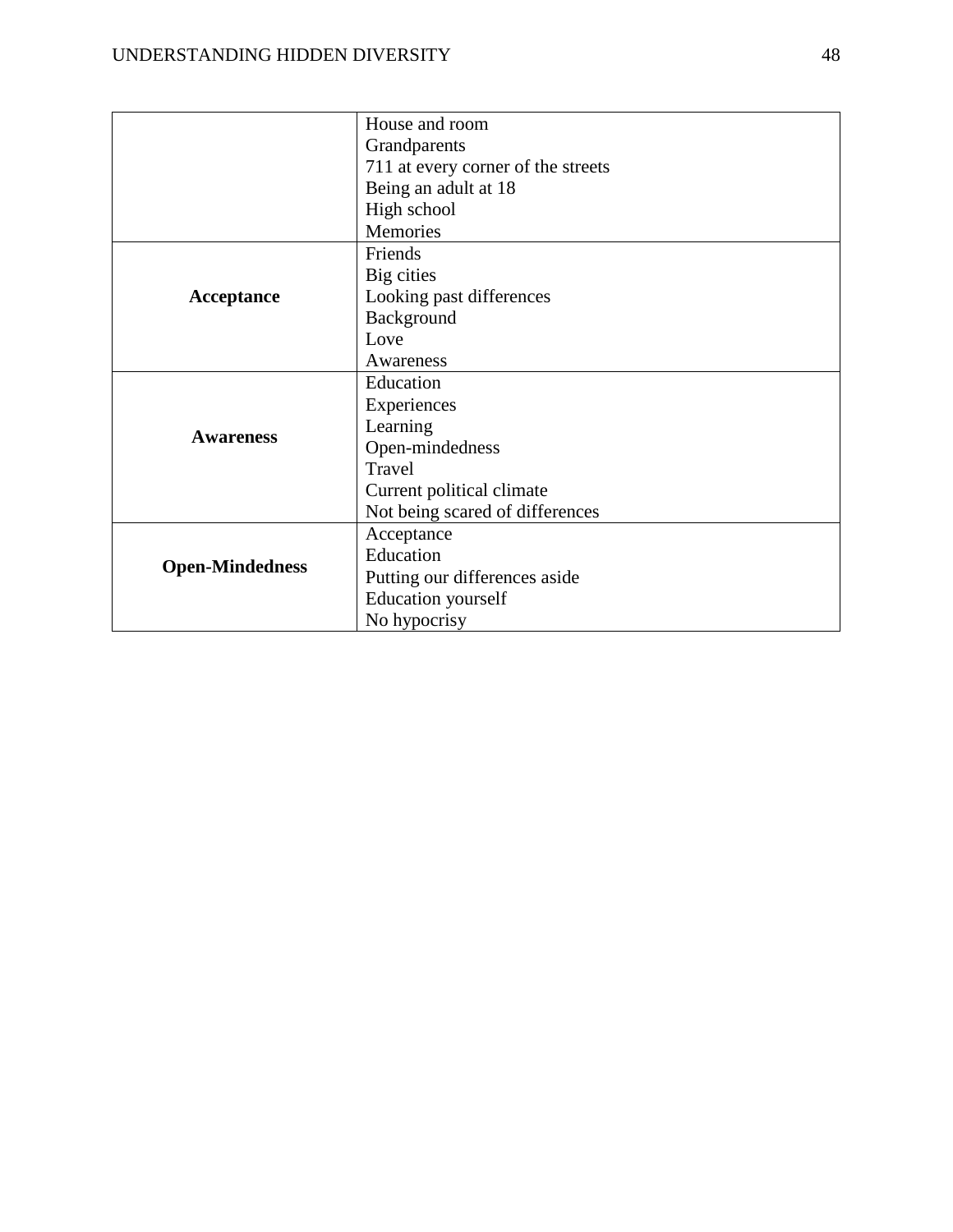| | |
|---|---|
| | House and room<br>Grandparents<br>711 at every corner of the streets<br>Being an adult at 18<br>High school<br>Memories |
| **Acceptance** | Friends<br>Big cities<br>Looking past differences<br>Background<br>Love<br>Awareness |
| **Awareness** | Education<br>Experiences<br>Learning<br>Open-mindedness<br>Travel<br>Current political climate<br>Not being scared of differences |
| **Open-Mindedness** | Acceptance<br>Education<br>Putting our differences aside<br>Education yourself<br>No hypocrisy |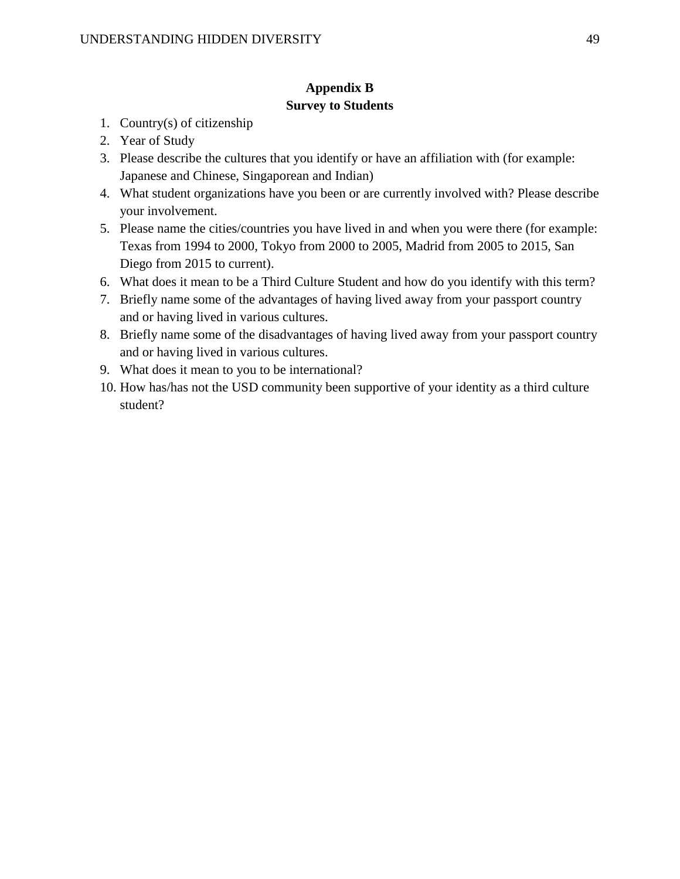## Appendix B
## Survey to Students

1. Country(s) of citizenship
2. Year of Study
3. Please describe the cultures that you identify or have an affiliation with (for example: Japanese and Chinese, Singaporean and Indian)
4. What student organizations have you been or are currently involved with? Please describe your involvement.
5. Please name the cities/countries you have lived in and when you were there (for example: Texas from 1994 to 2000, Tokyo from 2000 to 2005, Madrid from 2005 to 2015, San Diego from 2015 to current).
6. What does it mean to be a Third Culture Student and how do you identify with this term?
7. Briefly name some of the advantages of having lived away from your passport country and or having lived in various cultures.
8. Briefly name some of the disadvantages of having lived away from your passport country and or having lived in various cultures.
9. What does it mean to you to be international?
10. How has/has not the USD community been supportive of your identity as a third culture student?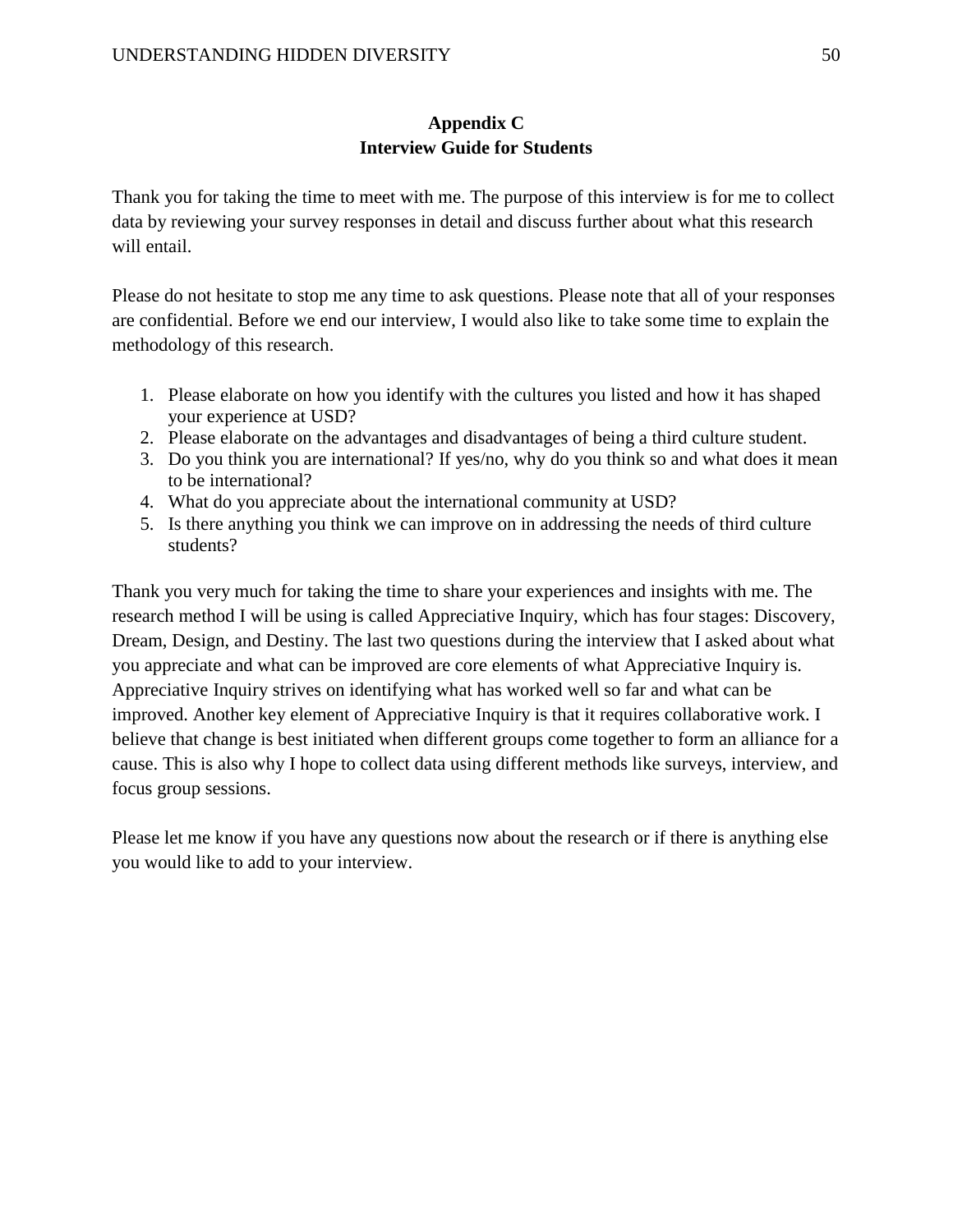## Appendix C
## Interview Guide for Students

Thank you for taking the time to meet with me. The purpose of this interview is for me to collect data by reviewing your survey responses in detail and discuss further about what this research will entail.

Please do not hesitate to stop me any time to ask questions. Please note that all of your responses are confidential. Before we end our interview, I would also like to take some time to explain the methodology of this research.

1. Please elaborate on how you identify with the cultures you listed and how it has shaped your experience at USD?
2. Please elaborate on the advantages and disadvantages of being a third culture student.
3. Do you think you are international? If yes/no, why do you think so and what does it mean to be international?
4. What do you appreciate about the international community at USD?
5. Is there anything you think we can improve on in addressing the needs of third culture students?

Thank you very much for taking the time to share your experiences and insights with me. The research method I will be using is called Appreciative Inquiry, which has four stages: Discovery, Dream, Design, and Destiny. The last two questions during the interview that I asked about what you appreciate and what can be improved are core elements of what Appreciative Inquiry is. Appreciative Inquiry strives on identifying what has worked well so far and what can be improved. Another key element of Appreciative Inquiry is that it requires collaborative work. I believe that change is best initiated when different groups come together to form an alliance for a cause. This is also why I hope to collect data using different methods like surveys, interview, and focus group sessions.

Please let me know if you have any questions now about the research or if there is anything else you would like to add to your interview.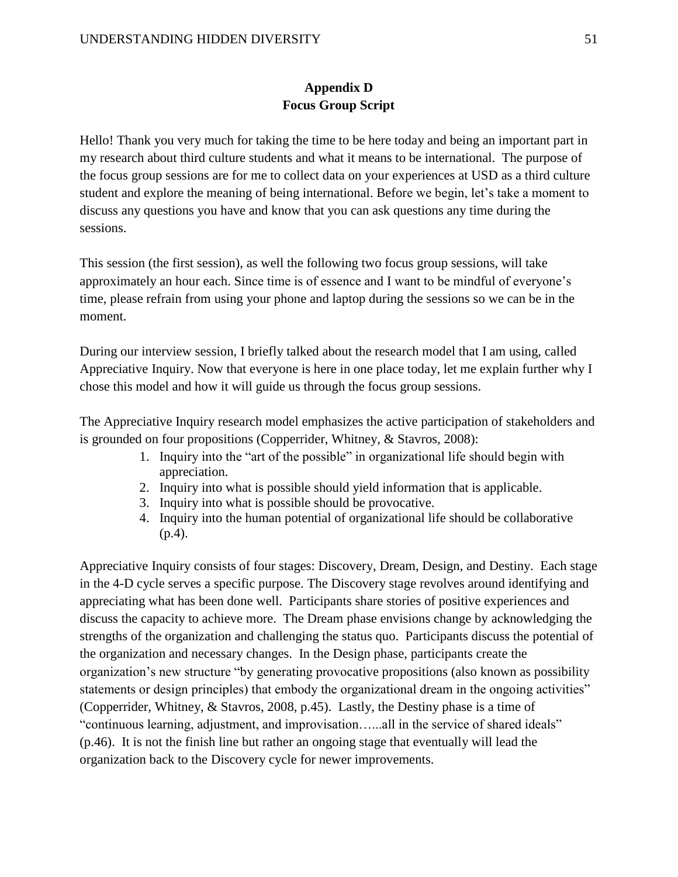# Appendix D
## Focus Group Script

Hello! Thank you very much for taking the time to be here today and being an important part in my research about third culture students and what it means to be international. The purpose of the focus group sessions are for me to collect data on your experiences at USD as a third culture student and explore the meaning of being international. Before we begin, let's take a moment to discuss any questions you have and know that you can ask questions any time during the sessions.

This session (the first session), as well the following two focus group sessions, will take approximately an hour each. Since time is of essence and I want to be mindful of everyone's time, please refrain from using your phone and laptop during the sessions so we can be in the moment.

During our interview session, I briefly talked about the research model that I am using, called Appreciative Inquiry. Now that everyone is here in one place today, let me explain further why I chose this model and how it will guide us through the focus group sessions.

The Appreciative Inquiry research model emphasizes the active participation of stakeholders and is grounded on four propositions (Copperrider, Whitney, & Stavros, 2008):

1. Inquiry into the "art of the possible" in organizational life should begin with appreciation.
2. Inquiry into what is possible should yield information that is applicable.
3. Inquiry into what is possible should be provocative.
4. Inquiry into the human potential of organizational life should be collaborative (p.4).

Appreciative Inquiry consists of four stages: Discovery, Dream, Design, and Destiny. Each stage in the 4-D cycle serves a specific purpose. The Discovery stage revolves around identifying and appreciating what has been done well. Participants share stories of positive experiences and discuss the capacity to achieve more. The Dream phase envisions change by acknowledging the strengths of the organization and challenging the status quo. Participants discuss the potential of the organization and necessary changes. In the Design phase, participants create the organization's new structure "by generating provocative propositions (also known as possibility statements or design principles) that embody the organizational dream in the ongoing activities" (Copperrider, Whitney, & Stavros, 2008, p.45). Lastly, the Destiny phase is a time of "continuous learning, adjustment, and improvisation…...all in the service of shared ideals" (p.46). It is not the finish line but rather an ongoing stage that eventually will lead the organization back to the Discovery cycle for newer improvements.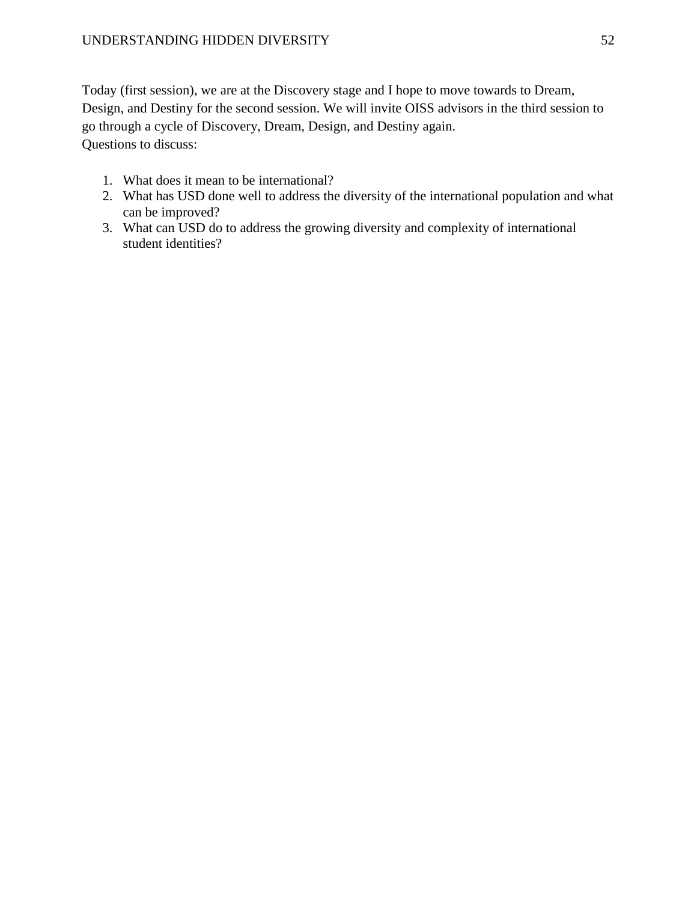Today (first session), we are at the Discovery stage and I hope to move towards to Dream, Design, and Destiny for the second session. We will invite OISS advisors in the third session to go through a cycle of Discovery, Dream, Design, and Destiny again.
Questions to discuss:

1. What does it mean to be international?
2. What has USD done well to address the diversity of the international population and what can be improved?
3. What can USD do to address the growing diversity and complexity of international student identities?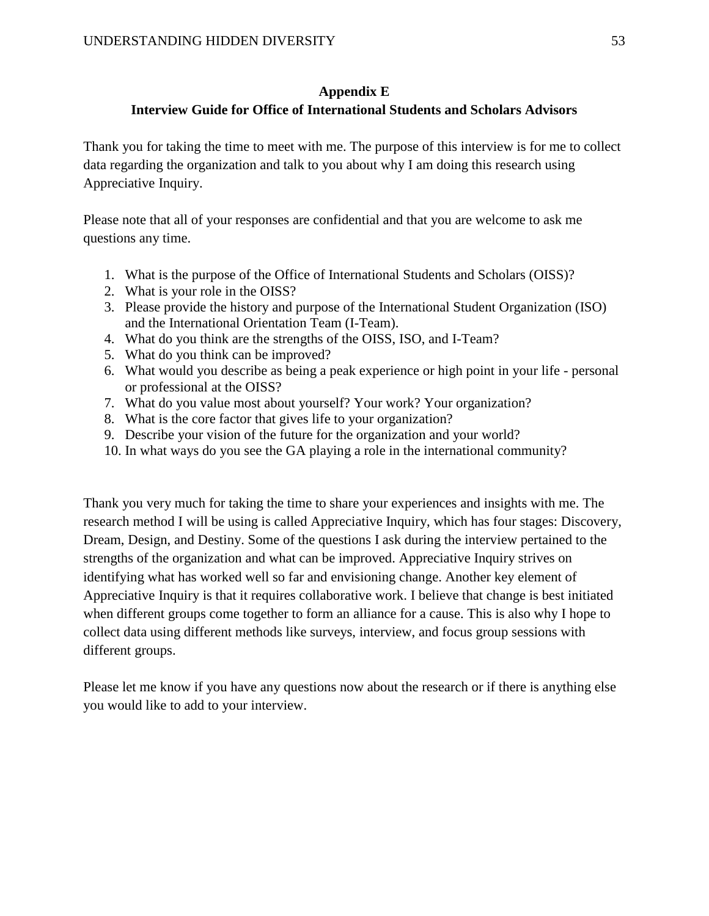## Appendix E
## Interview Guide for Office of International Students and Scholars Advisors

Thank you for taking the time to meet with me. The purpose of this interview is for me to collect data regarding the organization and talk to you about why I am doing this research using Appreciative Inquiry.

Please note that all of your responses are confidential and that you are welcome to ask me questions any time.

1. What is the purpose of the Office of International Students and Scholars (OISS)?
2. What is your role in the OISS?
3. Please provide the history and purpose of the International Student Organization (ISO) and the International Orientation Team (I-Team).
4. What do you think are the strengths of the OISS, ISO, and I-Team?
5. What do you think can be improved?
6. What would you describe as being a peak experience or high point in your life - personal or professional at the OISS?
7. What do you value most about yourself? Your work? Your organization?
8. What is the core factor that gives life to your organization?
9. Describe your vision of the future for the organization and your world?
10. In what ways do you see the GA playing a role in the international community?

Thank you very much for taking the time to share your experiences and insights with me. The research method I will be using is called Appreciative Inquiry, which has four stages: Discovery, Dream, Design, and Destiny. Some of the questions I ask during the interview pertained to the strengths of the organization and what can be improved. Appreciative Inquiry strives on identifying what has worked well so far and envisioning change. Another key element of Appreciative Inquiry is that it requires collaborative work. I believe that change is best initiated when different groups come together to form an alliance for a cause. This is also why I hope to collect data using different methods like surveys, interview, and focus group sessions with different groups.

Please let me know if you have any questions now about the research or if there is anything else you would like to add to your interview.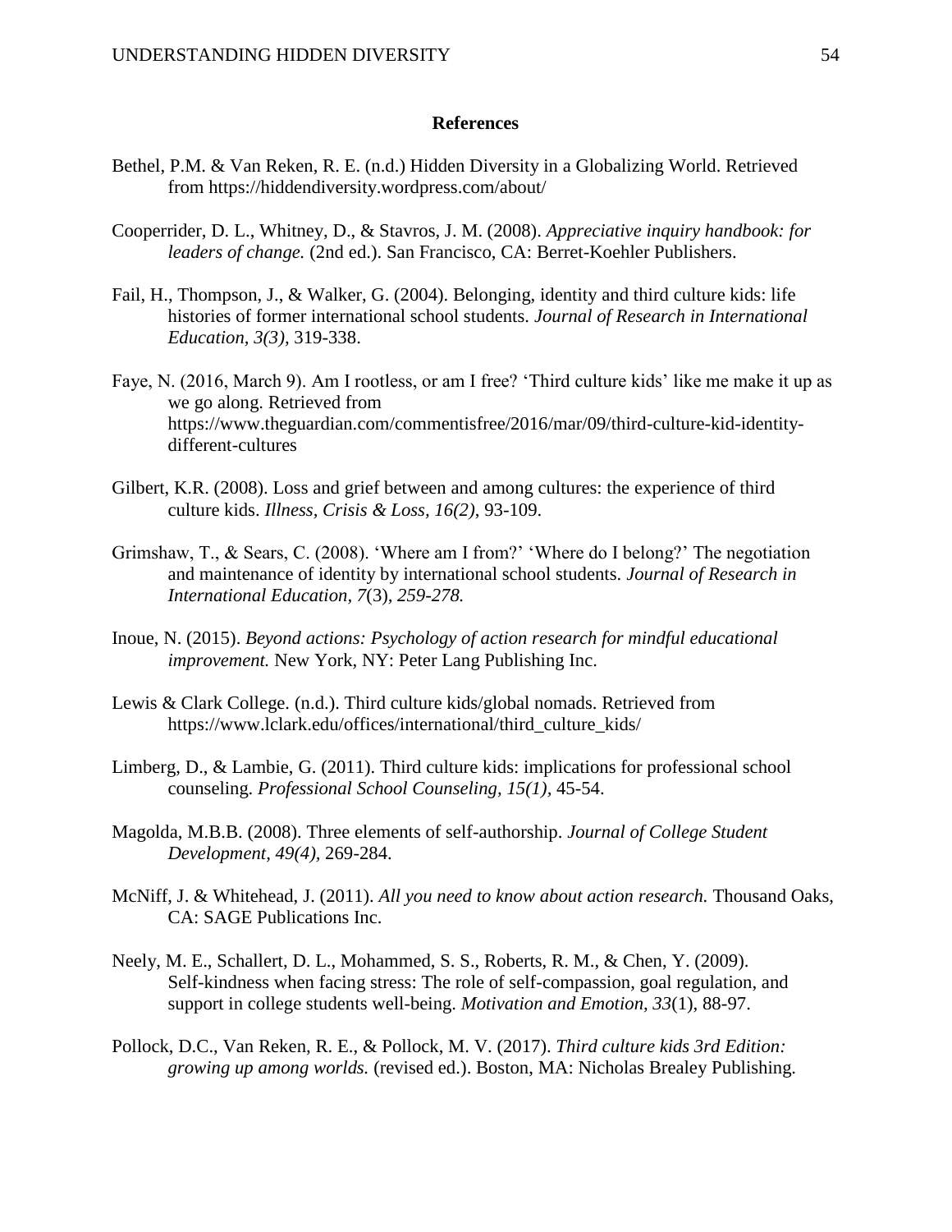**References**

Bethel, P.M. & Van Reken, R. E. (n.d.) Hidden Diversity in a Globalizing World. Retrieved from https://hiddendiversity.wordpress.com/about/

Cooperrider, D. L., Whitney, D., & Stavros, J. M. (2008). *Appreciative inquiry handbook: for leaders of change.* (2nd ed.). San Francisco, CA: Berret-Koehler Publishers.

Fail, H., Thompson, J., & Walker, G. (2004). Belonging, identity and third culture kids: life histories of former international school students. *Journal of Research in International Education, 3(3),* 319-338.

Faye, N. (2016, March 9). Am I rootless, or am I free? 'Third culture kids' like me make it up as we go along. Retrieved from https://www.theguardian.com/commentisfree/2016/mar/09/third-culture-kid-identity-different-cultures

Gilbert, K.R. (2008). Loss and grief between and among cultures: the experience of third culture kids. *Illness, Crisis & Loss, 16(2)*, 93-109.

Grimshaw, T., & Sears, C. (2008). 'Where am I from?' 'Where do I belong?' The negotiation and maintenance of identity by international school students. *Journal of Research in International Education*, *7*(3), *259-278.*

Inoue, N. (2015). *Beyond actions: Psychology of action research for mindful educational improvement.* New York, NY: Peter Lang Publishing Inc.

Lewis & Clark College. (n.d.). Third culture kids/global nomads. Retrieved from https://www.lclark.edu/offices/international/third_culture_kids/

Limberg, D., & Lambie, G. (2011). Third culture kids: implications for professional school counseling. *Professional School Counseling, 15(1)*, 45-54.

Magolda, M.B.B. (2008). Three elements of self-authorship. *Journal of College Student Development, 49(4),* 269-284.

McNiff, J. & Whitehead, J. (2011). *All you need to know about action research.* Thousand Oaks, CA: SAGE Publications Inc.

Neely, M. E., Schallert, D. L., Mohammed, S. S., Roberts, R. M., & Chen, Y. (2009). Self-kindness when facing stress: The role of self-compassion, goal regulation, and support in college students well-being. *Motivation and Emotion*, *33*(1), 88-97.

Pollock, D.C., Van Reken, R. E., & Pollock, M. V. (2017). *Third culture kids 3rd Edition: growing up among worlds.* (revised ed.). Boston, MA: Nicholas Brealey Publishing.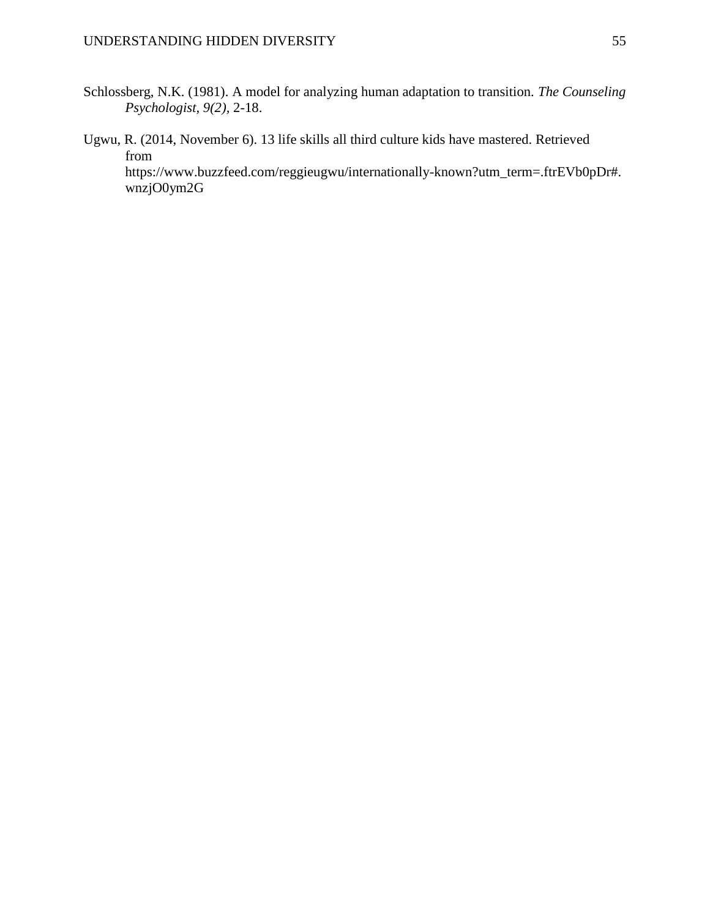Schlossberg, N.K. (1981). A model for analyzing human adaptation to transition. *The Counseling Psychologist, 9(2),* 2-18.

Ugwu, R. (2014, November 6). 13 life skills all third culture kids have mastered. Retrieved from https://www.buzzfeed.com/reggieugwu/internationally-known?utm_term=.ftrEVb0pDr#.wnzjO0ym2G